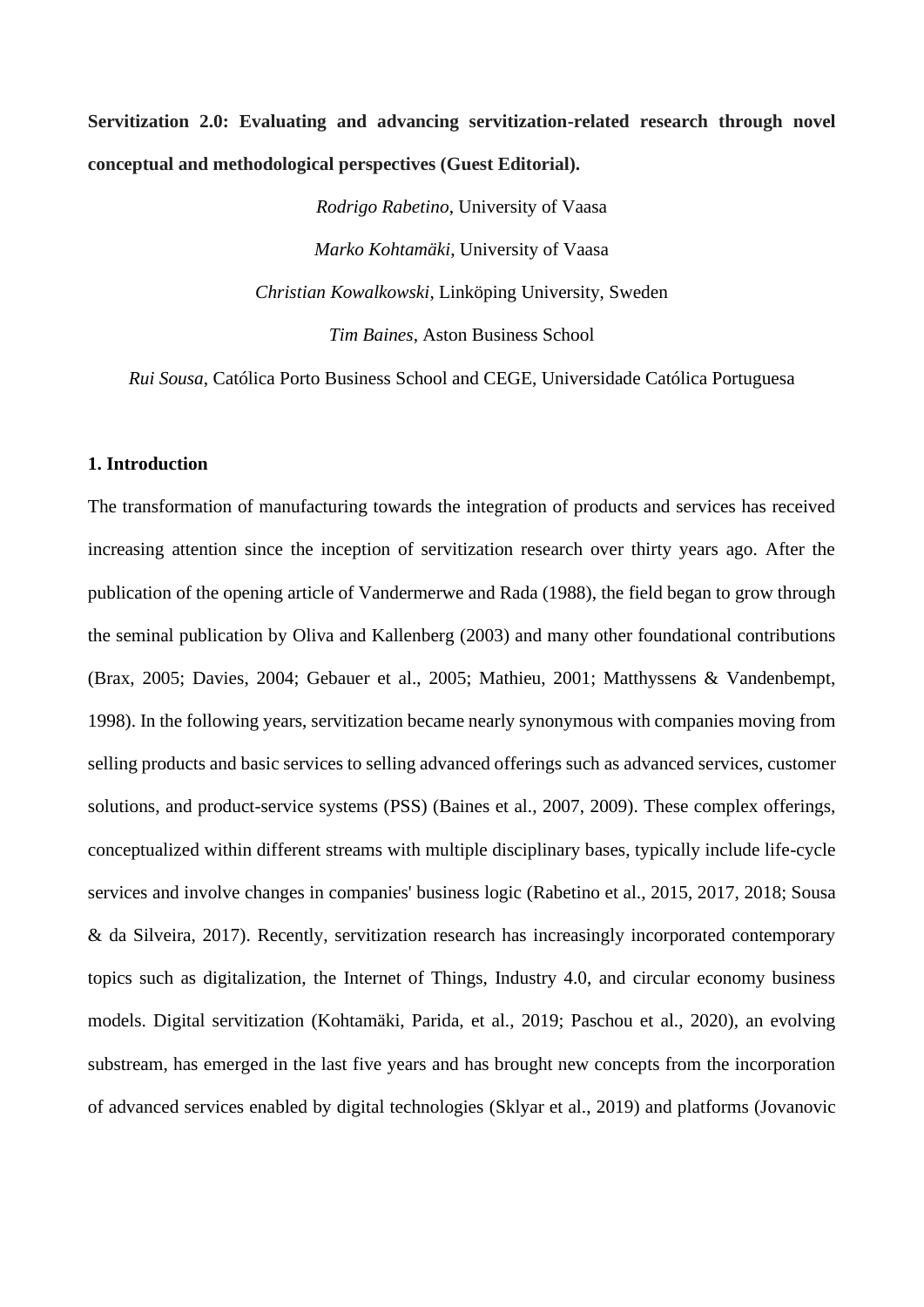**Servitization 2.0: Evaluating and advancing servitization-related research through novel conceptual and methodological perspectives (Guest Editorial).**

*Rodrigo Rabetino*, University of Vaasa

*Marko Kohtamäki*, University of Vaasa

*Christian Kowalkowski*, Linköping University, Sweden

*Tim Baines*, Aston Business School

*Rui Sousa*, Católica Porto Business School and CEGE, Universidade Católica Portuguesa

## 1. Introduction

The transformation of manufacturing towards the integration of products and services has received increasing attention since the inception of servitization research over thirty years ago. After the publication of the opening article of Vandermerwe and Rada (1988), the field began to grow through the seminal publication by Oliva and Kallenberg (2003) and many other foundational contributions (Brax, 2005; Davies, 2004; Gebauer et al., 2005; Mathieu, 2001; Matthyssens & Vandenbempt, 1998). In the following years, servitization became nearly synonymous with companies moving from selling products and basic services to selling advanced offerings such as advanced services, customer solutions, and product-service systems (PSS) (Baines et al., 2007, 2009). These complex offerings, conceptualized within different streams with multiple disciplinary bases, typically include life-cycle services and involve changes in companies' business logic (Rabetino et al., 2015, 2017, 2018; Sousa & da Silveira, 2017). Recently, servitization research has increasingly incorporated contemporary topics such as digitalization, the Internet of Things, Industry 4.0, and circular economy business models. Digital servitization (Kohtamäki, Parida, et al., 2019; Paschou et al., 2020), an evolving substream, has emerged in the last five years and has brought new concepts from the incorporation of advanced services enabled by digital technologies (Sklyar et al., 2019) and platforms (Jovanovic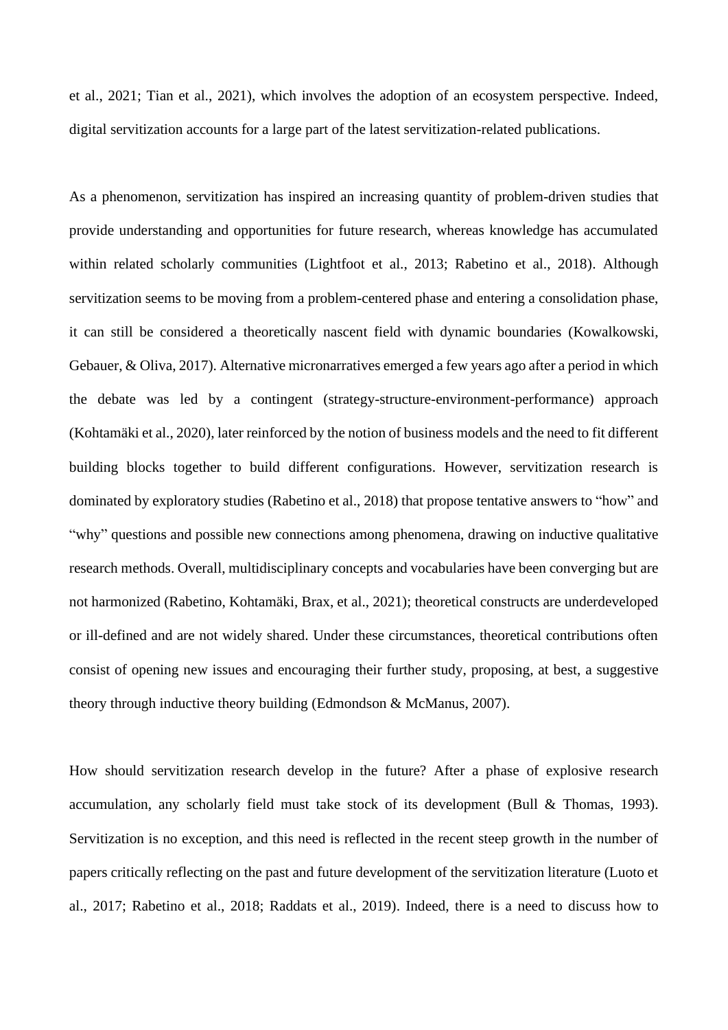et al., 2021; Tian et al., 2021), which involves the adoption of an ecosystem perspective. Indeed, digital servitization accounts for a large part of the latest servitization-related publications.

As a phenomenon, servitization has inspired an increasing quantity of problem-driven studies that provide understanding and opportunities for future research, whereas knowledge has accumulated within related scholarly communities (Lightfoot et al., 2013; Rabetino et al., 2018). Although servitization seems to be moving from a problem-centered phase and entering a consolidation phase, it can still be considered a theoretically nascent field with dynamic boundaries (Kowalkowski, Gebauer, & Oliva, 2017). Alternative micronarratives emerged a few years ago after a period in which the debate was led by a contingent (strategy-structure-environment-performance) approach (Kohtamäki et al., 2020), later reinforced by the notion of business models and the need to fit different building blocks together to build different configurations. However, servitization research is dominated by exploratory studies (Rabetino et al., 2018) that propose tentative answers to "how" and "why" questions and possible new connections among phenomena, drawing on inductive qualitative research methods. Overall, multidisciplinary concepts and vocabularies have been converging but are not harmonized (Rabetino, Kohtamäki, Brax, et al., 2021); theoretical constructs are underdeveloped or ill-defined and are not widely shared. Under these circumstances, theoretical contributions often consist of opening new issues and encouraging their further study, proposing, at best, a suggestive theory through inductive theory building (Edmondson & McManus, 2007).

How should servitization research develop in the future? After a phase of explosive research accumulation, any scholarly field must take stock of its development (Bull & Thomas, 1993). Servitization is no exception, and this need is reflected in the recent steep growth in the number of papers critically reflecting on the past and future development of the servitization literature (Luoto et al., 2017; Rabetino et al., 2018; Raddats et al., 2019). Indeed, there is a need to discuss how to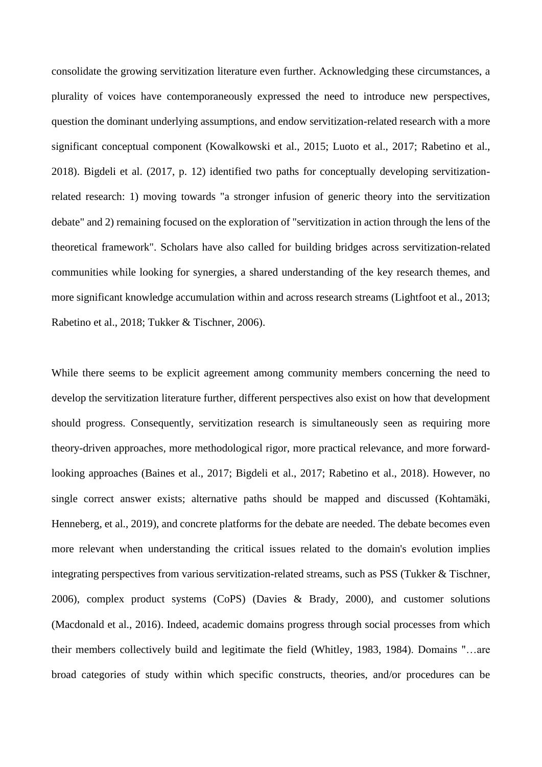consolidate the growing servitization literature even further. Acknowledging these circumstances, a plurality of voices have contemporaneously expressed the need to introduce new perspectives, question the dominant underlying assumptions, and endow servitization-related research with a more significant conceptual component (Kowalkowski et al., 2015; Luoto et al., 2017; Rabetino et al., 2018). Bigdeli et al. (2017, p. 12) identified two paths for conceptually developing servitization-related research: 1) moving towards "a stronger infusion of generic theory into the servitization debate" and 2) remaining focused on the exploration of "servitization in action through the lens of the theoretical framework". Scholars have also called for building bridges across servitization-related communities while looking for synergies, a shared understanding of the key research themes, and more significant knowledge accumulation within and across research streams (Lightfoot et al., 2013; Rabetino et al., 2018; Tukker & Tischner, 2006).

While there seems to be explicit agreement among community members concerning the need to develop the servitization literature further, different perspectives also exist on how that development should progress. Consequently, servitization research is simultaneously seen as requiring more theory-driven approaches, more methodological rigor, more practical relevance, and more forward-looking approaches (Baines et al., 2017; Bigdeli et al., 2017; Rabetino et al., 2018). However, no single correct answer exists; alternative paths should be mapped and discussed (Kohtamäki, Henneberg, et al., 2019), and concrete platforms for the debate are needed. The debate becomes even more relevant when understanding the critical issues related to the domain's evolution implies integrating perspectives from various servitization-related streams, such as PSS (Tukker & Tischner, 2006), complex product systems (CoPS) (Davies & Brady, 2000), and customer solutions (Macdonald et al., 2016). Indeed, academic domains progress through social processes from which their members collectively build and legitimate the field (Whitley, 1983, 1984). Domains "…are broad categories of study within which specific constructs, theories, and/or procedures can be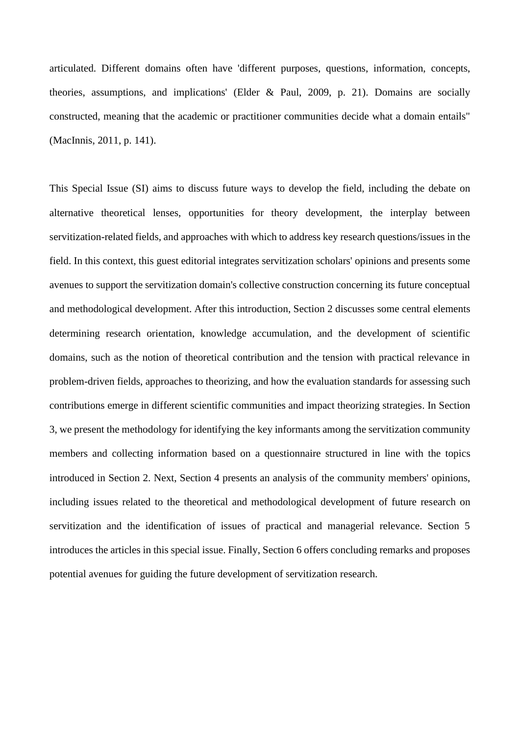articulated. Different domains often have 'different purposes, questions, information, concepts, theories, assumptions, and implications' (Elder & Paul, 2009, p. 21). Domains are socially constructed, meaning that the academic or practitioner communities decide what a domain entails" (MacInnis, 2011, p. 141).

This Special Issue (SI) aims to discuss future ways to develop the field, including the debate on alternative theoretical lenses, opportunities for theory development, the interplay between servitization-related fields, and approaches with which to address key research questions/issues in the field. In this context, this guest editorial integrates servitization scholars' opinions and presents some avenues to support the servitization domain's collective construction concerning its future conceptual and methodological development. After this introduction, Section 2 discusses some central elements determining research orientation, knowledge accumulation, and the development of scientific domains, such as the notion of theoretical contribution and the tension with practical relevance in problem-driven fields, approaches to theorizing, and how the evaluation standards for assessing such contributions emerge in different scientific communities and impact theorizing strategies. In Section 3, we present the methodology for identifying the key informants among the servitization community members and collecting information based on a questionnaire structured in line with the topics introduced in Section 2. Next, Section 4 presents an analysis of the community members' opinions, including issues related to the theoretical and methodological development of future research on servitization and the identification of issues of practical and managerial relevance. Section 5 introduces the articles in this special issue. Finally, Section 6 offers concluding remarks and proposes potential avenues for guiding the future development of servitization research.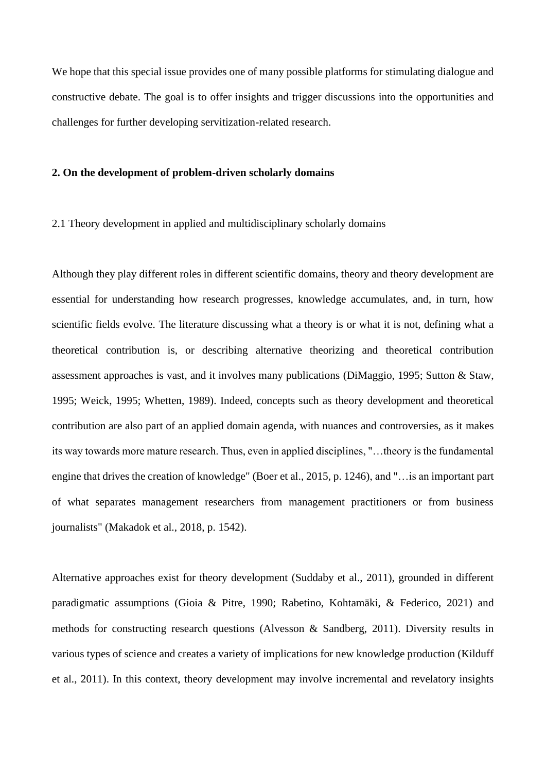We hope that this special issue provides one of many possible platforms for stimulating dialogue and constructive debate. The goal is to offer insights and trigger discussions into the opportunities and challenges for further developing servitization-related research.

## 2. On the development of problem-driven scholarly domains

### 2.1 Theory development in applied and multidisciplinary scholarly domains

Although they play different roles in different scientific domains, theory and theory development are essential for understanding how research progresses, knowledge accumulates, and, in turn, how scientific fields evolve. The literature discussing what a theory is or what it is not, defining what a theoretical contribution is, or describing alternative theorizing and theoretical contribution assessment approaches is vast, and it involves many publications (DiMaggio, 1995; Sutton & Staw, 1995; Weick, 1995; Whetten, 1989). Indeed, concepts such as theory development and theoretical contribution are also part of an applied domain agenda, with nuances and controversies, as it makes its way towards more mature research. Thus, even in applied disciplines, "…theory is the fundamental engine that drives the creation of knowledge" (Boer et al., 2015, p. 1246), and "…is an important part of what separates management researchers from management practitioners or from business journalists" (Makadok et al., 2018, p. 1542).

Alternative approaches exist for theory development (Suddaby et al., 2011), grounded in different paradigmatic assumptions (Gioia & Pitre, 1990; Rabetino, Kohtamäki, & Federico, 2021) and methods for constructing research questions (Alvesson & Sandberg, 2011). Diversity results in various types of science and creates a variety of implications for new knowledge production (Kilduff et al., 2011). In this context, theory development may involve incremental and revelatory insights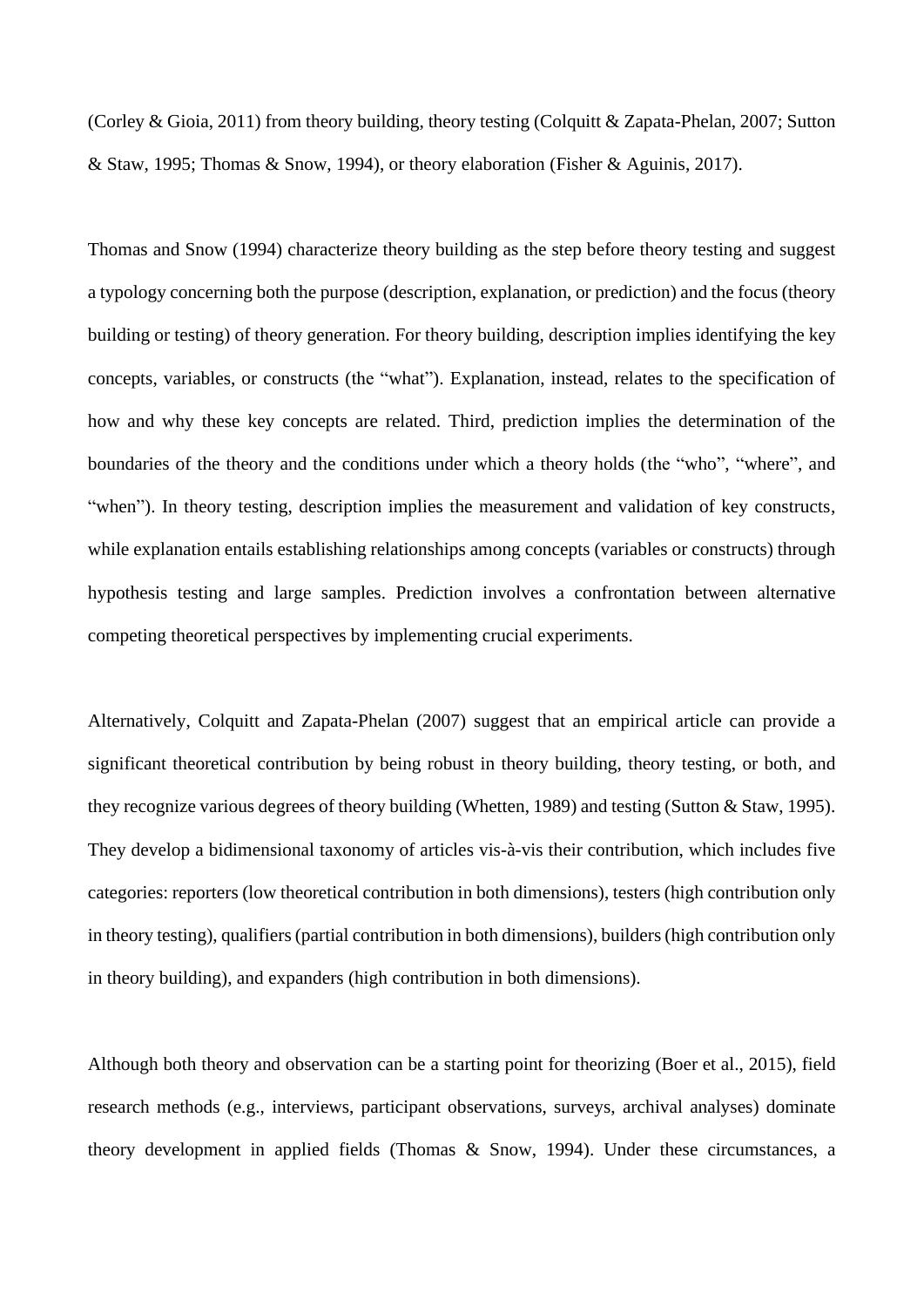(Corley & Gioia, 2011) from theory building, theory testing (Colquitt & Zapata-Phelan, 2007; Sutton & Staw, 1995; Thomas & Snow, 1994), or theory elaboration (Fisher & Aguinis, 2017).

Thomas and Snow (1994) characterize theory building as the step before theory testing and suggest a typology concerning both the purpose (description, explanation, or prediction) and the focus (theory building or testing) of theory generation. For theory building, description implies identifying the key concepts, variables, or constructs (the "what"). Explanation, instead, relates to the specification of how and why these key concepts are related. Third, prediction implies the determination of the boundaries of the theory and the conditions under which a theory holds (the "who", "where", and "when"). In theory testing, description implies the measurement and validation of key constructs, while explanation entails establishing relationships among concepts (variables or constructs) through hypothesis testing and large samples. Prediction involves a confrontation between alternative competing theoretical perspectives by implementing crucial experiments.

Alternatively, Colquitt and Zapata-Phelan (2007) suggest that an empirical article can provide a significant theoretical contribution by being robust in theory building, theory testing, or both, and they recognize various degrees of theory building (Whetten, 1989) and testing (Sutton & Staw, 1995). They develop a bidimensional taxonomy of articles vis-à-vis their contribution, which includes five categories: reporters (low theoretical contribution in both dimensions), testers (high contribution only in theory testing), qualifiers (partial contribution in both dimensions), builders (high contribution only in theory building), and expanders (high contribution in both dimensions).

Although both theory and observation can be a starting point for theorizing (Boer et al., 2015), field research methods (e.g., interviews, participant observations, surveys, archival analyses) dominate theory development in applied fields (Thomas & Snow, 1994). Under these circumstances, a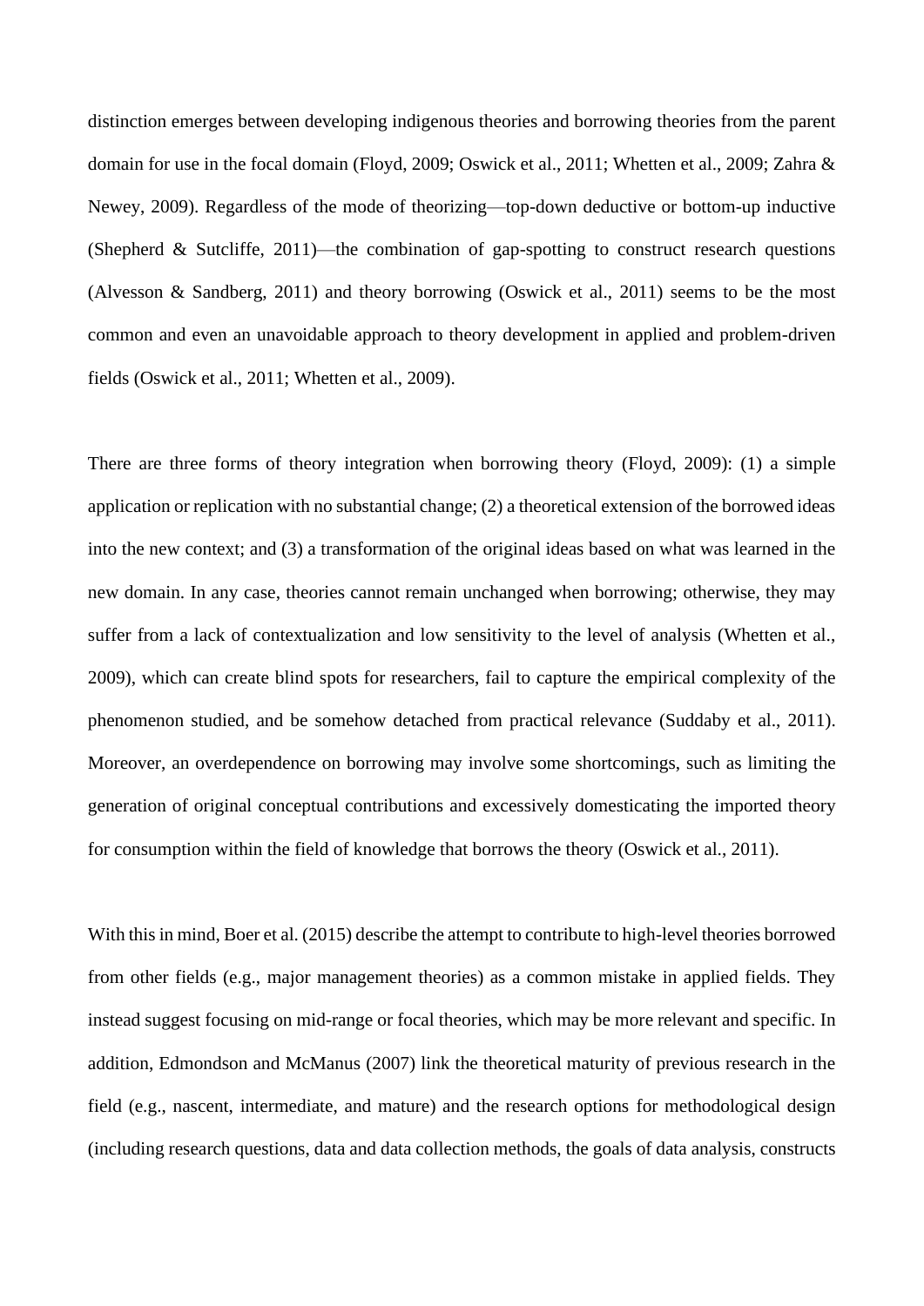distinction emerges between developing indigenous theories and borrowing theories from the parent domain for use in the focal domain (Floyd, 2009; Oswick et al., 2011; Whetten et al., 2009; Zahra & Newey, 2009). Regardless of the mode of theorizing—top-down deductive or bottom-up inductive (Shepherd & Sutcliffe, 2011)—the combination of gap-spotting to construct research questions (Alvesson & Sandberg, 2011) and theory borrowing (Oswick et al., 2011) seems to be the most common and even an unavoidable approach to theory development in applied and problem-driven fields (Oswick et al., 2011; Whetten et al., 2009).

There are three forms of theory integration when borrowing theory (Floyd, 2009): (1) a simple application or replication with no substantial change; (2) a theoretical extension of the borrowed ideas into the new context; and (3) a transformation of the original ideas based on what was learned in the new domain. In any case, theories cannot remain unchanged when borrowing; otherwise, they may suffer from a lack of contextualization and low sensitivity to the level of analysis (Whetten et al., 2009), which can create blind spots for researchers, fail to capture the empirical complexity of the phenomenon studied, and be somehow detached from practical relevance (Suddaby et al., 2011). Moreover, an overdependence on borrowing may involve some shortcomings, such as limiting the generation of original conceptual contributions and excessively domesticating the imported theory for consumption within the field of knowledge that borrows the theory (Oswick et al., 2011).

With this in mind, Boer et al. (2015) describe the attempt to contribute to high-level theories borrowed from other fields (e.g., major management theories) as a common mistake in applied fields. They instead suggest focusing on mid-range or focal theories, which may be more relevant and specific. In addition, Edmondson and McManus (2007) link the theoretical maturity of previous research in the field (e.g., nascent, intermediate, and mature) and the research options for methodological design (including research questions, data and data collection methods, the goals of data analysis, constructs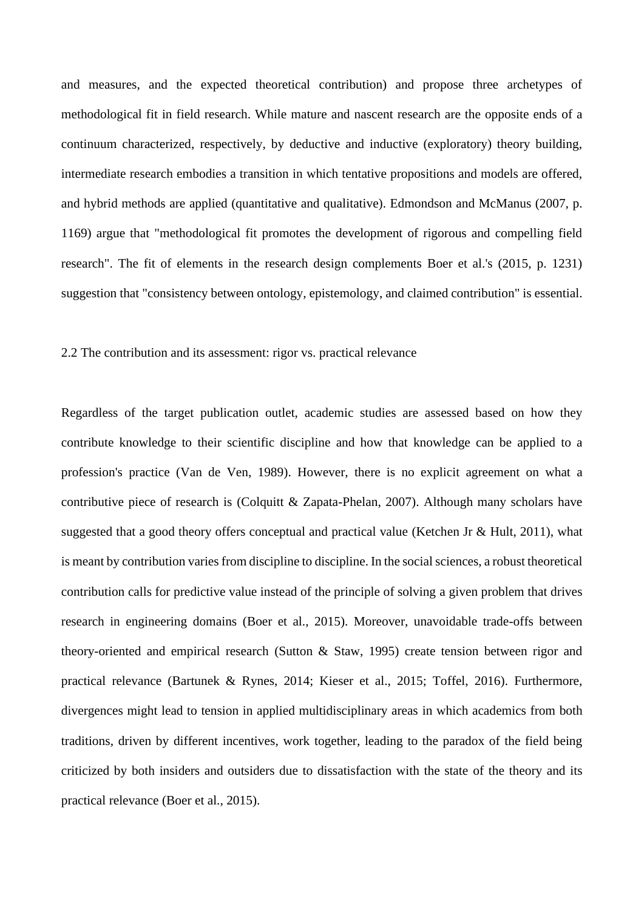and measures, and the expected theoretical contribution) and propose three archetypes of methodological fit in field research. While mature and nascent research are the opposite ends of a continuum characterized, respectively, by deductive and inductive (exploratory) theory building, intermediate research embodies a transition in which tentative propositions and models are offered, and hybrid methods are applied (quantitative and qualitative). Edmondson and McManus (2007, p. 1169) argue that "methodological fit promotes the development of rigorous and compelling field research". The fit of elements in the research design complements Boer et al.'s (2015, p. 1231) suggestion that "consistency between ontology, epistemology, and claimed contribution" is essential.

## 2.2 The contribution and its assessment: rigor vs. practical relevance

Regardless of the target publication outlet, academic studies are assessed based on how they contribute knowledge to their scientific discipline and how that knowledge can be applied to a profession's practice (Van de Ven, 1989). However, there is no explicit agreement on what a contributive piece of research is (Colquitt & Zapata-Phelan, 2007). Although many scholars have suggested that a good theory offers conceptual and practical value (Ketchen Jr & Hult, 2011), what is meant by contribution varies from discipline to discipline. In the social sciences, a robust theoretical contribution calls for predictive value instead of the principle of solving a given problem that drives research in engineering domains (Boer et al., 2015). Moreover, unavoidable trade-offs between theory-oriented and empirical research (Sutton & Staw, 1995) create tension between rigor and practical relevance (Bartunek & Rynes, 2014; Kieser et al., 2015; Toffel, 2016). Furthermore, divergences might lead to tension in applied multidisciplinary areas in which academics from both traditions, driven by different incentives, work together, leading to the paradox of the field being criticized by both insiders and outsiders due to dissatisfaction with the state of the theory and its practical relevance (Boer et al., 2015).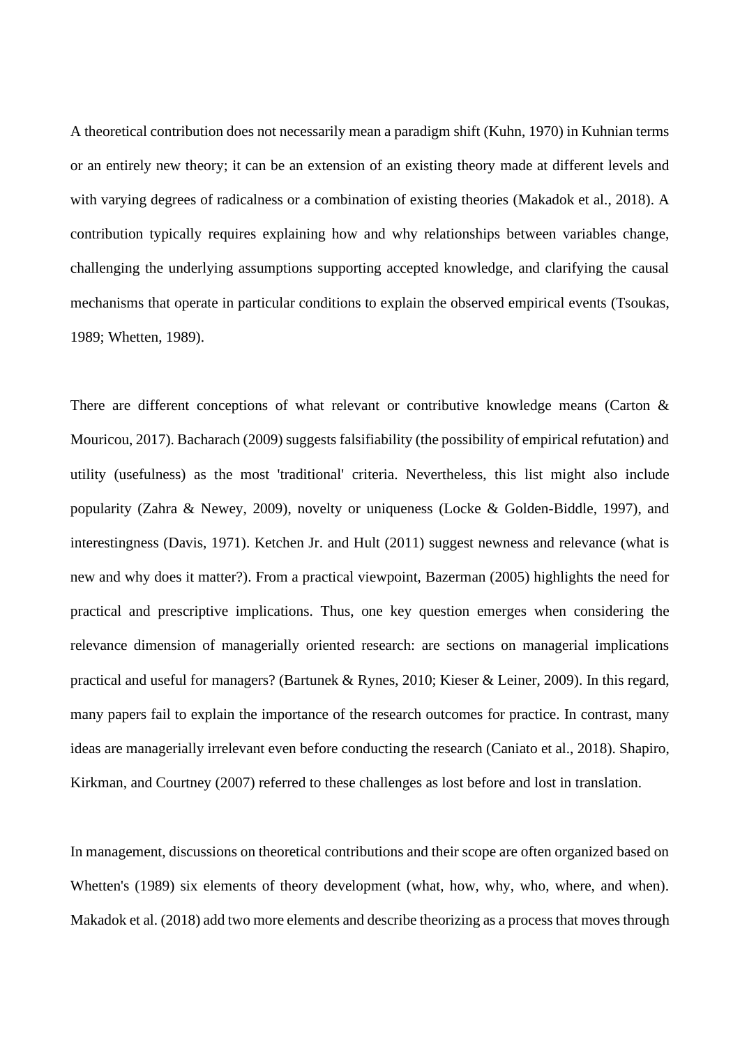A theoretical contribution does not necessarily mean a paradigm shift (Kuhn, 1970) in Kuhnian terms or an entirely new theory; it can be an extension of an existing theory made at different levels and with varying degrees of radicalness or a combination of existing theories (Makadok et al., 2018). A contribution typically requires explaining how and why relationships between variables change, challenging the underlying assumptions supporting accepted knowledge, and clarifying the causal mechanisms that operate in particular conditions to explain the observed empirical events (Tsoukas, 1989; Whetten, 1989).

There are different conceptions of what relevant or contributive knowledge means (Carton & Mouricou, 2017). Bacharach (2009) suggests falsifiability (the possibility of empirical refutation) and utility (usefulness) as the most 'traditional' criteria. Nevertheless, this list might also include popularity (Zahra & Newey, 2009), novelty or uniqueness (Locke & Golden-Biddle, 1997), and interestingness (Davis, 1971). Ketchen Jr. and Hult (2011) suggest newness and relevance (what is new and why does it matter?). From a practical viewpoint, Bazerman (2005) highlights the need for practical and prescriptive implications. Thus, one key question emerges when considering the relevance dimension of managerially oriented research: are sections on managerial implications practical and useful for managers? (Bartunek & Rynes, 2010; Kieser & Leiner, 2009). In this regard, many papers fail to explain the importance of the research outcomes for practice. In contrast, many ideas are managerially irrelevant even before conducting the research (Caniato et al., 2018). Shapiro, Kirkman, and Courtney (2007) referred to these challenges as lost before and lost in translation.

In management, discussions on theoretical contributions and their scope are often organized based on Whetten's (1989) six elements of theory development (what, how, why, who, where, and when). Makadok et al. (2018) add two more elements and describe theorizing as a process that moves through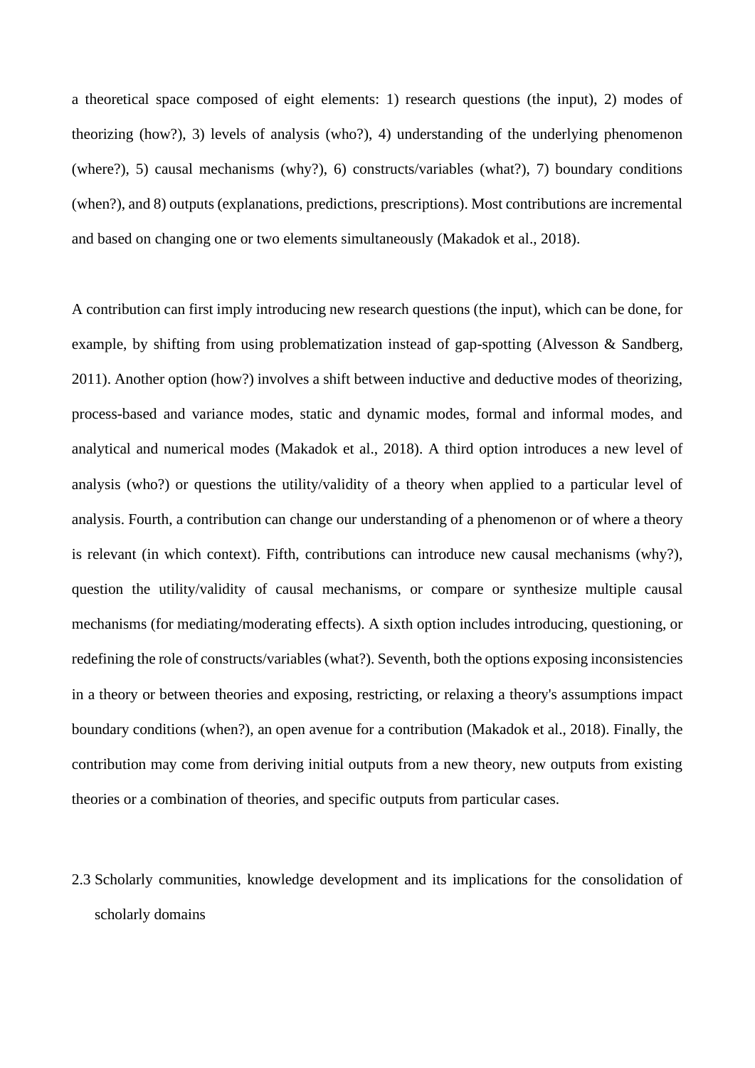a theoretical space composed of eight elements: 1) research questions (the input), 2) modes of theorizing (how?), 3) levels of analysis (who?), 4) understanding of the underlying phenomenon (where?), 5) causal mechanisms (why?), 6) constructs/variables (what?), 7) boundary conditions (when?), and 8) outputs (explanations, predictions, prescriptions). Most contributions are incremental and based on changing one or two elements simultaneously (Makadok et al., 2018).

A contribution can first imply introducing new research questions (the input), which can be done, for example, by shifting from using problematization instead of gap-spotting (Alvesson & Sandberg, 2011). Another option (how?) involves a shift between inductive and deductive modes of theorizing, process-based and variance modes, static and dynamic modes, formal and informal modes, and analytical and numerical modes (Makadok et al., 2018). A third option introduces a new level of analysis (who?) or questions the utility/validity of a theory when applied to a particular level of analysis. Fourth, a contribution can change our understanding of a phenomenon or of where a theory is relevant (in which context). Fifth, contributions can introduce new causal mechanisms (why?), question the utility/validity of causal mechanisms, or compare or synthesize multiple causal mechanisms (for mediating/moderating effects). A sixth option includes introducing, questioning, or redefining the role of constructs/variables (what?). Seventh, both the options exposing inconsistencies in a theory or between theories and exposing, restricting, or relaxing a theory's assumptions impact boundary conditions (when?), an open avenue for a contribution (Makadok et al., 2018). Finally, the contribution may come from deriving initial outputs from a new theory, new outputs from existing theories or a combination of theories, and specific outputs from particular cases.

### 2.3 Scholarly communities, knowledge development and its implications for the consolidation of scholarly domains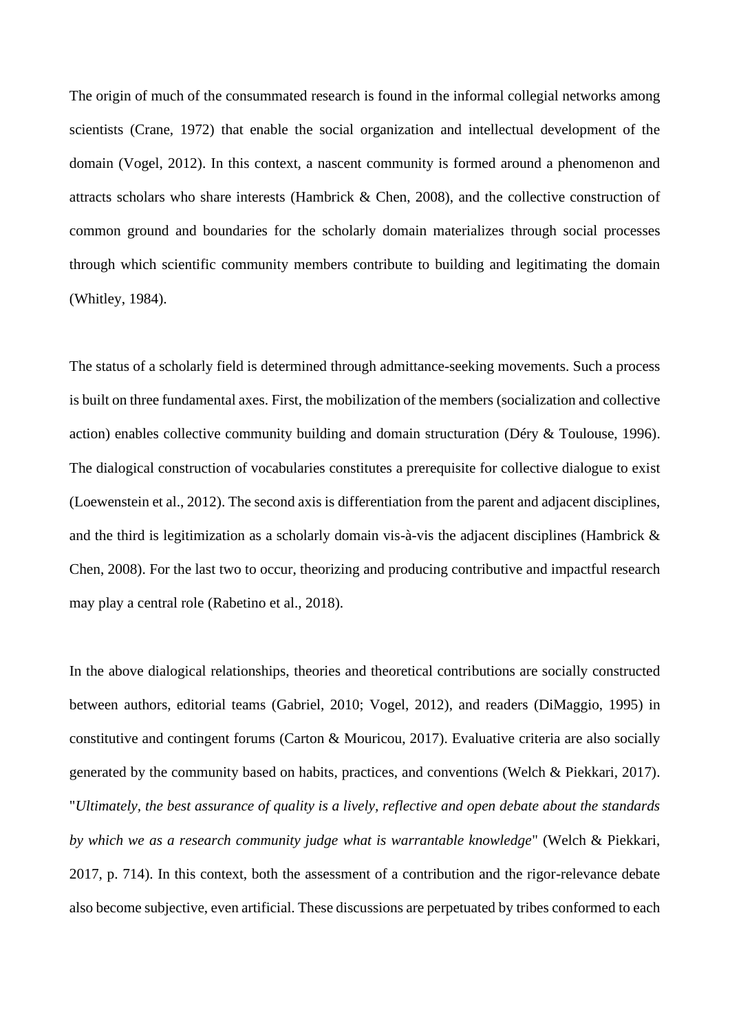The origin of much of the consummated research is found in the informal collegial networks among scientists (Crane, 1972) that enable the social organization and intellectual development of the domain (Vogel, 2012). In this context, a nascent community is formed around a phenomenon and attracts scholars who share interests (Hambrick & Chen, 2008), and the collective construction of common ground and boundaries for the scholarly domain materializes through social processes through which scientific community members contribute to building and legitimating the domain (Whitley, 1984).

The status of a scholarly field is determined through admittance-seeking movements. Such a process is built on three fundamental axes. First, the mobilization of the members (socialization and collective action) enables collective community building and domain structuration (Déry & Toulouse, 1996). The dialogical construction of vocabularies constitutes a prerequisite for collective dialogue to exist (Loewenstein et al., 2012). The second axis is differentiation from the parent and adjacent disciplines, and the third is legitimization as a scholarly domain vis-à-vis the adjacent disciplines (Hambrick & Chen, 2008). For the last two to occur, theorizing and producing contributive and impactful research may play a central role (Rabetino et al., 2018).

In the above dialogical relationships, theories and theoretical contributions are socially constructed between authors, editorial teams (Gabriel, 2010; Vogel, 2012), and readers (DiMaggio, 1995) in constitutive and contingent forums (Carton & Mouricou, 2017). Evaluative criteria are also socially generated by the community based on habits, practices, and conventions (Welch & Piekkari, 2017). "*Ultimately, the best assurance of quality is a lively, reflective and open debate about the standards by which we as a research community judge what is warrantable knowledge*" (Welch & Piekkari, 2017, p. 714). In this context, both the assessment of a contribution and the rigor-relevance debate also become subjective, even artificial. These discussions are perpetuated by tribes conformed to each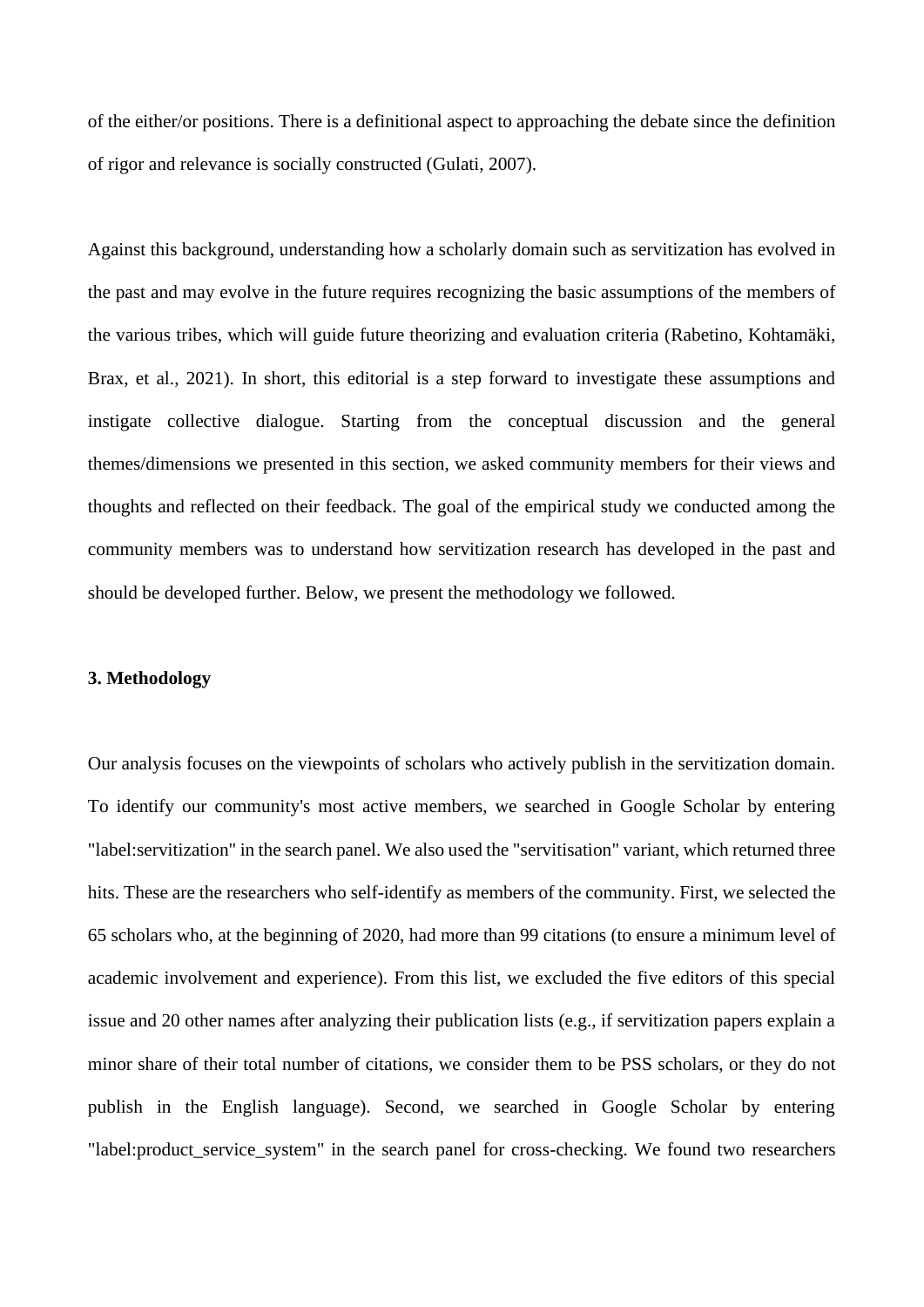of the either/or positions. There is a definitional aspect to approaching the debate since the definition of rigor and relevance is socially constructed (Gulati, 2007).

Against this background, understanding how a scholarly domain such as servitization has evolved in the past and may evolve in the future requires recognizing the basic assumptions of the members of the various tribes, which will guide future theorizing and evaluation criteria (Rabetino, Kohtamäki, Brax, et al., 2021). In short, this editorial is a step forward to investigate these assumptions and instigate collective dialogue. Starting from the conceptual discussion and the general themes/dimensions we presented in this section, we asked community members for their views and thoughts and reflected on their feedback. The goal of the empirical study we conducted among the community members was to understand how servitization research has developed in the past and should be developed further. Below, we present the methodology we followed.

**3. Methodology**

Our analysis focuses on the viewpoints of scholars who actively publish in the servitization domain. To identify our community's most active members, we searched in Google Scholar by entering "label:servitization" in the search panel. We also used the "servitisation" variant, which returned three hits. These are the researchers who self-identify as members of the community. First, we selected the 65 scholars who, at the beginning of 2020, had more than 99 citations (to ensure a minimum level of academic involvement and experience). From this list, we excluded the five editors of this special issue and 20 other names after analyzing their publication lists (e.g., if servitization papers explain a minor share of their total number of citations, we consider them to be PSS scholars, or they do not publish in the English language). Second, we searched in Google Scholar by entering "label:product_service_system" in the search panel for cross-checking. We found two researchers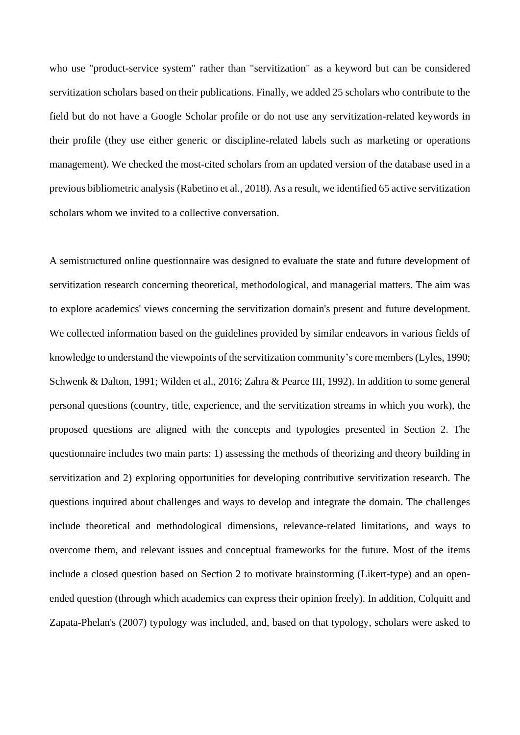who use "product-service system" rather than "servitization" as a keyword but can be considered servitization scholars based on their publications. Finally, we added 25 scholars who contribute to the field but do not have a Google Scholar profile or do not use any servitization-related keywords in their profile (they use either generic or discipline-related labels such as marketing or operations management). We checked the most-cited scholars from an updated version of the database used in a previous bibliometric analysis (Rabetino et al., 2018). As a result, we identified 65 active servitization scholars whom we invited to a collective conversation.

A semistructured online questionnaire was designed to evaluate the state and future development of servitization research concerning theoretical, methodological, and managerial matters. The aim was to explore academics' views concerning the servitization domain's present and future development. We collected information based on the guidelines provided by similar endeavors in various fields of knowledge to understand the viewpoints of the servitization community's core members (Lyles, 1990; Schwenk & Dalton, 1991; Wilden et al., 2016; Zahra & Pearce III, 1992). In addition to some general personal questions (country, title, experience, and the servitization streams in which you work), the proposed questions are aligned with the concepts and typologies presented in Section 2. The questionnaire includes two main parts: 1) assessing the methods of theorizing and theory building in servitization and 2) exploring opportunities for developing contributive servitization research. The questions inquired about challenges and ways to develop and integrate the domain. The challenges include theoretical and methodological dimensions, relevance-related limitations, and ways to overcome them, and relevant issues and conceptual frameworks for the future. Most of the items include a closed question based on Section 2 to motivate brainstorming (Likert-type) and an open-ended question (through which academics can express their opinion freely). In addition, Colquitt and Zapata-Phelan's (2007) typology was included, and, based on that typology, scholars were asked to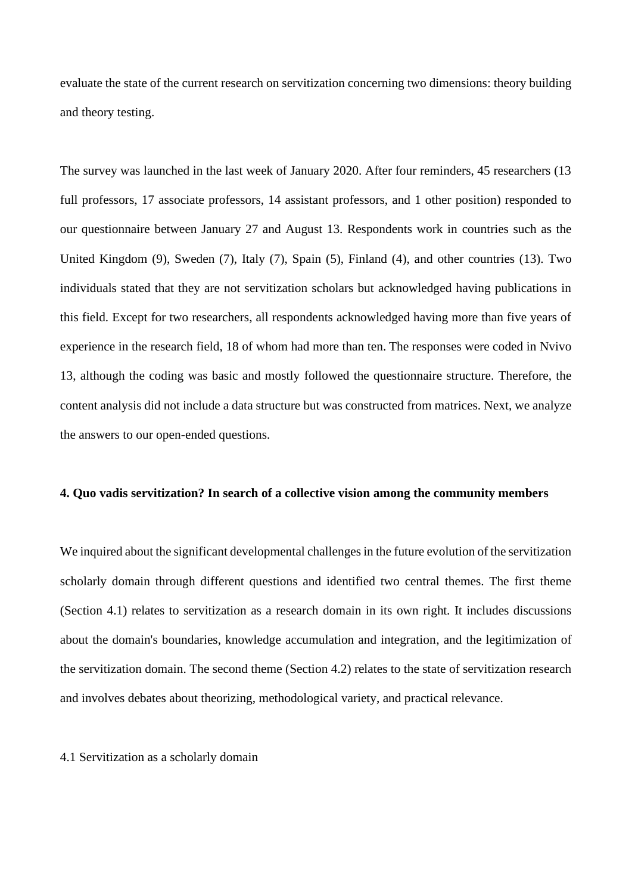evaluate the state of the current research on servitization concerning two dimensions: theory building and theory testing.

The survey was launched in the last week of January 2020. After four reminders, 45 researchers (13 full professors, 17 associate professors, 14 assistant professors, and 1 other position) responded to our questionnaire between January 27 and August 13. Respondents work in countries such as the United Kingdom (9), Sweden (7), Italy (7), Spain (5), Finland (4), and other countries (13). Two individuals stated that they are not servitization scholars but acknowledged having publications in this field. Except for two researchers, all respondents acknowledged having more than five years of experience in the research field, 18 of whom had more than ten. The responses were coded in Nvivo 13, although the coding was basic and mostly followed the questionnaire structure. Therefore, the content analysis did not include a data structure but was constructed from matrices. Next, we analyze the answers to our open-ended questions.

## 4. Quo vadis servitization? In search of a collective vision among the community members

We inquired about the significant developmental challenges in the future evolution of the servitization scholarly domain through different questions and identified two central themes. The first theme (Section 4.1) relates to servitization as a research domain in its own right. It includes discussions about the domain's boundaries, knowledge accumulation and integration, and the legitimization of the servitization domain. The second theme (Section 4.2) relates to the state of servitization research and involves debates about theorizing, methodological variety, and practical relevance.

### 4.1 Servitization as a scholarly domain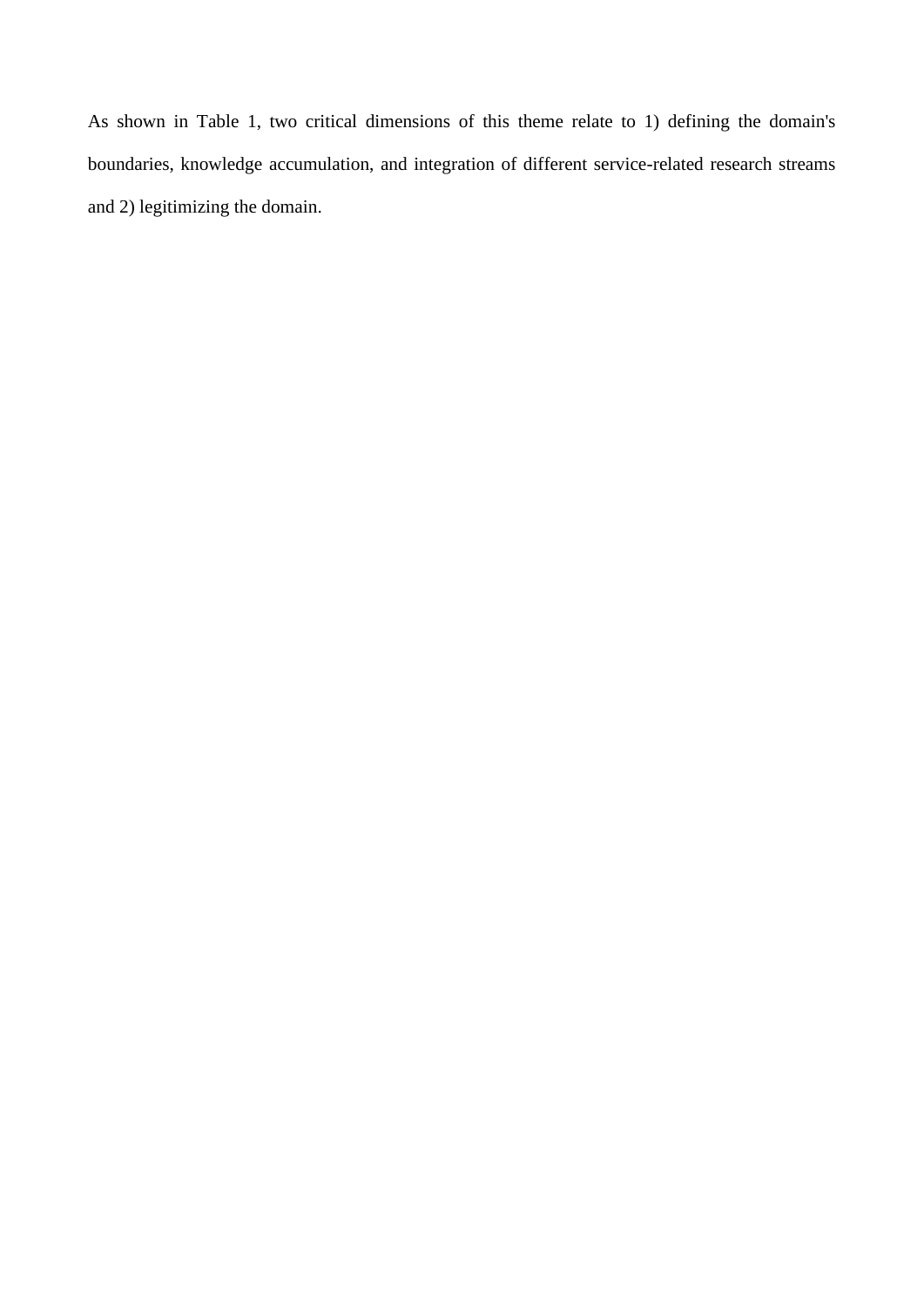As shown in Table 1, two critical dimensions of this theme relate to 1) defining the domain's boundaries, knowledge accumulation, and integration of different service-related research streams and 2) legitimizing the domain.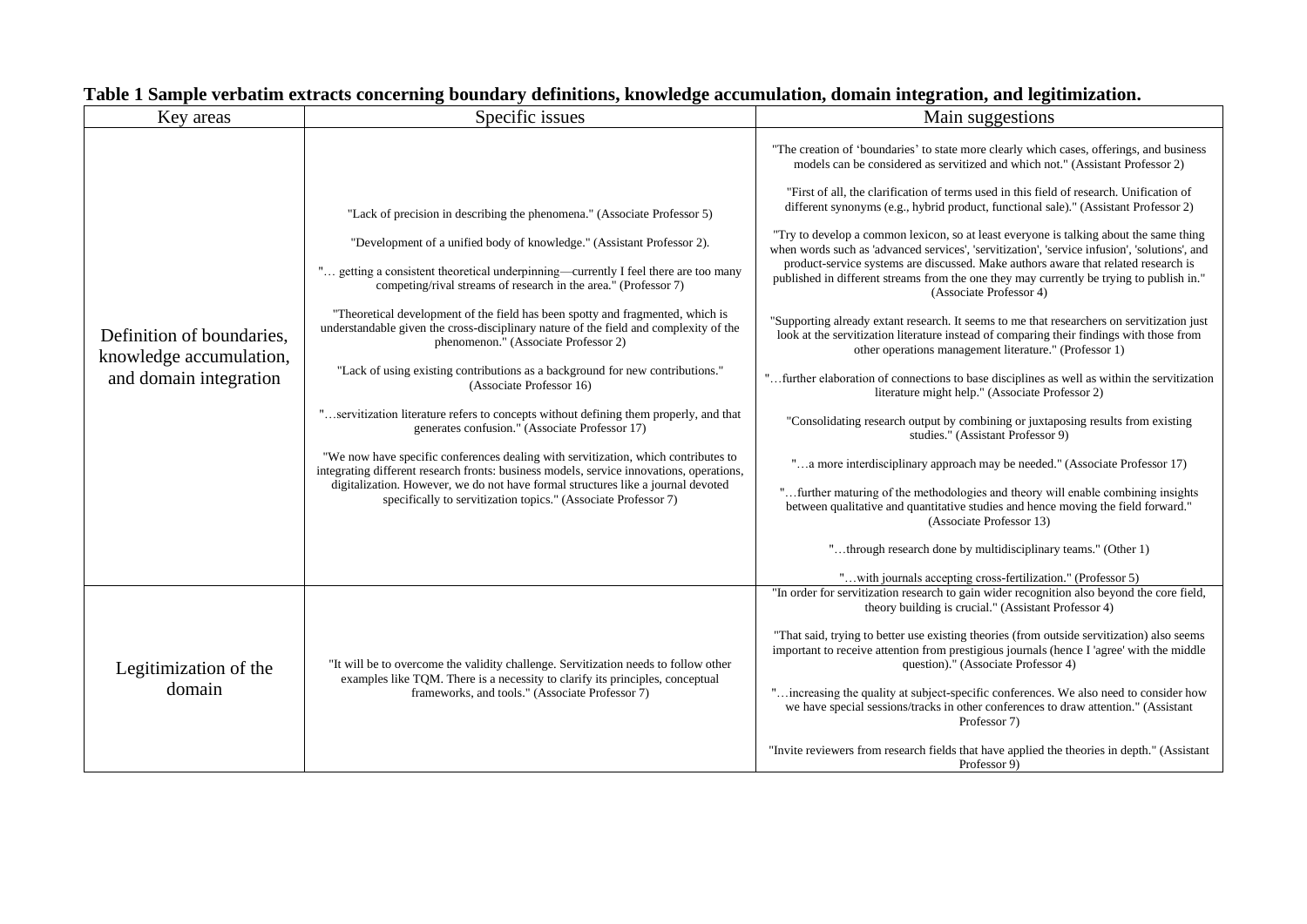**Table 1 Sample verbatim extracts concerning boundary definitions, knowledge accumulation, domain integration, and legitimization.**

| Key areas | Specific issues | Main suggestions |
|---|---|---|
| Definition of boundaries, knowledge accumulation, and domain integration | "Lack of precision in describing the phenomena." (Associate Professor 5)<br><br>"Development of a unified body of knowledge." (Assistant Professor 2).<br><br>"… getting a consistent theoretical underpinning—currently I feel there are too many competing/rival streams of research in the area." (Professor 7)<br><br>"Theoretical development of the field has been spotty and fragmented, which is understandable given the cross-disciplinary nature of the field and complexity of the phenomenon." (Associate Professor 2)<br><br>"Lack of using existing contributions as a background for new contributions." (Associate Professor 16)<br><br>"…servitization literature refers to concepts without defining them properly, and that generates confusion." (Associate Professor 17)<br><br>"We now have specific conferences dealing with servitization, which contributes to integrating different research fronts: business models, service innovations, operations, digitalization. However, we do not have formal structures like a journal devoted specifically to servitization topics." (Associate Professor 7) | "The creation of 'boundaries' to state more clearly which cases, offerings, and business models can be considered as servitized and which not." (Assistant Professor 2)<br><br>"First of all, the clarification of terms used in this field of research. Unification of different synonyms (e.g., hybrid product, functional sale)." (Assistant Professor 2)<br><br>"Try to develop a common lexicon, so at least everyone is talking about the same thing when words such as 'advanced services', 'servitization', 'service infusion', 'solutions', and product-service systems are discussed. Make authors aware that related research is published in different streams from the one they may currently be trying to publish in." (Associate Professor 4)<br><br>"Supporting already extant research. It seems to me that researchers on servitization just look at the servitization literature instead of comparing their findings with those from other operations management literature." (Professor 1)<br><br>"…further elaboration of connections to base disciplines as well as within the servitization literature might help." (Associate Professor 2)<br><br>"Consolidating research output by combining or juxtaposing results from existing studies." (Assistant Professor 9)<br><br>"…a more interdisciplinary approach may be needed." (Associate Professor 17)<br><br>"…further maturing of the methodologies and theory will enable combining insights between qualitative and quantitative studies and hence moving the field forward." (Associate Professor 13)<br><br>"…through research done by multidisciplinary teams." (Other 1)<br><br>"…with journals accepting cross-fertilization." (Professor 5) |
| Legitimization of the domain | "It will be to overcome the validity challenge. Servitization needs to follow other examples like TQM. There is a necessity to clarify its principles, conceptual frameworks, and tools." (Associate Professor 7) | "In order for servitization research to gain wider recognition also beyond the core field, theory building is crucial." (Assistant Professor 4)<br><br>"That said, trying to better use existing theories (from outside servitization) also seems important to receive attention from prestigious journals (hence I 'agree' with the middle question)." (Associate Professor 4)<br><br>"…increasing the quality at subject-specific conferences. We also need to consider how we have special sessions/tracks in other conferences to draw attention." (Assistant Professor 7)<br><br>"Invite reviewers from research fields that have applied the theories in depth." (Assistant Professor 9) |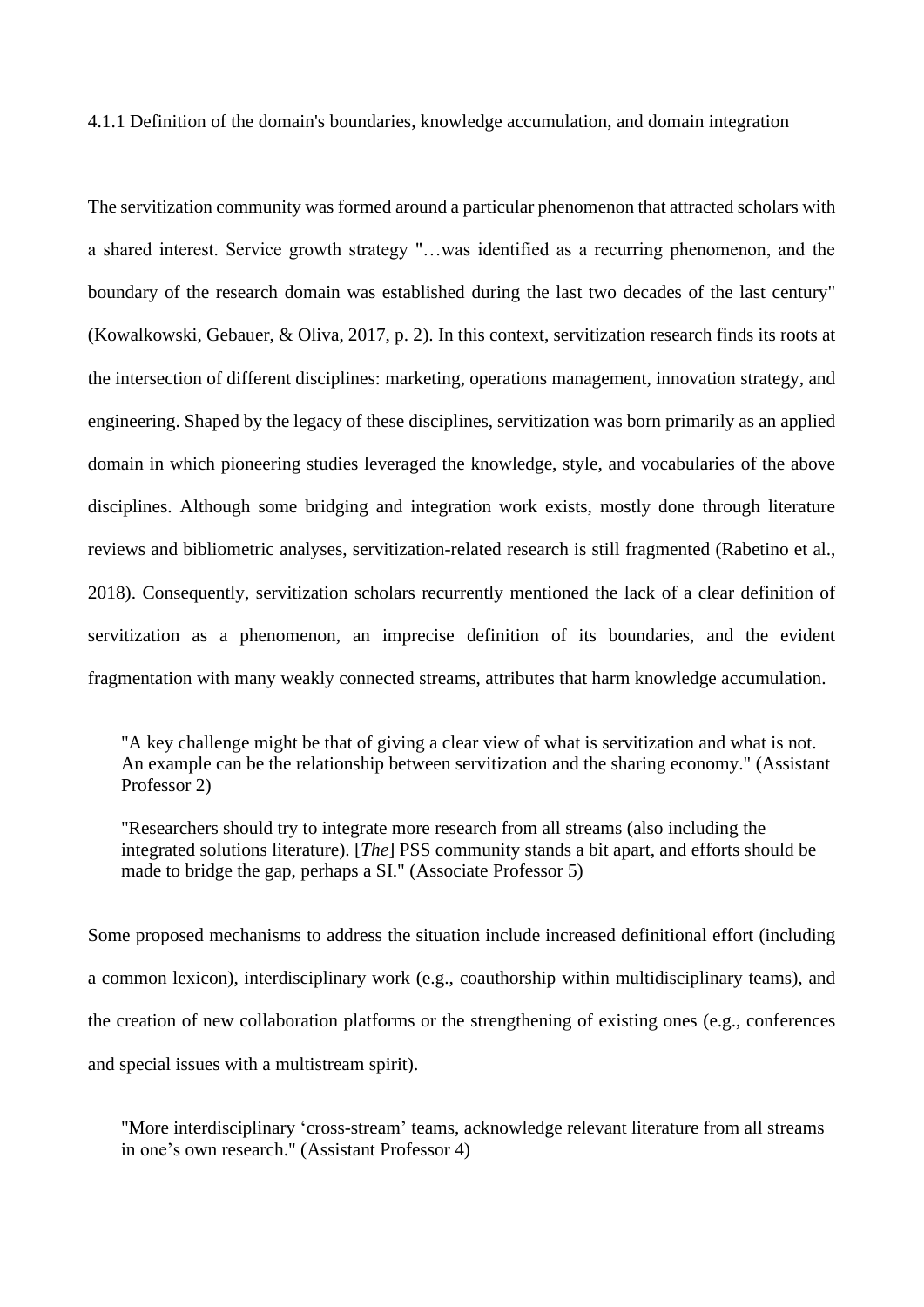#### 4.1.1 Definition of the domain's boundaries, knowledge accumulation, and domain integration

The servitization community was formed around a particular phenomenon that attracted scholars with a shared interest. Service growth strategy "…was identified as a recurring phenomenon, and the boundary of the research domain was established during the last two decades of the last century" (Kowalkowski, Gebauer, & Oliva, 2017, p. 2). In this context, servitization research finds its roots at the intersection of different disciplines: marketing, operations management, innovation strategy, and engineering. Shaped by the legacy of these disciplines, servitization was born primarily as an applied domain in which pioneering studies leveraged the knowledge, style, and vocabularies of the above disciplines. Although some bridging and integration work exists, mostly done through literature reviews and bibliometric analyses, servitization-related research is still fragmented (Rabetino et al., 2018). Consequently, servitization scholars recurrently mentioned the lack of a clear definition of servitization as a phenomenon, an imprecise definition of its boundaries, and the evident fragmentation with many weakly connected streams, attributes that harm knowledge accumulation.

> "A key challenge might be that of giving a clear view of what is servitization and what is not. An example can be the relationship between servitization and the sharing economy." (Assistant Professor 2)

> "Researchers should try to integrate more research from all streams (also including the integrated solutions literature). [*The*] PSS community stands a bit apart, and efforts should be made to bridge the gap, perhaps a SI." (Associate Professor 5)

Some proposed mechanisms to address the situation include increased definitional effort (including a common lexicon), interdisciplinary work (e.g., coauthorship within multidisciplinary teams), and the creation of new collaboration platforms or the strengthening of existing ones (e.g., conferences and special issues with a multistream spirit).

> "More interdisciplinary 'cross-stream' teams, acknowledge relevant literature from all streams in one's own research." (Assistant Professor 4)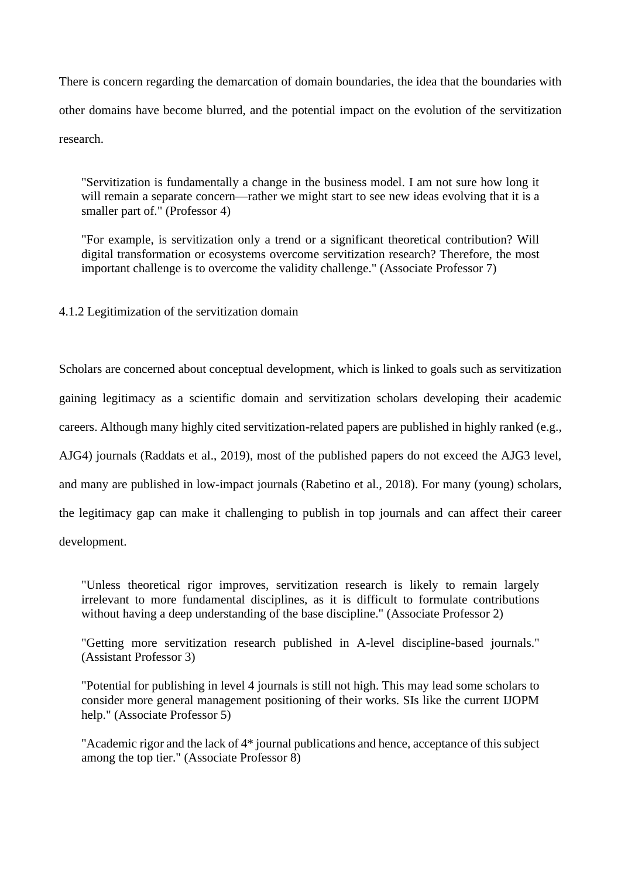There is concern regarding the demarcation of domain boundaries, the idea that the boundaries with other domains have become blurred, and the potential impact on the evolution of the servitization research.

> "Servitization is fundamentally a change in the business model. I am not sure how long it will remain a separate concern—rather we might start to see new ideas evolving that it is a smaller part of." (Professor 4)

> "For example, is servitization only a trend or a significant theoretical contribution? Will digital transformation or ecosystems overcome servitization research? Therefore, the most important challenge is to overcome the validity challenge." (Associate Professor 7)

#### 4.1.2 Legitimization of the servitization domain

Scholars are concerned about conceptual development, which is linked to goals such as servitization gaining legitimacy as a scientific domain and servitization scholars developing their academic careers. Although many highly cited servitization-related papers are published in highly ranked (e.g., AJG4) journals (Raddats et al., 2019), most of the published papers do not exceed the AJG3 level, and many are published in low-impact journals (Rabetino et al., 2018). For many (young) scholars, the legitimacy gap can make it challenging to publish in top journals and can affect their career development.

> "Unless theoretical rigor improves, servitization research is likely to remain largely irrelevant to more fundamental disciplines, as it is difficult to formulate contributions without having a deep understanding of the base discipline." (Associate Professor 2)

> "Getting more servitization research published in A-level discipline-based journals." (Assistant Professor 3)

> "Potential for publishing in level 4 journals is still not high. This may lead some scholars to consider more general management positioning of their works. SIs like the current IJOPM help." (Associate Professor 5)

> "Academic rigor and the lack of 4* journal publications and hence, acceptance of this subject among the top tier." (Associate Professor 8)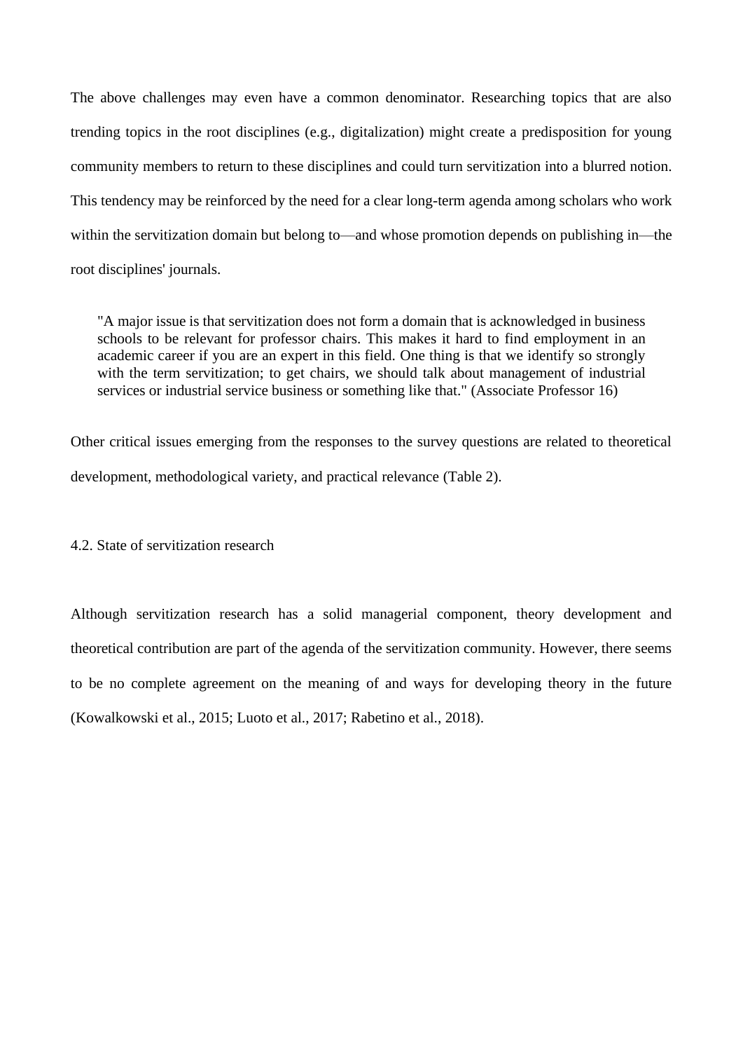The above challenges may even have a common denominator. Researching topics that are also trending topics in the root disciplines (e.g., digitalization) might create a predisposition for young community members to return to these disciplines and could turn servitization into a blurred notion. This tendency may be reinforced by the need for a clear long-term agenda among scholars who work within the servitization domain but belong to—and whose promotion depends on publishing in—the root disciplines' journals.

> "A major issue is that servitization does not form a domain that is acknowledged in business schools to be relevant for professor chairs. This makes it hard to find employment in an academic career if you are an expert in this field. One thing is that we identify so strongly with the term servitization; to get chairs, we should talk about management of industrial services or industrial service business or something like that." (Associate Professor 16)

Other critical issues emerging from the responses to the survey questions are related to theoretical development, methodological variety, and practical relevance (Table 2).

### 4.2. State of servitization research

Although servitization research has a solid managerial component, theory development and theoretical contribution are part of the agenda of the servitization community. However, there seems to be no complete agreement on the meaning of and ways for developing theory in the future (Kowalkowski et al., 2015; Luoto et al., 2017; Rabetino et al., 2018).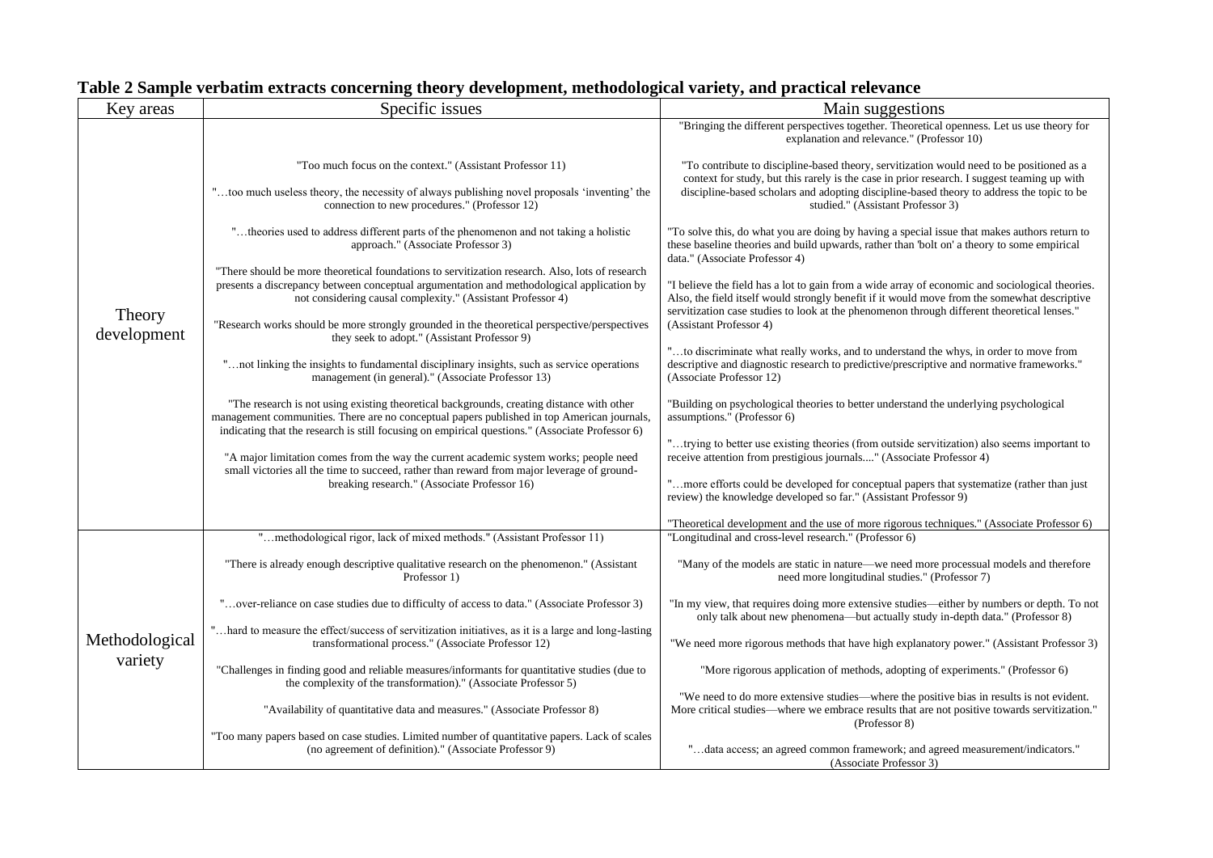**Table 2 Sample verbatim extracts concerning theory development, methodological variety, and practical relevance**

| Key areas | Specific issues | Main suggestions |
|---|---|---|
| Theory development | "Too much focus on the context." (Assistant Professor 11)<br><br>"…too much useless theory, the necessity of always publishing novel proposals 'inventing' the connection to new procedures." (Professor 12)<br><br>"…theories used to address different parts of the phenomenon and not taking a holistic approach." (Associate Professor 3)<br><br>"There should be more theoretical foundations to servitization research. Also, lots of research presents a discrepancy between conceptual argumentation and methodological application by not considering causal complexity." (Assistant Professor 4)<br><br>"Research works should be more strongly grounded in the theoretical perspective/perspectives they seek to adopt." (Assistant Professor 9)<br><br>"…not linking the insights to fundamental disciplinary insights, such as service operations management (in general)." (Associate Professor 13)<br><br>"The research is not using existing theoretical backgrounds, creating distance with other management communities. There are no conceptual papers published in top American journals, indicating that the research is still focusing on empirical questions." (Associate Professor 6)<br><br>"A major limitation comes from the way the current academic system works; people need small victories all the time to succeed, rather than reward from major leverage of ground-breaking research." (Associate Professor 16) | "Bringing the different perspectives together. Theoretical openness. Let us use theory for explanation and relevance." (Professor 10)<br><br>"To contribute to discipline-based theory, servitization would need to be positioned as a context for study, but this rarely is the case in prior research. I suggest teaming up with discipline-based scholars and adopting discipline-based theory to address the topic to be studied." (Assistant Professor 3)<br><br>"To solve this, do what you are doing by having a special issue that makes authors return to these baseline theories and build upwards, rather than 'bolt on' a theory to some empirical data." (Associate Professor 4)<br><br>"I believe the field has a lot to gain from a wide array of economic and sociological theories. Also, the field itself would strongly benefit if it would move from the somewhat descriptive servitization case studies to look at the phenomenon through different theoretical lenses." (Assistant Professor 4)<br><br>"…to discriminate what really works, and to understand the whys, in order to move from descriptive and diagnostic research to predictive/prescriptive and normative frameworks." (Associate Professor 12)<br><br>"Building on psychological theories to better understand the underlying psychological assumptions." (Professor 6)<br><br>"…trying to better use existing theories (from outside servitization) also seems important to receive attention from prestigious journals...." (Associate Professor 4)<br><br>"…more efforts could be developed for conceptual papers that systematize (rather than just review) the knowledge developed so far." (Assistant Professor 9)<br><br>"Theoretical development and the use of more rigorous techniques." (Associate Professor 6) |
| Methodological variety | "…methodological rigor, lack of mixed methods." (Assistant Professor 11)<br><br>"There is already enough descriptive qualitative research on the phenomenon." (Assistant Professor 1)<br><br>"…over-reliance on case studies due to difficulty of access to data." (Associate Professor 3)<br><br>"…hard to measure the effect/success of servitization initiatives, as it is a large and long-lasting transformational process." (Associate Professor 12)<br><br>"Challenges in finding good and reliable measures/informants for quantitative studies (due to the complexity of the transformation)." (Associate Professor 5)<br><br>"Availability of quantitative data and measures." (Associate Professor 8)<br><br>"Too many papers based on case studies. Limited number of quantitative papers. Lack of scales (no agreement of definition)." (Associate Professor 9) | "Longitudinal and cross-level research." (Professor 6)<br><br>"Many of the models are static in nature—we need more processual models and therefore need more longitudinal studies." (Professor 7)<br><br>"In my view, that requires doing more extensive studies—either by numbers or depth. To not only talk about new phenomena—but actually study in-depth data." (Professor 8)<br><br>"We need more rigorous methods that have high explanatory power." (Assistant Professor 3)<br><br>"More rigorous application of methods, adopting of experiments." (Professor 6)<br><br>"We need to do more extensive studies—where the positive bias in results is not evident. More critical studies—where we embrace results that are not positive towards servitization." (Professor 8)<br><br>"…data access; an agreed common framework; and agreed measurement/indicators." (Associate Professor 3) |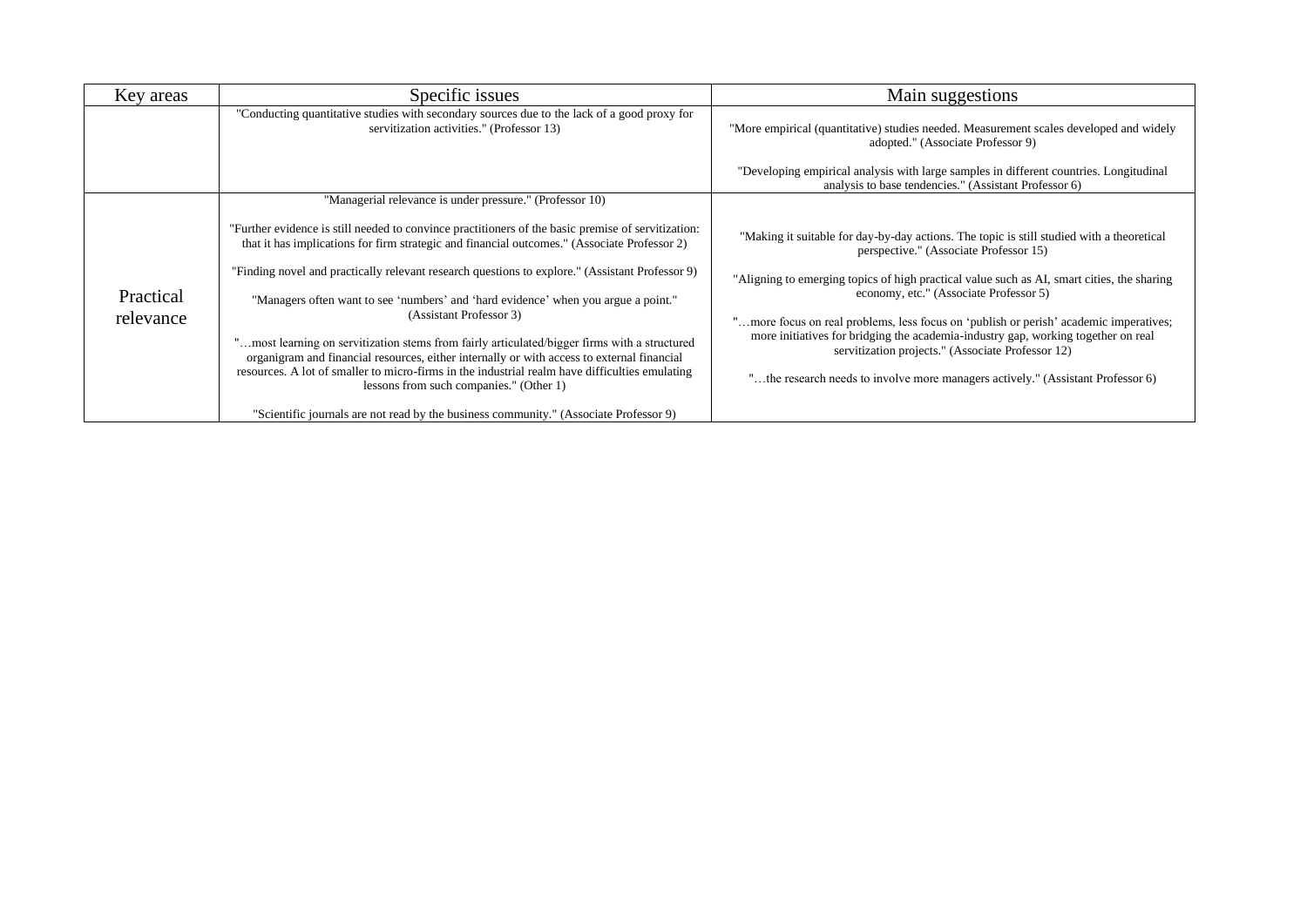| Key areas | Specific issues | Main suggestions |
|---|---|---|
| | "Conducting quantitative studies with secondary sources due to the lack of a good proxy for servitization activities." (Professor 13) | "More empirical (quantitative) studies needed. Measurement scales developed and widely adopted." (Associate Professor 9)<br><br>"Developing empirical analysis with large samples in different countries. Longitudinal analysis to base tendencies." (Assistant Professor 6) |
| Practical relevance | "Managerial relevance is under pressure." (Professor 10)<br><br>"Further evidence is still needed to convince practitioners of the basic premise of servitization: that it has implications for firm strategic and financial outcomes." (Associate Professor 2)<br><br>"Finding novel and practically relevant research questions to explore." (Assistant Professor 9)<br><br>"Managers often want to see 'numbers' and 'hard evidence' when you argue a point." (Assistant Professor 3)<br><br>"…most learning on servitization stems from fairly articulated/bigger firms with a structured organigram and financial resources, either internally or with access to external financial resources. A lot of smaller to micro-firms in the industrial realm have difficulties emulating lessons from such companies." (Other 1)<br><br>"Scientific journals are not read by the business community." (Associate Professor 9) | "Making it suitable for day-by-day actions. The topic is still studied with a theoretical perspective." (Associate Professor 15)<br><br>"Aligning to emerging topics of high practical value such as AI, smart cities, the sharing economy, etc." (Associate Professor 5)<br><br>"…more focus on real problems, less focus on 'publish or perish' academic imperatives; more initiatives for bridging the academia-industry gap, working together on real servitization projects." (Associate Professor 12)<br><br>"…the research needs to involve more managers actively." (Assistant Professor 6) |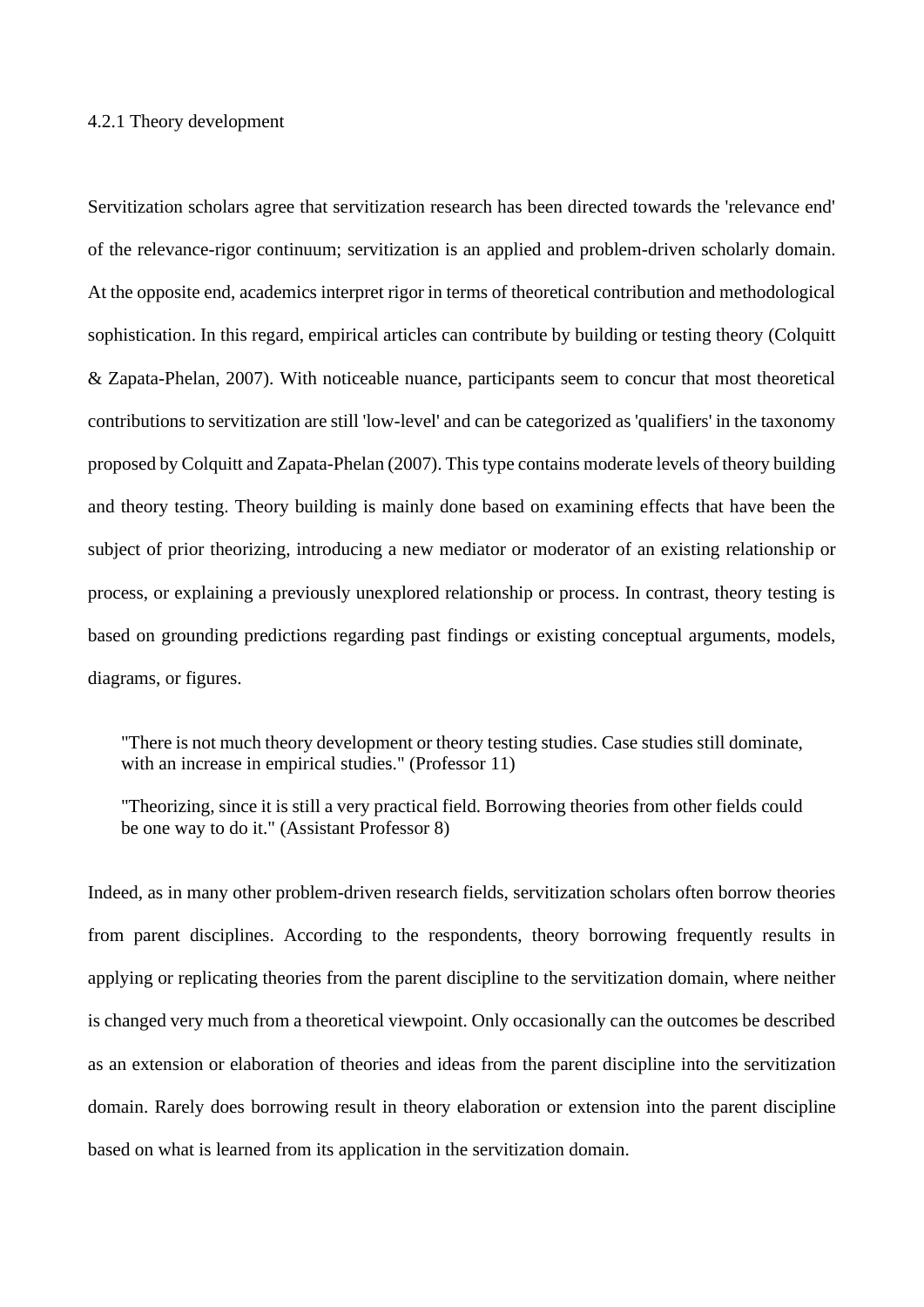### 4.2.1 Theory development

Servitization scholars agree that servitization research has been directed towards the 'relevance end' of the relevance-rigor continuum; servitization is an applied and problem-driven scholarly domain. At the opposite end, academics interpret rigor in terms of theoretical contribution and methodological sophistication. In this regard, empirical articles can contribute by building or testing theory (Colquitt & Zapata-Phelan, 2007). With noticeable nuance, participants seem to concur that most theoretical contributions to servitization are still 'low-level' and can be categorized as 'qualifiers' in the taxonomy proposed by Colquitt and Zapata-Phelan (2007). This type contains moderate levels of theory building and theory testing. Theory building is mainly done based on examining effects that have been the subject of prior theorizing, introducing a new mediator or moderator of an existing relationship or process, or explaining a previously unexplored relationship or process. In contrast, theory testing is based on grounding predictions regarding past findings or existing conceptual arguments, models, diagrams, or figures.

> "There is not much theory development or theory testing studies. Case studies still dominate, with an increase in empirical studies." (Professor 11)
>
> "Theorizing, since it is still a very practical field. Borrowing theories from other fields could be one way to do it." (Assistant Professor 8)

Indeed, as in many other problem-driven research fields, servitization scholars often borrow theories from parent disciplines. According to the respondents, theory borrowing frequently results in applying or replicating theories from the parent discipline to the servitization domain, where neither is changed very much from a theoretical viewpoint. Only occasionally can the outcomes be described as an extension or elaboration of theories and ideas from the parent discipline into the servitization domain. Rarely does borrowing result in theory elaboration or extension into the parent discipline based on what is learned from its application in the servitization domain.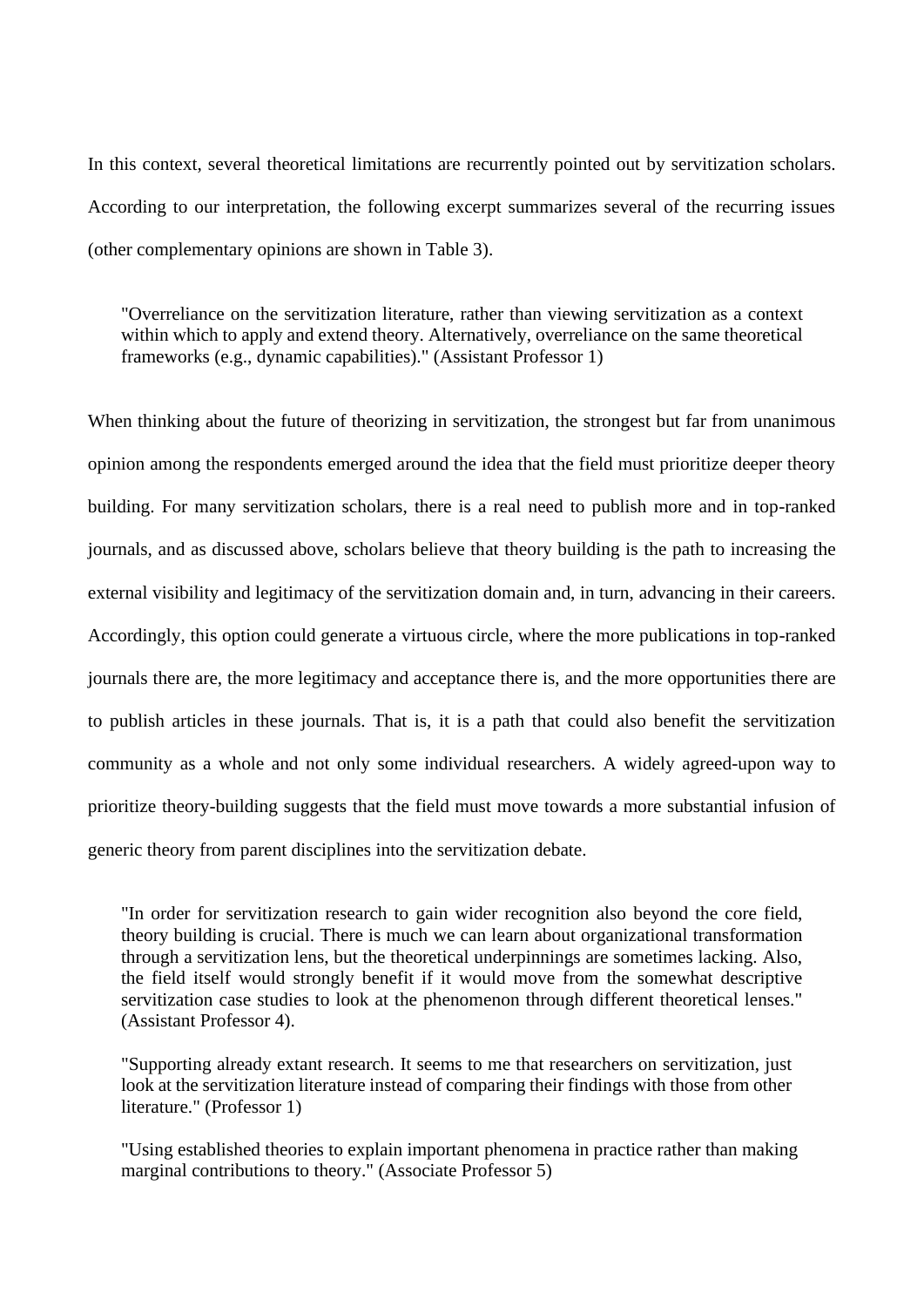In this context, several theoretical limitations are recurrently pointed out by servitization scholars. According to our interpretation, the following excerpt summarizes several of the recurring issues (other complementary opinions are shown in Table 3).

> "Overreliance on the servitization literature, rather than viewing servitization as a context within which to apply and extend theory. Alternatively, overreliance on the same theoretical frameworks (e.g., dynamic capabilities)." (Assistant Professor 1)

When thinking about the future of theorizing in servitization, the strongest but far from unanimous opinion among the respondents emerged around the idea that the field must prioritize deeper theory building. For many servitization scholars, there is a real need to publish more and in top-ranked journals, and as discussed above, scholars believe that theory building is the path to increasing the external visibility and legitimacy of the servitization domain and, in turn, advancing in their careers. Accordingly, this option could generate a virtuous circle, where the more publications in top-ranked journals there are, the more legitimacy and acceptance there is, and the more opportunities there are to publish articles in these journals. That is, it is a path that could also benefit the servitization community as a whole and not only some individual researchers. A widely agreed-upon way to prioritize theory-building suggests that the field must move towards a more substantial infusion of generic theory from parent disciplines into the servitization debate.

> "In order for servitization research to gain wider recognition also beyond the core field, theory building is crucial. There is much we can learn about organizational transformation through a servitization lens, but the theoretical underpinnings are sometimes lacking. Also, the field itself would strongly benefit if it would move from the somewhat descriptive servitization case studies to look at the phenomenon through different theoretical lenses." (Assistant Professor 4).

> "Supporting already extant research. It seems to me that researchers on servitization, just look at the servitization literature instead of comparing their findings with those from other literature." (Professor 1)

> "Using established theories to explain important phenomena in practice rather than making marginal contributions to theory." (Associate Professor 5)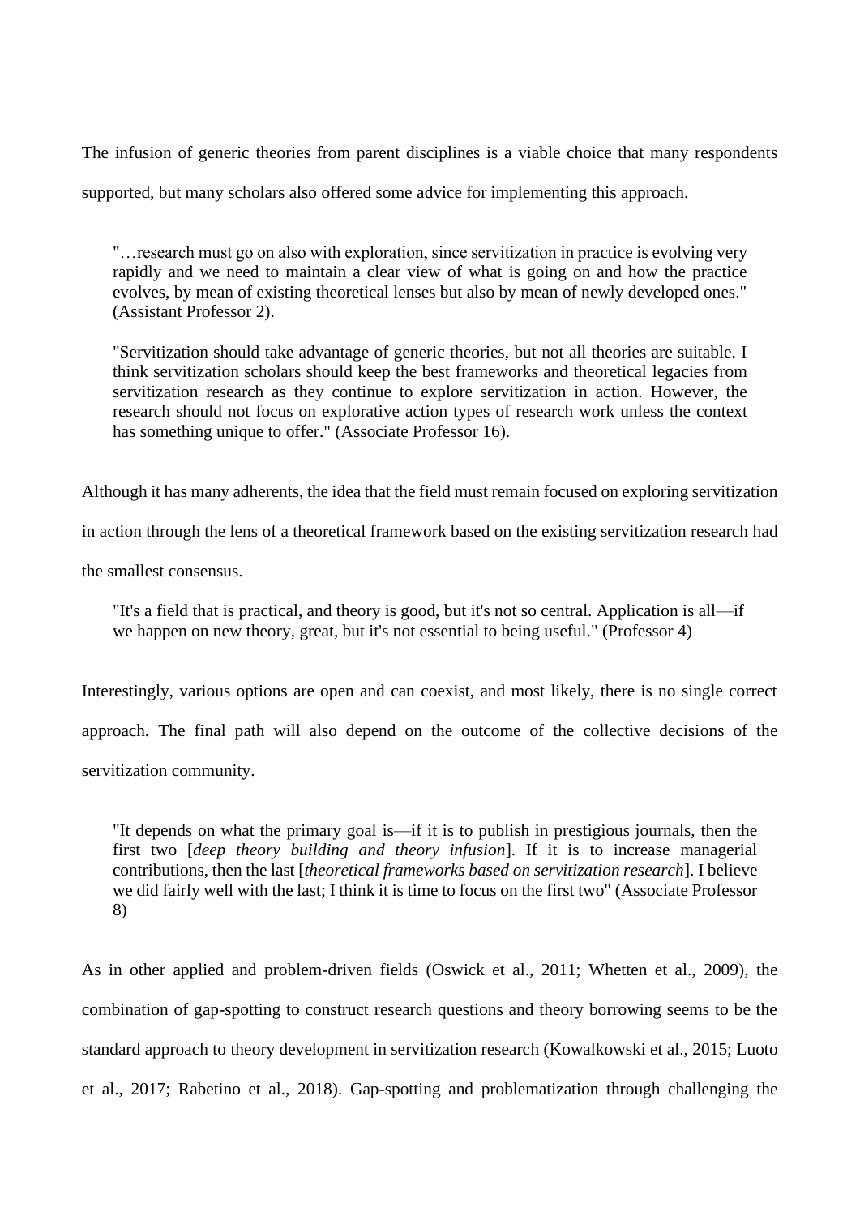The infusion of generic theories from parent disciplines is a viable choice that many respondents supported, but many scholars also offered some advice for implementing this approach.

> "…research must go on also with exploration, since servitization in practice is evolving very rapidly and we need to maintain a clear view of what is going on and how the practice evolves, by mean of existing theoretical lenses but also by mean of newly developed ones." (Assistant Professor 2).
>
> "Servitization should take advantage of generic theories, but not all theories are suitable. I think servitization scholars should keep the best frameworks and theoretical legacies from servitization research as they continue to explore servitization in action. However, the research should not focus on explorative action types of research work unless the context has something unique to offer." (Associate Professor 16).

Although it has many adherents, the idea that the field must remain focused on exploring servitization in action through the lens of a theoretical framework based on the existing servitization research had the smallest consensus.

> "It's a field that is practical, and theory is good, but it's not so central. Application is all—if we happen on new theory, great, but it's not essential to being useful." (Professor 4)

Interestingly, various options are open and can coexist, and most likely, there is no single correct approach. The final path will also depend on the outcome of the collective decisions of the servitization community.

> "It depends on what the primary goal is—if it is to publish in prestigious journals, then the first two [*deep theory building and theory infusion*]. If it is to increase managerial contributions, then the last [*theoretical frameworks based on servitization research*]. I believe we did fairly well with the last; I think it is time to focus on the first two" (Associate Professor 8)

As in other applied and problem-driven fields (Oswick et al., 2011; Whetten et al., 2009), the combination of gap-spotting to construct research questions and theory borrowing seems to be the standard approach to theory development in servitization research (Kowalkowski et al., 2015; Luoto et al., 2017; Rabetino et al., 2018). Gap-spotting and problematization through challenging the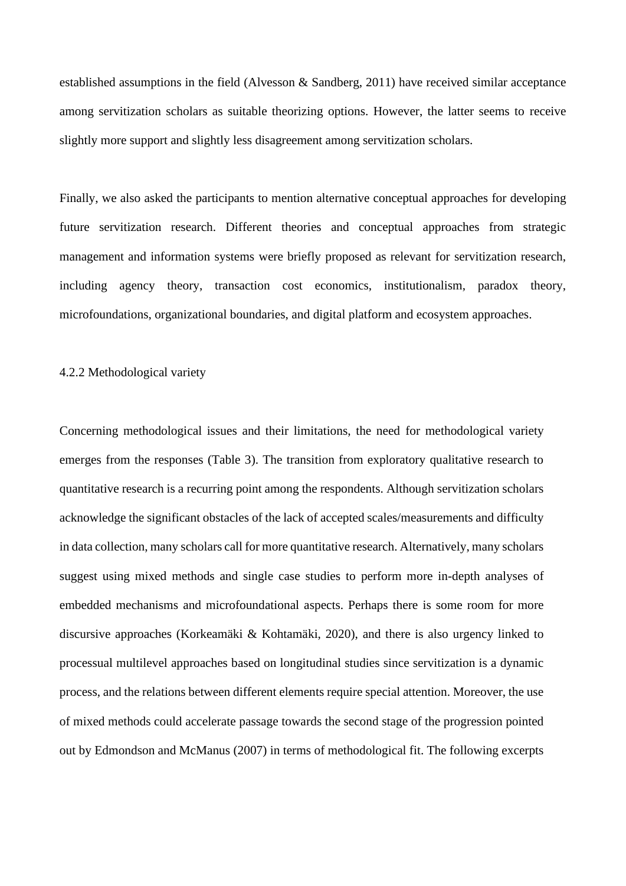established assumptions in the field (Alvesson & Sandberg, 2011) have received similar acceptance among servitization scholars as suitable theorizing options. However, the latter seems to receive slightly more support and slightly less disagreement among servitization scholars.

Finally, we also asked the participants to mention alternative conceptual approaches for developing future servitization research. Different theories and conceptual approaches from strategic management and information systems were briefly proposed as relevant for servitization research, including agency theory, transaction cost economics, institutionalism, paradox theory, microfoundations, organizational boundaries, and digital platform and ecosystem approaches.

### 4.2.2 Methodological variety

Concerning methodological issues and their limitations, the need for methodological variety emerges from the responses (Table 3). The transition from exploratory qualitative research to quantitative research is a recurring point among the respondents. Although servitization scholars acknowledge the significant obstacles of the lack of accepted scales/measurements and difficulty in data collection, many scholars call for more quantitative research. Alternatively, many scholars suggest using mixed methods and single case studies to perform more in-depth analyses of embedded mechanisms and microfoundational aspects. Perhaps there is some room for more discursive approaches (Korkeamäki & Kohtamäki, 2020), and there is also urgency linked to processual multilevel approaches based on longitudinal studies since servitization is a dynamic process, and the relations between different elements require special attention. Moreover, the use of mixed methods could accelerate passage towards the second stage of the progression pointed out by Edmondson and McManus (2007) in terms of methodological fit. The following excerpts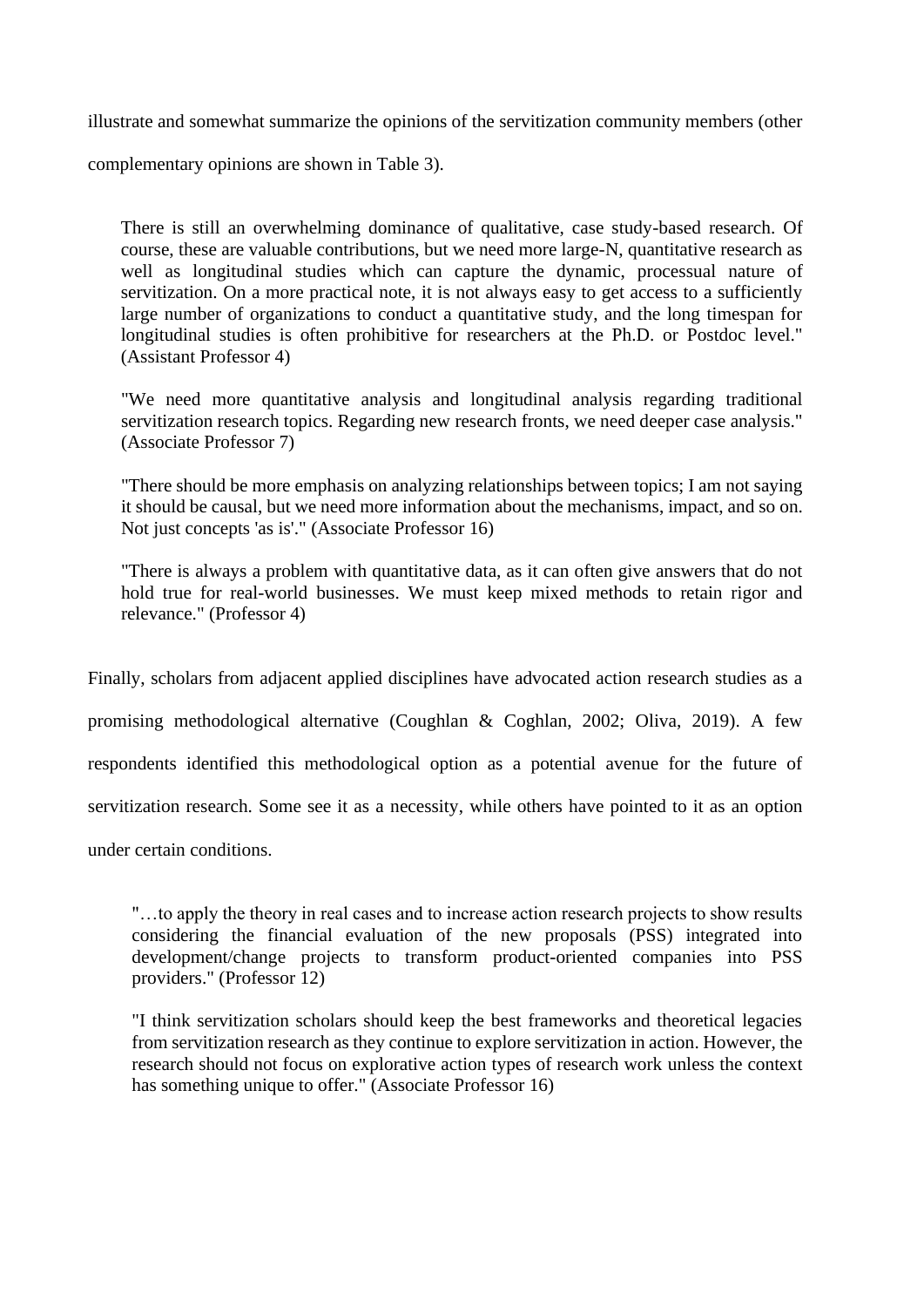illustrate and somewhat summarize the opinions of the servitization community members (other complementary opinions are shown in Table 3).

> There is still an overwhelming dominance of qualitative, case study-based research. Of course, these are valuable contributions, but we need more large-N, quantitative research as well as longitudinal studies which can capture the dynamic, processual nature of servitization. On a more practical note, it is not always easy to get access to a sufficiently large number of organizations to conduct a quantitative study, and the long timespan for longitudinal studies is often prohibitive for researchers at the Ph.D. or Postdoc level." (Assistant Professor 4)
>
> "We need more quantitative analysis and longitudinal analysis regarding traditional servitization research topics. Regarding new research fronts, we need deeper case analysis." (Associate Professor 7)
>
> "There should be more emphasis on analyzing relationships between topics; I am not saying it should be causal, but we need more information about the mechanisms, impact, and so on. Not just concepts 'as is'." (Associate Professor 16)
>
> "There is always a problem with quantitative data, as it can often give answers that do not hold true for real-world businesses. We must keep mixed methods to retain rigor and relevance." (Professor 4)

Finally, scholars from adjacent applied disciplines have advocated action research studies as a promising methodological alternative (Coughlan & Coghlan, 2002; Oliva, 2019). A few respondents identified this methodological option as a potential avenue for the future of servitization research. Some see it as a necessity, while others have pointed to it as an option under certain conditions.

> "…to apply the theory in real cases and to increase action research projects to show results considering the financial evaluation of the new proposals (PSS) integrated into development/change projects to transform product-oriented companies into PSS providers." (Professor 12)
>
> "I think servitization scholars should keep the best frameworks and theoretical legacies from servitization research as they continue to explore servitization in action. However, the research should not focus on explorative action types of research work unless the context has something unique to offer." (Associate Professor 16)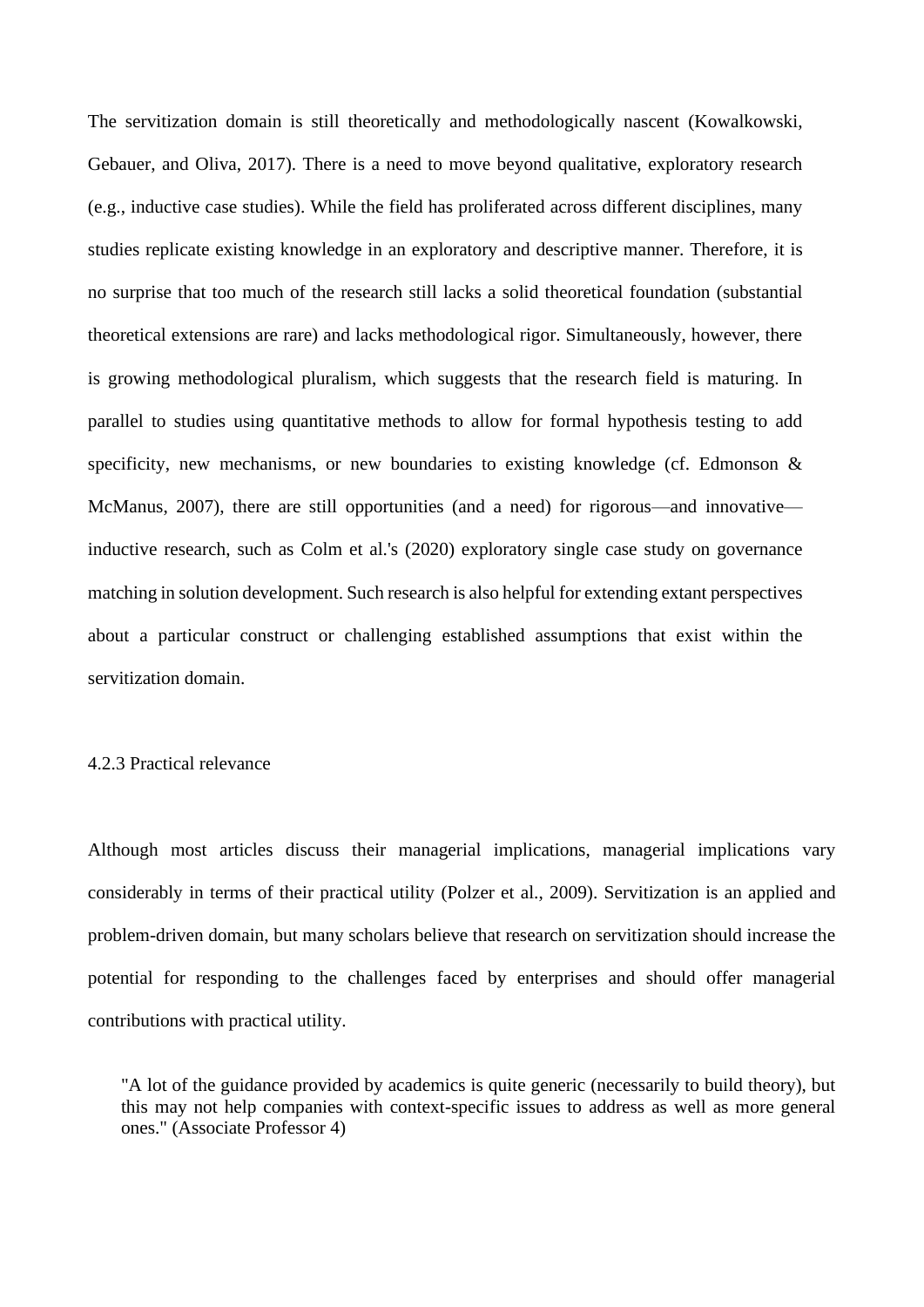The servitization domain is still theoretically and methodologically nascent (Kowalkowski, Gebauer, and Oliva, 2017). There is a need to move beyond qualitative, exploratory research (e.g., inductive case studies). While the field has proliferated across different disciplines, many studies replicate existing knowledge in an exploratory and descriptive manner. Therefore, it is no surprise that too much of the research still lacks a solid theoretical foundation (substantial theoretical extensions are rare) and lacks methodological rigor. Simultaneously, however, there is growing methodological pluralism, which suggests that the research field is maturing. In parallel to studies using quantitative methods to allow for formal hypothesis testing to add specificity, new mechanisms, or new boundaries to existing knowledge (cf. Edmonson & McManus, 2007), there are still opportunities (and a need) for rigorous—and innovative—inductive research, such as Colm et al.'s (2020) exploratory single case study on governance matching in solution development. Such research is also helpful for extending extant perspectives about a particular construct or challenging established assumptions that exist within the servitization domain.

### 4.2.3 Practical relevance

Although most articles discuss their managerial implications, managerial implications vary considerably in terms of their practical utility (Polzer et al., 2009). Servitization is an applied and problem-driven domain, but many scholars believe that research on servitization should increase the potential for responding to the challenges faced by enterprises and should offer managerial contributions with practical utility.

> "A lot of the guidance provided by academics is quite generic (necessarily to build theory), but this may not help companies with context-specific issues to address as well as more general ones." (Associate Professor 4)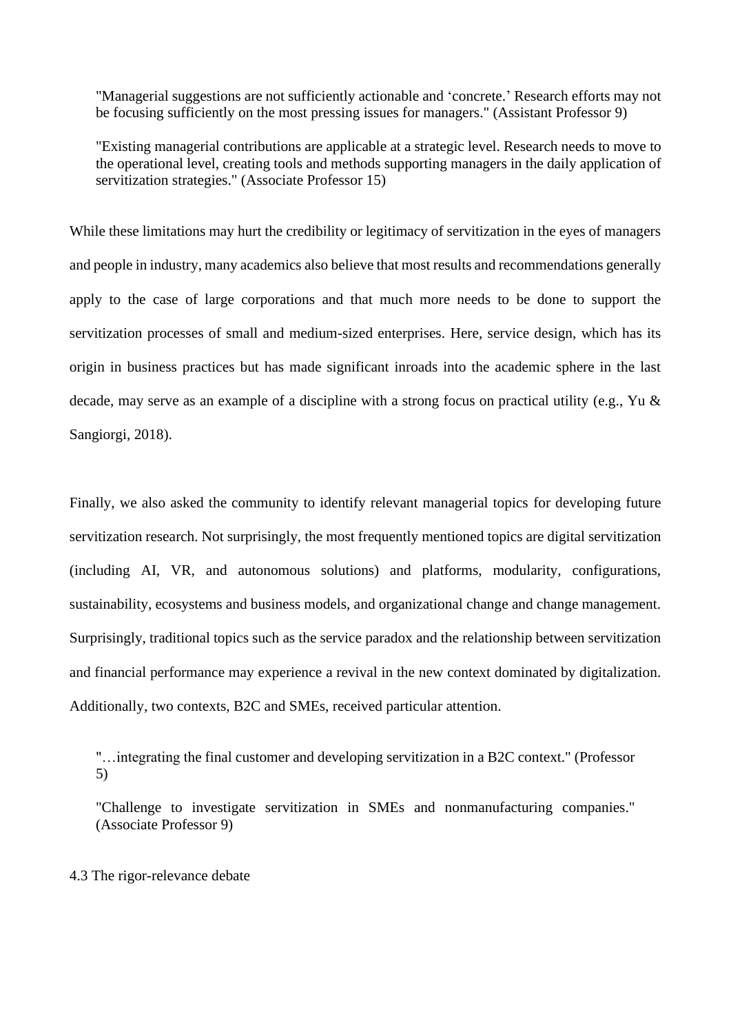> "Managerial suggestions are not sufficiently actionable and 'concrete.' Research efforts may not be focusing sufficiently on the most pressing issues for managers." (Assistant Professor 9)

> "Existing managerial contributions are applicable at a strategic level. Research needs to move to the operational level, creating tools and methods supporting managers in the daily application of servitization strategies." (Associate Professor 15)

While these limitations may hurt the credibility or legitimacy of servitization in the eyes of managers and people in industry, many academics also believe that most results and recommendations generally apply to the case of large corporations and that much more needs to be done to support the servitization processes of small and medium-sized enterprises. Here, service design, which has its origin in business practices but has made significant inroads into the academic sphere in the last decade, may serve as an example of a discipline with a strong focus on practical utility (e.g., Yu & Sangiorgi, 2018).

Finally, we also asked the community to identify relevant managerial topics for developing future servitization research. Not surprisingly, the most frequently mentioned topics are digital servitization (including AI, VR, and autonomous solutions) and platforms, modularity, configurations, sustainability, ecosystems and business models, and organizational change and change management. Surprisingly, traditional topics such as the service paradox and the relationship between servitization and financial performance may experience a revival in the new context dominated by digitalization. Additionally, two contexts, B2C and SMEs, received particular attention.

> "…integrating the final customer and developing servitization in a B2C context." (Professor 5)

> "Challenge to investigate servitization in SMEs and nonmanufacturing companies." (Associate Professor 9)

### 4.3 The rigor-relevance debate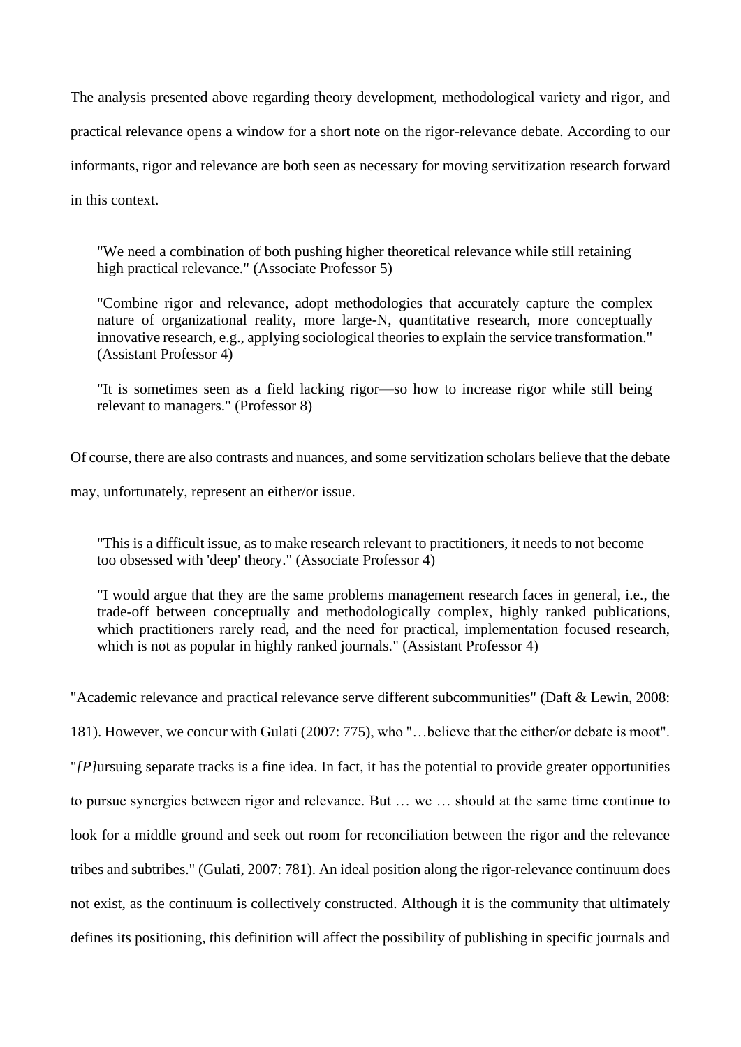The analysis presented above regarding theory development, methodological variety and rigor, and practical relevance opens a window for a short note on the rigor-relevance debate. According to our informants, rigor and relevance are both seen as necessary for moving servitization research forward in this context.

> "We need a combination of both pushing higher theoretical relevance while still retaining high practical relevance." (Associate Professor 5)
>
> "Combine rigor and relevance, adopt methodologies that accurately capture the complex nature of organizational reality, more large-N, quantitative research, more conceptually innovative research, e.g., applying sociological theories to explain the service transformation." (Assistant Professor 4)
>
> "It is sometimes seen as a field lacking rigor—so how to increase rigor while still being relevant to managers." (Professor 8)

Of course, there are also contrasts and nuances, and some servitization scholars believe that the debate may, unfortunately, represent an either/or issue.

> "This is a difficult issue, as to make research relevant to practitioners, it needs to not become too obsessed with 'deep' theory." (Associate Professor 4)
>
> "I would argue that they are the same problems management research faces in general, i.e., the trade-off between conceptually and methodologically complex, highly ranked publications, which practitioners rarely read, and the need for practical, implementation focused research, which is not as popular in highly ranked journals." (Assistant Professor 4)

"Academic relevance and practical relevance serve different subcommunities" (Daft & Lewin, 2008: 181). However, we concur with Gulati (2007: 775), who "…believe that the either/or debate is moot". "*[P]*ursuing separate tracks is a fine idea. In fact, it has the potential to provide greater opportunities to pursue synergies between rigor and relevance. But … we … should at the same time continue to look for a middle ground and seek out room for reconciliation between the rigor and the relevance tribes and subtribes." (Gulati, 2007: 781). An ideal position along the rigor-relevance continuum does not exist, as the continuum is collectively constructed. Although it is the community that ultimately defines its positioning, this definition will affect the possibility of publishing in specific journals and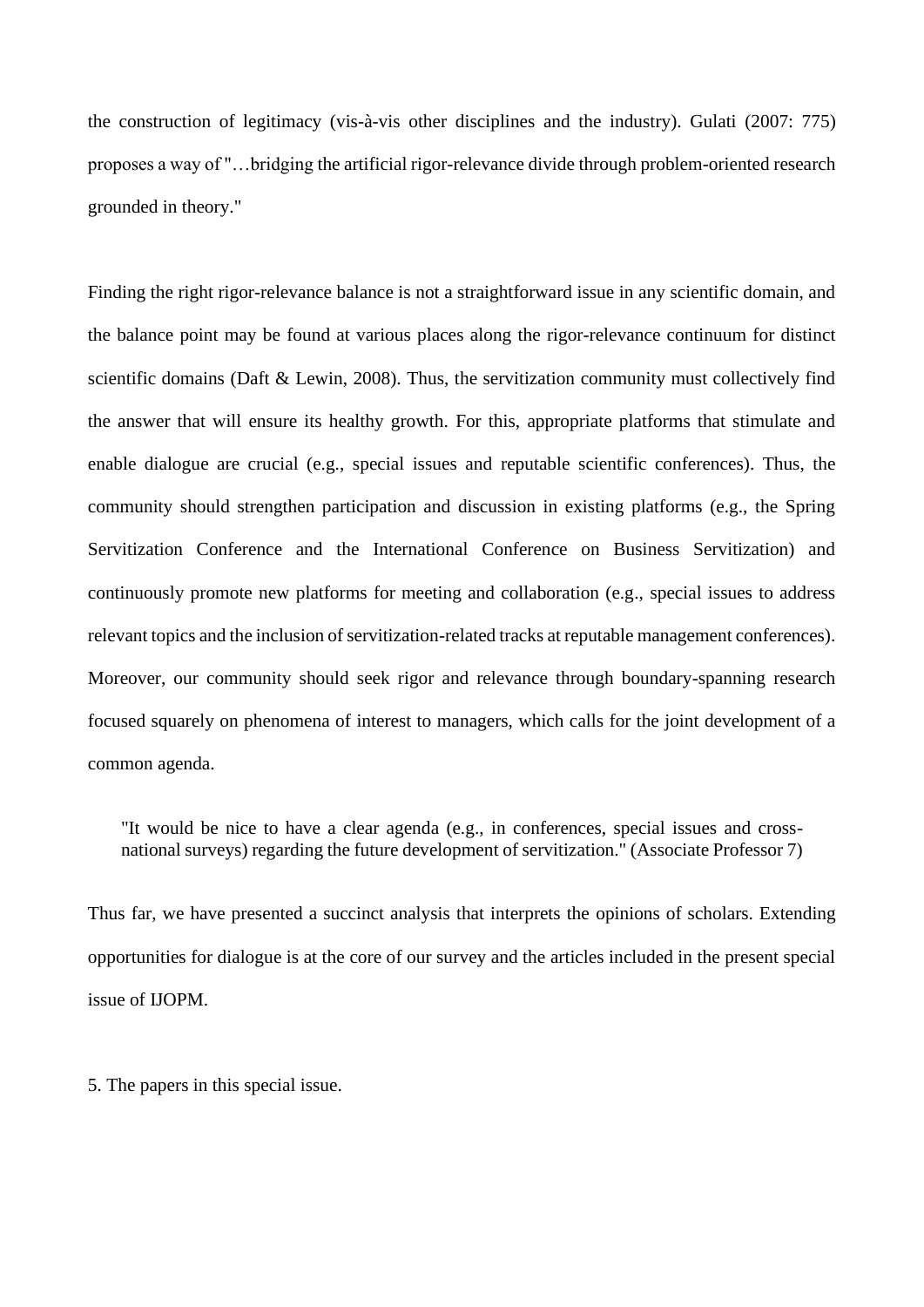the construction of legitimacy (vis-à-vis other disciplines and the industry). Gulati (2007: 775) proposes a way of "…bridging the artificial rigor-relevance divide through problem-oriented research grounded in theory."

Finding the right rigor-relevance balance is not a straightforward issue in any scientific domain, and the balance point may be found at various places along the rigor-relevance continuum for distinct scientific domains (Daft & Lewin, 2008). Thus, the servitization community must collectively find the answer that will ensure its healthy growth. For this, appropriate platforms that stimulate and enable dialogue are crucial (e.g., special issues and reputable scientific conferences). Thus, the community should strengthen participation and discussion in existing platforms (e.g., the Spring Servitization Conference and the International Conference on Business Servitization) and continuously promote new platforms for meeting and collaboration (e.g., special issues to address relevant topics and the inclusion of servitization-related tracks at reputable management conferences). Moreover, our community should seek rigor and relevance through boundary-spanning research focused squarely on phenomena of interest to managers, which calls for the joint development of a common agenda.

> "It would be nice to have a clear agenda (e.g., in conferences, special issues and cross-national surveys) regarding the future development of servitization." (Associate Professor 7)

Thus far, we have presented a succinct analysis that interprets the opinions of scholars. Extending opportunities for dialogue is at the core of our survey and the articles included in the present special issue of IJOPM.

## 5. The papers in this special issue.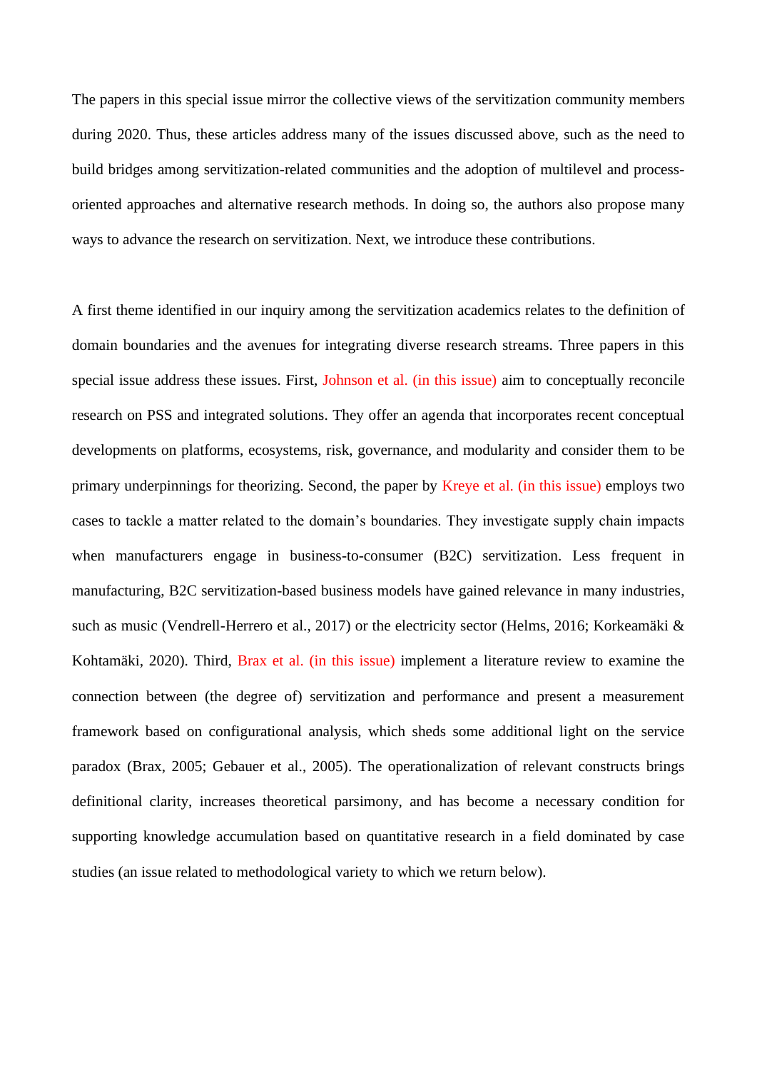The papers in this special issue mirror the collective views of the servitization community members during 2020. Thus, these articles address many of the issues discussed above, such as the need to build bridges among servitization-related communities and the adoption of multilevel and process-oriented approaches and alternative research methods. In doing so, the authors also propose many ways to advance the research on servitization. Next, we introduce these contributions.

A first theme identified in our inquiry among the servitization academics relates to the definition of domain boundaries and the avenues for integrating diverse research streams. Three papers in this special issue address these issues. First, Johnson et al. (in this issue) aim to conceptually reconcile research on PSS and integrated solutions. They offer an agenda that incorporates recent conceptual developments on platforms, ecosystems, risk, governance, and modularity and consider them to be primary underpinnings for theorizing. Second, the paper by Kreye et al. (in this issue) employs two cases to tackle a matter related to the domain's boundaries. They investigate supply chain impacts when manufacturers engage in business-to-consumer (B2C) servitization. Less frequent in manufacturing, B2C servitization-based business models have gained relevance in many industries, such as music (Vendrell-Herrero et al., 2017) or the electricity sector (Helms, 2016; Korkeamäki & Kohtamäki, 2020). Third, Brax et al. (in this issue) implement a literature review to examine the connection between (the degree of) servitization and performance and present a measurement framework based on configurational analysis, which sheds some additional light on the service paradox (Brax, 2005; Gebauer et al., 2005). The operationalization of relevant constructs brings definitional clarity, increases theoretical parsimony, and has become a necessary condition for supporting knowledge accumulation based on quantitative research in a field dominated by case studies (an issue related to methodological variety to which we return below).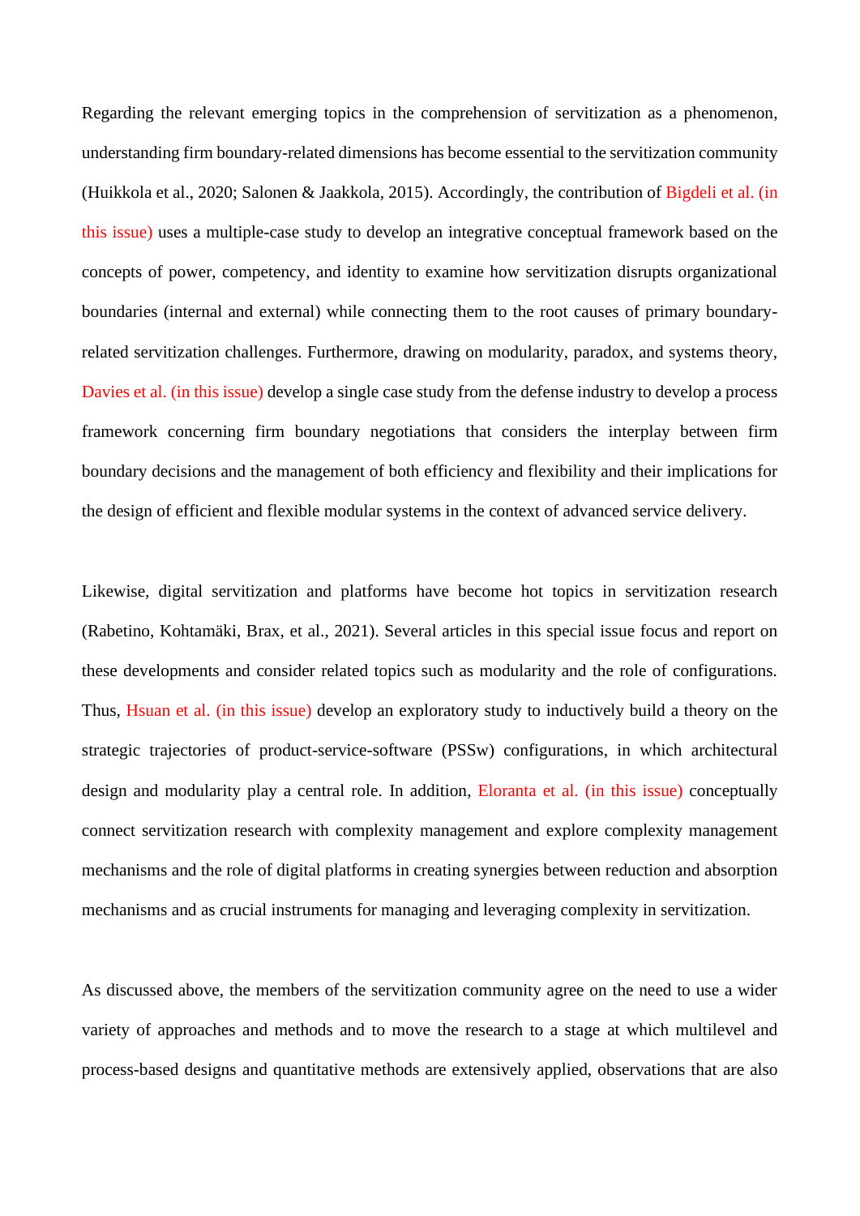Regarding the relevant emerging topics in the comprehension of servitization as a phenomenon, understanding firm boundary-related dimensions has become essential to the servitization community (Huikkola et al., 2020; Salonen & Jaakkola, 2015). Accordingly, the contribution of Bigdeli et al. (in this issue) uses a multiple-case study to develop an integrative conceptual framework based on the concepts of power, competency, and identity to examine how servitization disrupts organizational boundaries (internal and external) while connecting them to the root causes of primary boundary-related servitization challenges. Furthermore, drawing on modularity, paradox, and systems theory, Davies et al. (in this issue) develop a single case study from the defense industry to develop a process framework concerning firm boundary negotiations that considers the interplay between firm boundary decisions and the management of both efficiency and flexibility and their implications for the design of efficient and flexible modular systems in the context of advanced service delivery.

Likewise, digital servitization and platforms have become hot topics in servitization research (Rabetino, Kohtamäki, Brax, et al., 2021). Several articles in this special issue focus and report on these developments and consider related topics such as modularity and the role of configurations. Thus, Hsuan et al. (in this issue) develop an exploratory study to inductively build a theory on the strategic trajectories of product-service-software (PSSw) configurations, in which architectural design and modularity play a central role. In addition, Eloranta et al. (in this issue) conceptually connect servitization research with complexity management and explore complexity management mechanisms and the role of digital platforms in creating synergies between reduction and absorption mechanisms and as crucial instruments for managing and leveraging complexity in servitization.

As discussed above, the members of the servitization community agree on the need to use a wider variety of approaches and methods and to move the research to a stage at which multilevel and process-based designs and quantitative methods are extensively applied, observations that are also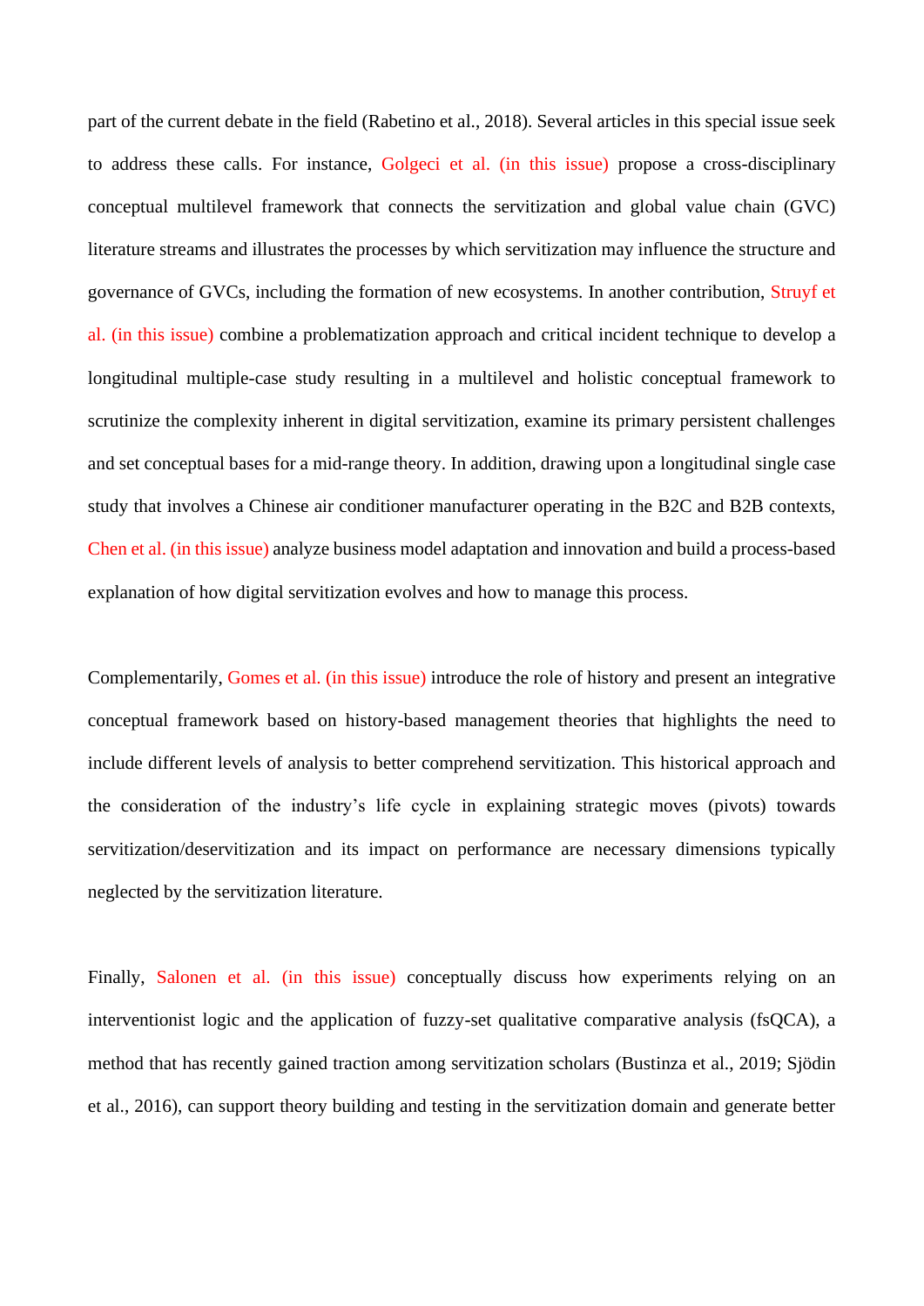part of the current debate in the field (Rabetino et al., 2018). Several articles in this special issue seek to address these calls. For instance, Golgeci et al. (in this issue) propose a cross-disciplinary conceptual multilevel framework that connects the servitization and global value chain (GVC) literature streams and illustrates the processes by which servitization may influence the structure and governance of GVCs, including the formation of new ecosystems. In another contribution, Struyf et al. (in this issue) combine a problematization approach and critical incident technique to develop a longitudinal multiple-case study resulting in a multilevel and holistic conceptual framework to scrutinize the complexity inherent in digital servitization, examine its primary persistent challenges and set conceptual bases for a mid-range theory. In addition, drawing upon a longitudinal single case study that involves a Chinese air conditioner manufacturer operating in the B2C and B2B contexts, Chen et al. (in this issue) analyze business model adaptation and innovation and build a process-based explanation of how digital servitization evolves and how to manage this process.

Complementarily, Gomes et al. (in this issue) introduce the role of history and present an integrative conceptual framework based on history-based management theories that highlights the need to include different levels of analysis to better comprehend servitization. This historical approach and the consideration of the industry's life cycle in explaining strategic moves (pivots) towards servitization/deservitization and its impact on performance are necessary dimensions typically neglected by the servitization literature.

Finally, Salonen et al. (in this issue) conceptually discuss how experiments relying on an interventionist logic and the application of fuzzy-set qualitative comparative analysis (fsQCA), a method that has recently gained traction among servitization scholars (Bustinza et al., 2019; Sjödin et al., 2016), can support theory building and testing in the servitization domain and generate better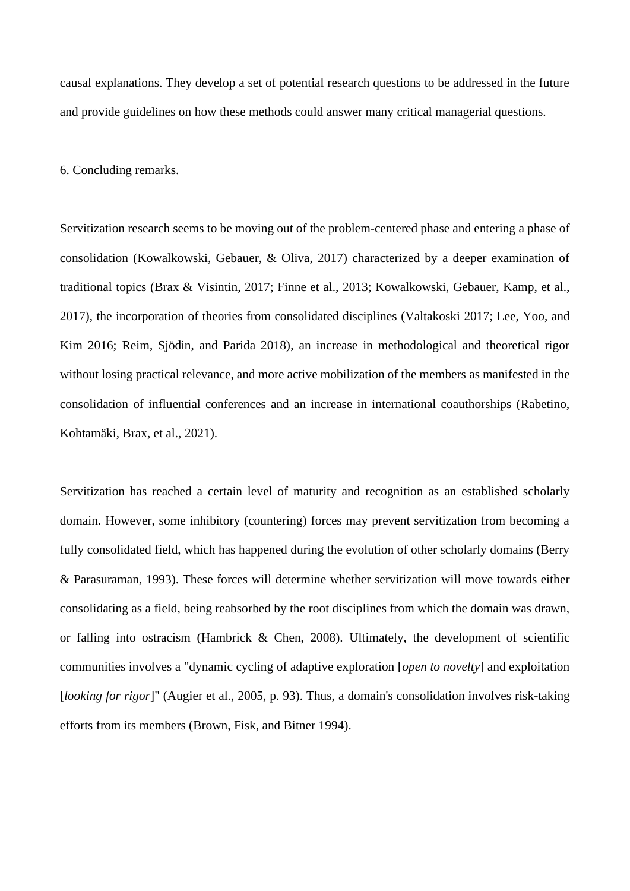causal explanations. They develop a set of potential research questions to be addressed in the future and provide guidelines on how these methods could answer many critical managerial questions.

## 6. Concluding remarks.

Servitization research seems to be moving out of the problem-centered phase and entering a phase of consolidation (Kowalkowski, Gebauer, & Oliva, 2017) characterized by a deeper examination of traditional topics (Brax & Visintin, 2017; Finne et al., 2013; Kowalkowski, Gebauer, Kamp, et al., 2017), the incorporation of theories from consolidated disciplines (Valtakoski 2017; Lee, Yoo, and Kim 2016; Reim, Sjödin, and Parida 2018), an increase in methodological and theoretical rigor without losing practical relevance, and more active mobilization of the members as manifested in the consolidation of influential conferences and an increase in international coauthorships (Rabetino, Kohtamäki, Brax, et al., 2021).

Servitization has reached a certain level of maturity and recognition as an established scholarly domain. However, some inhibitory (countering) forces may prevent servitization from becoming a fully consolidated field, which has happened during the evolution of other scholarly domains (Berry & Parasuraman, 1993). These forces will determine whether servitization will move towards either consolidating as a field, being reabsorbed by the root disciplines from which the domain was drawn, or falling into ostracism (Hambrick & Chen, 2008). Ultimately, the development of scientific communities involves a "dynamic cycling of adaptive exploration [*open to novelty*] and exploitation [*looking for rigor*]" (Augier et al., 2005, p. 93). Thus, a domain's consolidation involves risk-taking efforts from its members (Brown, Fisk, and Bitner 1994).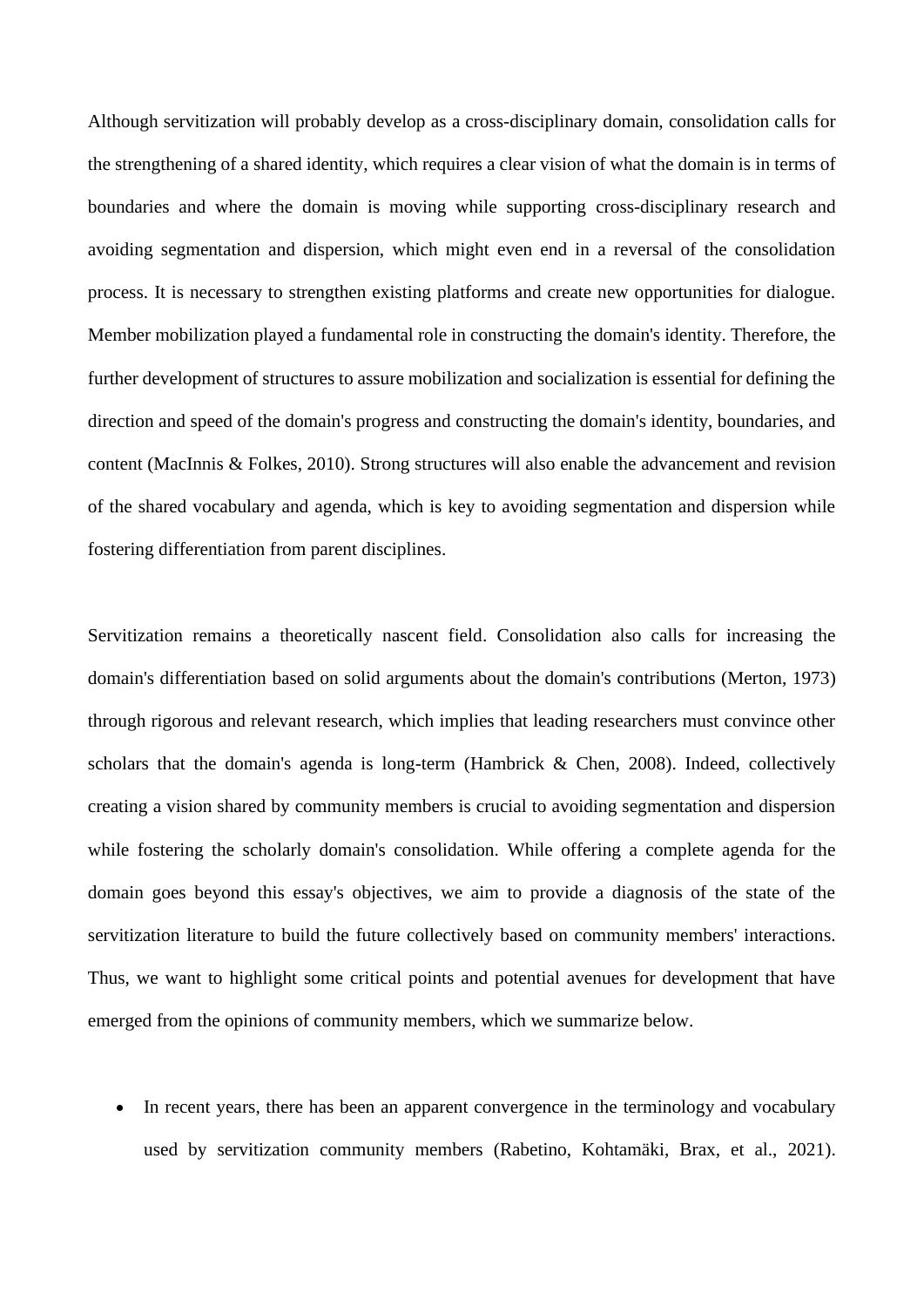Although servitization will probably develop as a cross-disciplinary domain, consolidation calls for the strengthening of a shared identity, which requires a clear vision of what the domain is in terms of boundaries and where the domain is moving while supporting cross-disciplinary research and avoiding segmentation and dispersion, which might even end in a reversal of the consolidation process. It is necessary to strengthen existing platforms and create new opportunities for dialogue. Member mobilization played a fundamental role in constructing the domain's identity. Therefore, the further development of structures to assure mobilization and socialization is essential for defining the direction and speed of the domain's progress and constructing the domain's identity, boundaries, and content (MacInnis & Folkes, 2010). Strong structures will also enable the advancement and revision of the shared vocabulary and agenda, which is key to avoiding segmentation and dispersion while fostering differentiation from parent disciplines.

Servitization remains a theoretically nascent field. Consolidation also calls for increasing the domain's differentiation based on solid arguments about the domain's contributions (Merton, 1973) through rigorous and relevant research, which implies that leading researchers must convince other scholars that the domain's agenda is long-term (Hambrick & Chen, 2008). Indeed, collectively creating a vision shared by community members is crucial to avoiding segmentation and dispersion while fostering the scholarly domain's consolidation. While offering a complete agenda for the domain goes beyond this essay's objectives, we aim to provide a diagnosis of the state of the servitization literature to build the future collectively based on community members' interactions. Thus, we want to highlight some critical points and potential avenues for development that have emerged from the opinions of community members, which we summarize below.

- In recent years, there has been an apparent convergence in the terminology and vocabulary used by servitization community members (Rabetino, Kohtamäki, Brax, et al., 2021).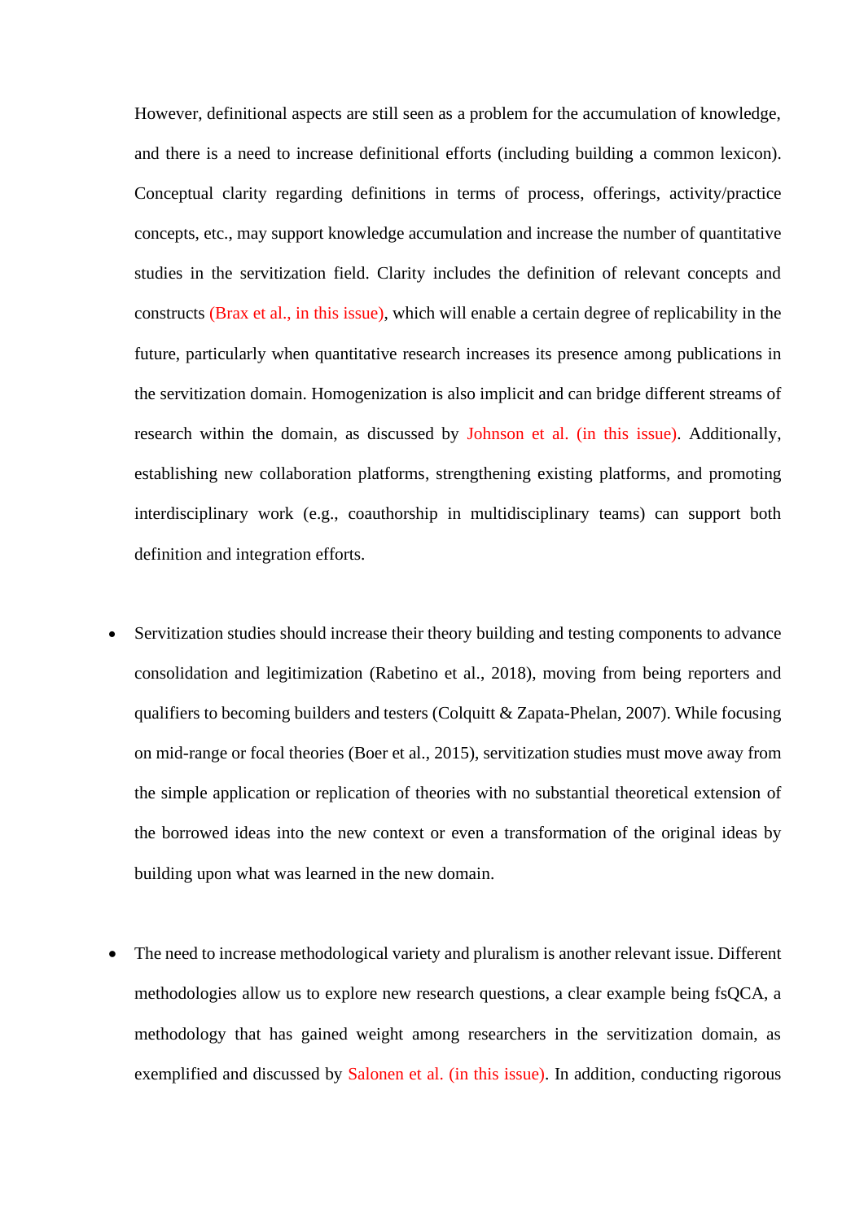However, definitional aspects are still seen as a problem for the accumulation of knowledge, and there is a need to increase definitional efforts (including building a common lexicon). Conceptual clarity regarding definitions in terms of process, offerings, activity/practice concepts, etc., may support knowledge accumulation and increase the number of quantitative studies in the servitization field. Clarity includes the definition of relevant concepts and constructs (Brax et al., in this issue), which will enable a certain degree of replicability in the future, particularly when quantitative research increases its presence among publications in the servitization domain. Homogenization is also implicit and can bridge different streams of research within the domain, as discussed by Johnson et al. (in this issue). Additionally, establishing new collaboration platforms, strengthening existing platforms, and promoting interdisciplinary work (e.g., coauthorship in multidisciplinary teams) can support both definition and integration efforts.

- Servitization studies should increase their theory building and testing components to advance consolidation and legitimization (Rabetino et al., 2018), moving from being reporters and qualifiers to becoming builders and testers (Colquitt & Zapata-Phelan, 2007). While focusing on mid-range or focal theories (Boer et al., 2015), servitization studies must move away from the simple application or replication of theories with no substantial theoretical extension of the borrowed ideas into the new context or even a transformation of the original ideas by building upon what was learned in the new domain.

- The need to increase methodological variety and pluralism is another relevant issue. Different methodologies allow us to explore new research questions, a clear example being fsQCA, a methodology that has gained weight among researchers in the servitization domain, as exemplified and discussed by Salonen et al. (in this issue). In addition, conducting rigorous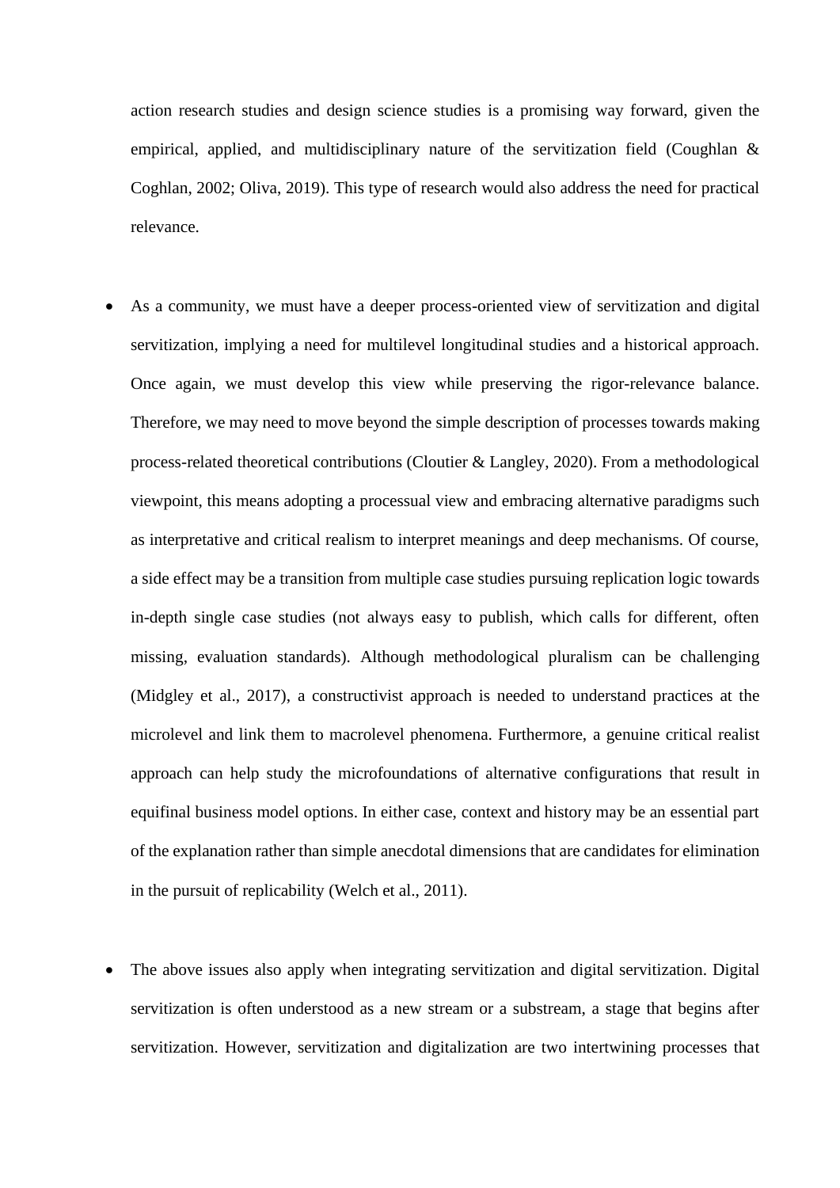action research studies and design science studies is a promising way forward, given the empirical, applied, and multidisciplinary nature of the servitization field (Coughlan & Coghlan, 2002; Oliva, 2019). This type of research would also address the need for practical relevance.

- As a community, we must have a deeper process-oriented view of servitization and digital servitization, implying a need for multilevel longitudinal studies and a historical approach. Once again, we must develop this view while preserving the rigor-relevance balance. Therefore, we may need to move beyond the simple description of processes towards making process-related theoretical contributions (Cloutier & Langley, 2020). From a methodological viewpoint, this means adopting a processual view and embracing alternative paradigms such as interpretative and critical realism to interpret meanings and deep mechanisms. Of course, a side effect may be a transition from multiple case studies pursuing replication logic towards in-depth single case studies (not always easy to publish, which calls for different, often missing, evaluation standards). Although methodological pluralism can be challenging (Midgley et al., 2017), a constructivist approach is needed to understand practices at the microlevel and link them to macrolevel phenomena. Furthermore, a genuine critical realist approach can help study the microfoundations of alternative configurations that result in equifinal business model options. In either case, context and history may be an essential part of the explanation rather than simple anecdotal dimensions that are candidates for elimination in the pursuit of replicability (Welch et al., 2011).

- The above issues also apply when integrating servitization and digital servitization. Digital servitization is often understood as a new stream or a substream, a stage that begins after servitization. However, servitization and digitalization are two intertwining processes that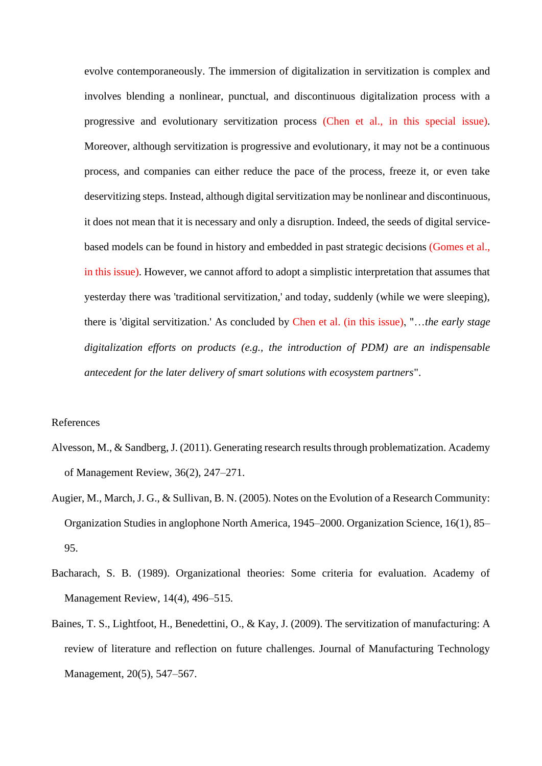evolve contemporaneously. The immersion of digitalization in servitization is complex and involves blending a nonlinear, punctual, and discontinuous digitalization process with a progressive and evolutionary servitization process (Chen et al., in this special issue). Moreover, although servitization is progressive and evolutionary, it may not be a continuous process, and companies can either reduce the pace of the process, freeze it, or even take deservitizing steps. Instead, although digital servitization may be nonlinear and discontinuous, it does not mean that it is necessary and only a disruption. Indeed, the seeds of digital service-based models can be found in history and embedded in past strategic decisions (Gomes et al., in this issue). However, we cannot afford to adopt a simplistic interpretation that assumes that yesterday there was 'traditional servitization,' and today, suddenly (while we were sleeping), there is 'digital servitization.' As concluded by Chen et al. (in this issue), "*…the early stage digitalization efforts on products (e.g., the introduction of PDM) are an indispensable antecedent for the later delivery of smart solutions with ecosystem partners*".

References

Alvesson, M., & Sandberg, J. (2011). Generating research results through problematization. Academy of Management Review, 36(2), 247–271.

Augier, M., March, J. G., & Sullivan, B. N. (2005). Notes on the Evolution of a Research Community: Organization Studies in anglophone North America, 1945–2000. Organization Science, 16(1), 85–95.

Bacharach, S. B. (1989). Organizational theories: Some criteria for evaluation. Academy of Management Review, 14(4), 496–515.

Baines, T. S., Lightfoot, H., Benedettini, O., & Kay, J. (2009). The servitization of manufacturing: A review of literature and reflection on future challenges. Journal of Manufacturing Technology Management, 20(5), 547–567.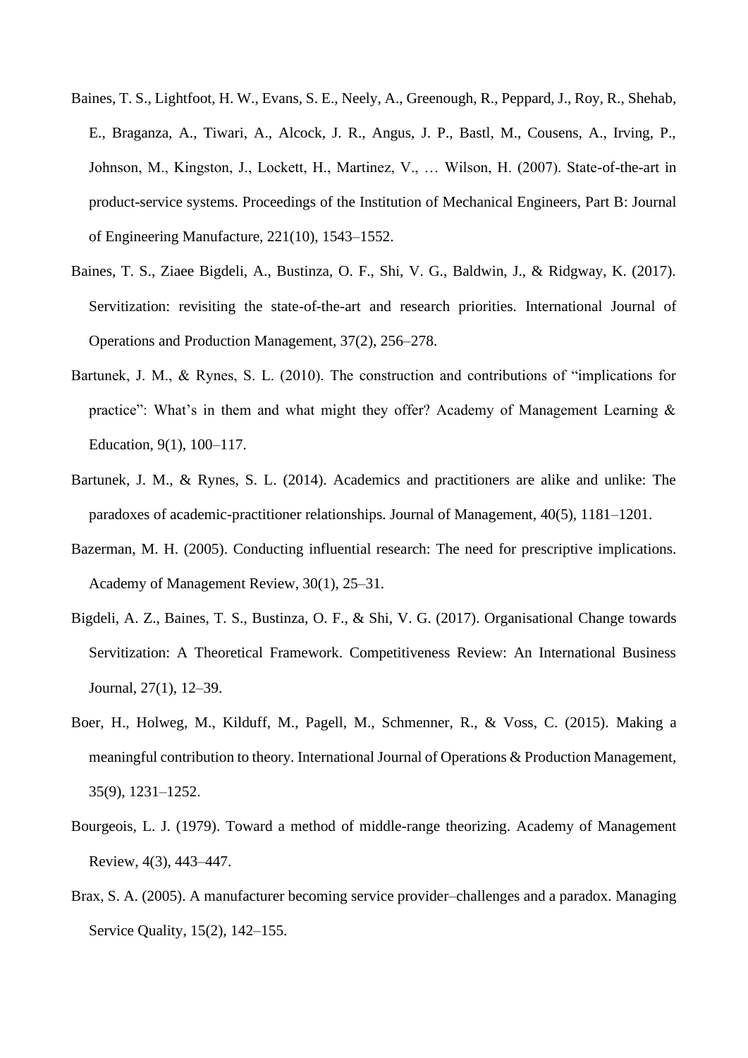Baines, T. S., Lightfoot, H. W., Evans, S. E., Neely, A., Greenough, R., Peppard, J., Roy, R., Shehab, E., Braganza, A., Tiwari, A., Alcock, J. R., Angus, J. P., Bastl, M., Cousens, A., Irving, P., Johnson, M., Kingston, J., Lockett, H., Martinez, V., … Wilson, H. (2007). State-of-the-art in product-service systems. Proceedings of the Institution of Mechanical Engineers, Part B: Journal of Engineering Manufacture, 221(10), 1543–1552.

Baines, T. S., Ziaee Bigdeli, A., Bustinza, O. F., Shi, V. G., Baldwin, J., & Ridgway, K. (2017). Servitization: revisiting the state-of-the-art and research priorities. International Journal of Operations and Production Management, 37(2), 256–278.

Bartunek, J. M., & Rynes, S. L. (2010). The construction and contributions of "implications for practice": What's in them and what might they offer? Academy of Management Learning & Education, 9(1), 100–117.

Bartunek, J. M., & Rynes, S. L. (2014). Academics and practitioners are alike and unlike: The paradoxes of academic-practitioner relationships. Journal of Management, 40(5), 1181–1201.

Bazerman, M. H. (2005). Conducting influential research: The need for prescriptive implications. Academy of Management Review, 30(1), 25–31.

Bigdeli, A. Z., Baines, T. S., Bustinza, O. F., & Shi, V. G. (2017). Organisational Change towards Servitization: A Theoretical Framework. Competitiveness Review: An International Business Journal, 27(1), 12–39.

Boer, H., Holweg, M., Kilduff, M., Pagell, M., Schmenner, R., & Voss, C. (2015). Making a meaningful contribution to theory. International Journal of Operations & Production Management, 35(9), 1231–1252.

Bourgeois, L. J. (1979). Toward a method of middle-range theorizing. Academy of Management Review, 4(3), 443–447.

Brax, S. A. (2005). A manufacturer becoming service provider–challenges and a paradox. Managing Service Quality, 15(2), 142–155.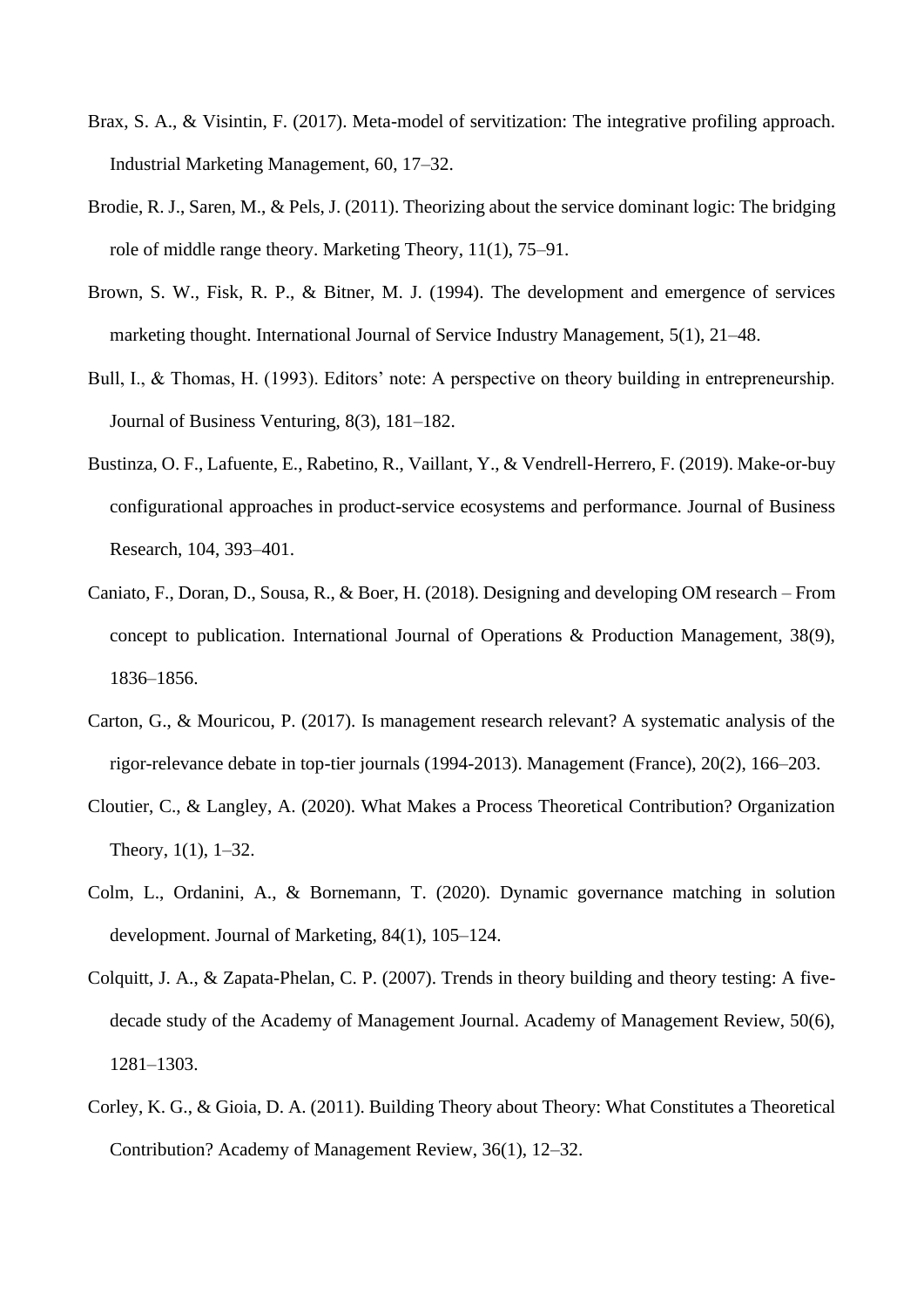Brax, S. A., & Visintin, F. (2017). Meta-model of servitization: The integrative profiling approach. Industrial Marketing Management, 60, 17–32.

Brodie, R. J., Saren, M., & Pels, J. (2011). Theorizing about the service dominant logic: The bridging role of middle range theory. Marketing Theory, 11(1), 75–91.

Brown, S. W., Fisk, R. P., & Bitner, M. J. (1994). The development and emergence of services marketing thought. International Journal of Service Industry Management, 5(1), 21–48.

Bull, I., & Thomas, H. (1993). Editors' note: A perspective on theory building in entrepreneurship. Journal of Business Venturing, 8(3), 181–182.

Bustinza, O. F., Lafuente, E., Rabetino, R., Vaillant, Y., & Vendrell-Herrero, F. (2019). Make-or-buy configurational approaches in product-service ecosystems and performance. Journal of Business Research, 104, 393–401.

Caniato, F., Doran, D., Sousa, R., & Boer, H. (2018). Designing and developing OM research – From concept to publication. International Journal of Operations & Production Management, 38(9), 1836–1856.

Carton, G., & Mouricou, P. (2017). Is management research relevant? A systematic analysis of the rigor-relevance debate in top-tier journals (1994-2013). Management (France), 20(2), 166–203.

Cloutier, C., & Langley, A. (2020). What Makes a Process Theoretical Contribution? Organization Theory, 1(1), 1–32.

Colm, L., Ordanini, A., & Bornemann, T. (2020). Dynamic governance matching in solution development. Journal of Marketing, 84(1), 105–124.

Colquitt, J. A., & Zapata-Phelan, C. P. (2007). Trends in theory building and theory testing: A five-decade study of the Academy of Management Journal. Academy of Management Review, 50(6), 1281–1303.

Corley, K. G., & Gioia, D. A. (2011). Building Theory about Theory: What Constitutes a Theoretical Contribution? Academy of Management Review, 36(1), 12–32.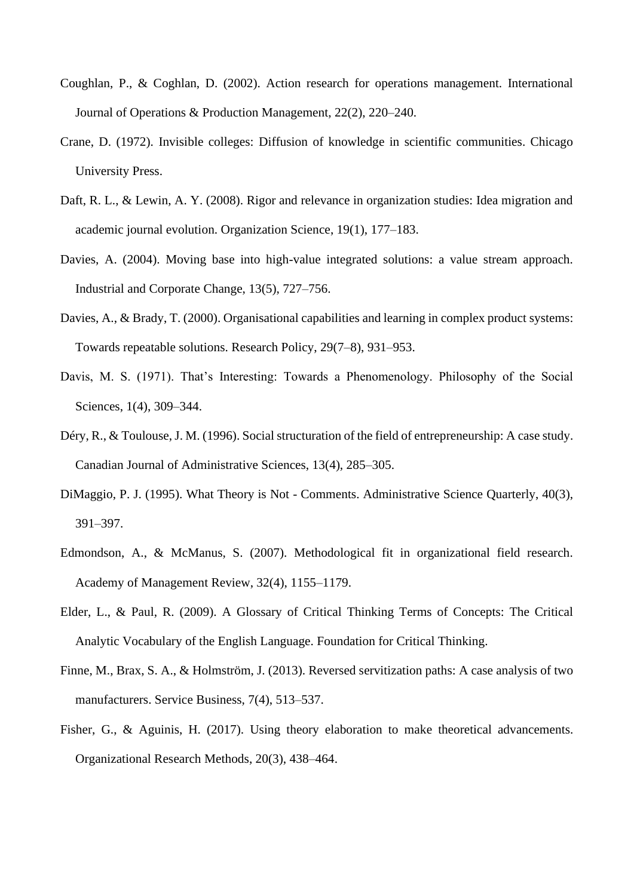Coughlan, P., & Coghlan, D. (2002). Action research for operations management. International Journal of Operations & Production Management, 22(2), 220–240.

Crane, D. (1972). Invisible colleges: Diffusion of knowledge in scientific communities. Chicago University Press.

Daft, R. L., & Lewin, A. Y. (2008). Rigor and relevance in organization studies: Idea migration and academic journal evolution. Organization Science, 19(1), 177–183.

Davies, A. (2004). Moving base into high-value integrated solutions: a value stream approach. Industrial and Corporate Change, 13(5), 727–756.

Davies, A., & Brady, T. (2000). Organisational capabilities and learning in complex product systems: Towards repeatable solutions. Research Policy, 29(7–8), 931–953.

Davis, M. S. (1971). That's Interesting: Towards a Phenomenology. Philosophy of the Social Sciences, 1(4), 309–344.

Déry, R., & Toulouse, J. M. (1996). Social structuration of the field of entrepreneurship: A case study. Canadian Journal of Administrative Sciences, 13(4), 285–305.

DiMaggio, P. J. (1995). What Theory is Not - Comments. Administrative Science Quarterly, 40(3), 391–397.

Edmondson, A., & McManus, S. (2007). Methodological fit in organizational field research. Academy of Management Review, 32(4), 1155–1179.

Elder, L., & Paul, R. (2009). A Glossary of Critical Thinking Terms of Concepts: The Critical Analytic Vocabulary of the English Language. Foundation for Critical Thinking.

Finne, M., Brax, S. A., & Holmström, J. (2013). Reversed servitization paths: A case analysis of two manufacturers. Service Business, 7(4), 513–537.

Fisher, G., & Aguinis, H. (2017). Using theory elaboration to make theoretical advancements. Organizational Research Methods, 20(3), 438–464.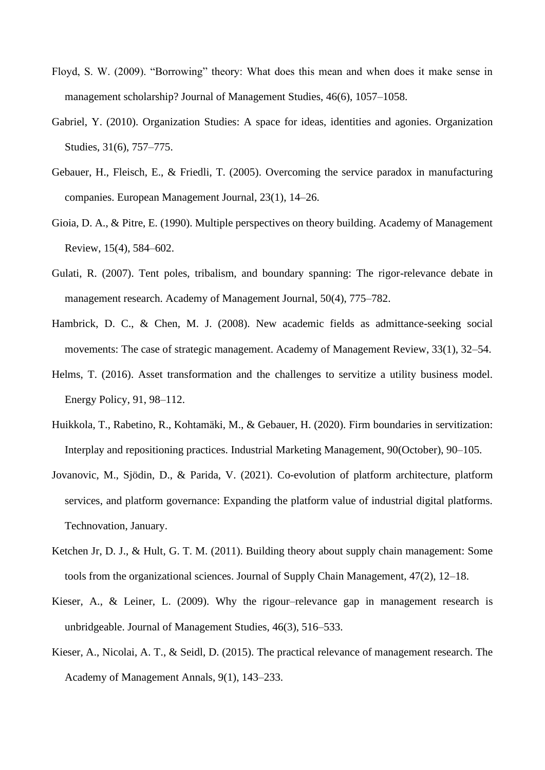Floyd, S. W. (2009). "Borrowing" theory: What does this mean and when does it make sense in management scholarship? Journal of Management Studies, 46(6), 1057–1058.

Gabriel, Y. (2010). Organization Studies: A space for ideas, identities and agonies. Organization Studies, 31(6), 757–775.

Gebauer, H., Fleisch, E., & Friedli, T. (2005). Overcoming the service paradox in manufacturing companies. European Management Journal, 23(1), 14–26.

Gioia, D. A., & Pitre, E. (1990). Multiple perspectives on theory building. Academy of Management Review, 15(4), 584–602.

Gulati, R. (2007). Tent poles, tribalism, and boundary spanning: The rigor-relevance debate in management research. Academy of Management Journal, 50(4), 775–782.

Hambrick, D. C., & Chen, M. J. (2008). New academic fields as admittance-seeking social movements: The case of strategic management. Academy of Management Review, 33(1), 32–54.

Helms, T. (2016). Asset transformation and the challenges to servitize a utility business model. Energy Policy, 91, 98–112.

Huikkola, T., Rabetino, R., Kohtamäki, M., & Gebauer, H. (2020). Firm boundaries in servitization: Interplay and repositioning practices. Industrial Marketing Management, 90(October), 90–105.

Jovanovic, M., Sjödin, D., & Parida, V. (2021). Co-evolution of platform architecture, platform services, and platform governance: Expanding the platform value of industrial digital platforms. Technovation, January.

Ketchen Jr, D. J., & Hult, G. T. M. (2011). Building theory about supply chain management: Some tools from the organizational sciences. Journal of Supply Chain Management, 47(2), 12–18.

Kieser, A., & Leiner, L. (2009). Why the rigour–relevance gap in management research is unbridgeable. Journal of Management Studies, 46(3), 516–533.

Kieser, A., Nicolai, A. T., & Seidl, D. (2015). The practical relevance of management research. The Academy of Management Annals, 9(1), 143–233.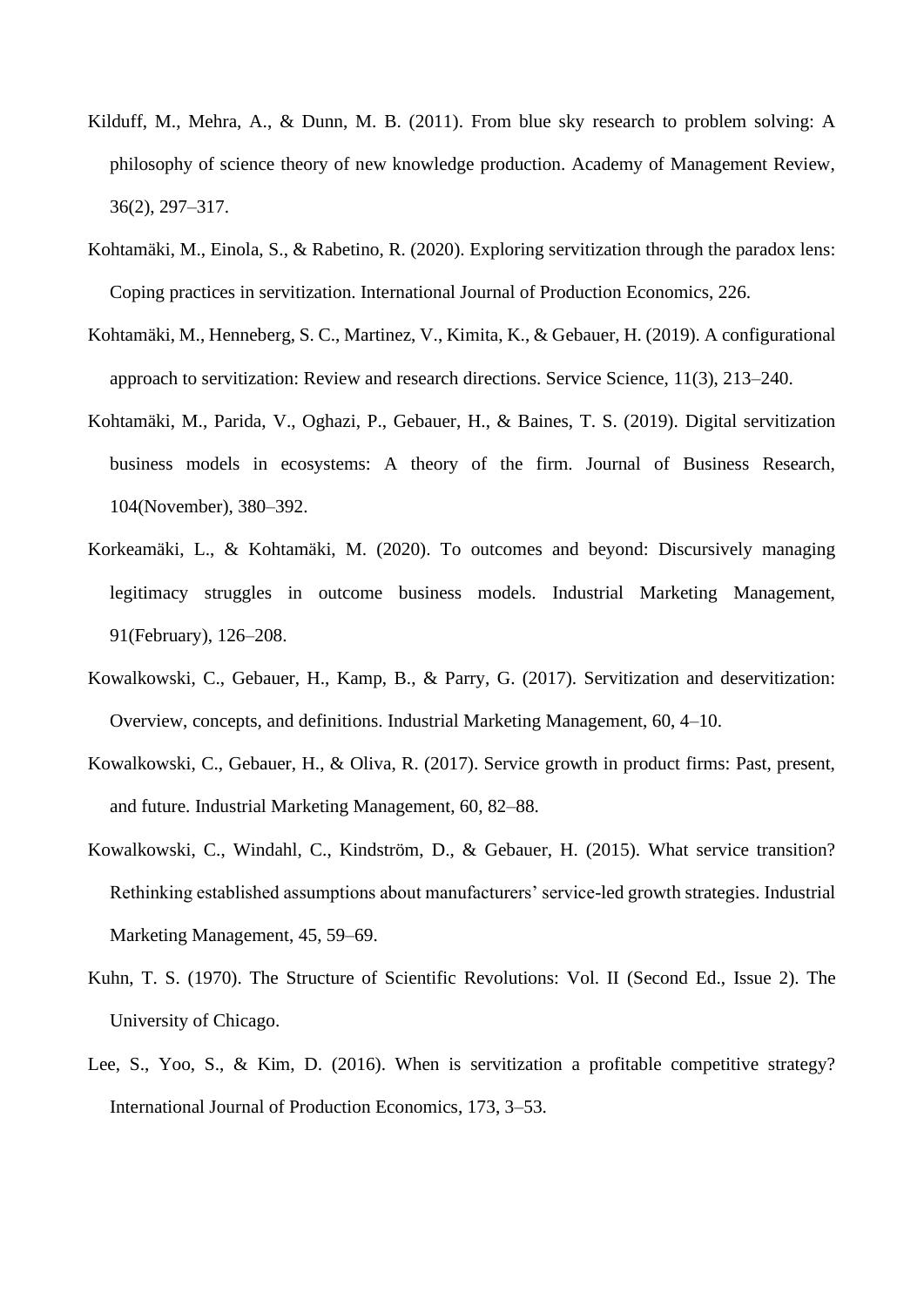Kilduff, M., Mehra, A., & Dunn, M. B. (2011). From blue sky research to problem solving: A philosophy of science theory of new knowledge production. Academy of Management Review, 36(2), 297–317.

Kohtamäki, M., Einola, S., & Rabetino, R. (2020). Exploring servitization through the paradox lens: Coping practices in servitization. International Journal of Production Economics, 226.

Kohtamäki, M., Henneberg, S. C., Martinez, V., Kimita, K., & Gebauer, H. (2019). A configurational approach to servitization: Review and research directions. Service Science, 11(3), 213–240.

Kohtamäki, M., Parida, V., Oghazi, P., Gebauer, H., & Baines, T. S. (2019). Digital servitization business models in ecosystems: A theory of the firm. Journal of Business Research, 104(November), 380–392.

Korkeamäki, L., & Kohtamäki, M. (2020). To outcomes and beyond: Discursively managing legitimacy struggles in outcome business models. Industrial Marketing Management, 91(February), 126–208.

Kowalkowski, C., Gebauer, H., Kamp, B., & Parry, G. (2017). Servitization and deservitization: Overview, concepts, and definitions. Industrial Marketing Management, 60, 4–10.

Kowalkowski, C., Gebauer, H., & Oliva, R. (2017). Service growth in product firms: Past, present, and future. Industrial Marketing Management, 60, 82–88.

Kowalkowski, C., Windahl, C., Kindström, D., & Gebauer, H. (2015). What service transition? Rethinking established assumptions about manufacturers' service-led growth strategies. Industrial Marketing Management, 45, 59–69.

Kuhn, T. S. (1970). The Structure of Scientific Revolutions: Vol. II (Second Ed., Issue 2). The University of Chicago.

Lee, S., Yoo, S., & Kim, D. (2016). When is servitization a profitable competitive strategy? International Journal of Production Economics, 173, 3–53.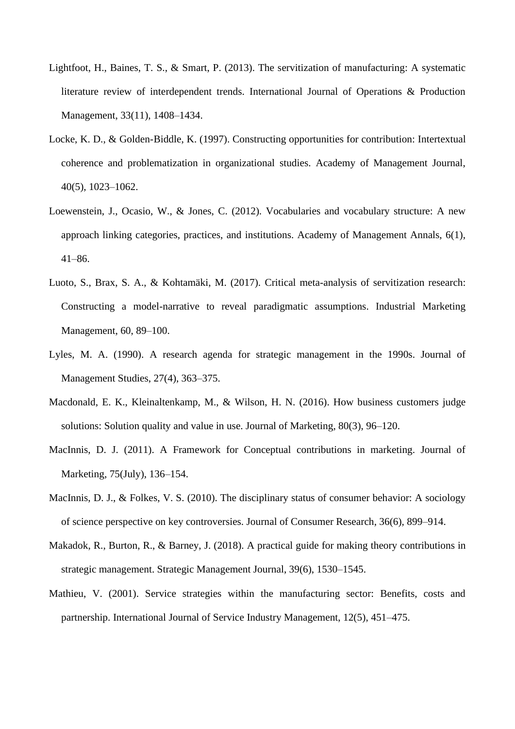Lightfoot, H., Baines, T. S., & Smart, P. (2013). The servitization of manufacturing: A systematic literature review of interdependent trends. International Journal of Operations & Production Management, 33(11), 1408–1434.

Locke, K. D., & Golden-Biddle, K. (1997). Constructing opportunities for contribution: Intertextual coherence and problematization in organizational studies. Academy of Management Journal, 40(5), 1023–1062.

Loewenstein, J., Ocasio, W., & Jones, C. (2012). Vocabularies and vocabulary structure: A new approach linking categories, practices, and institutions. Academy of Management Annals, 6(1), 41–86.

Luoto, S., Brax, S. A., & Kohtamäki, M. (2017). Critical meta-analysis of servitization research: Constructing a model-narrative to reveal paradigmatic assumptions. Industrial Marketing Management, 60, 89–100.

Lyles, M. A. (1990). A research agenda for strategic management in the 1990s. Journal of Management Studies, 27(4), 363–375.

Macdonald, E. K., Kleinaltenkamp, M., & Wilson, H. N. (2016). How business customers judge solutions: Solution quality and value in use. Journal of Marketing, 80(3), 96–120.

MacInnis, D. J. (2011). A Framework for Conceptual contributions in marketing. Journal of Marketing, 75(July), 136–154.

MacInnis, D. J., & Folkes, V. S. (2010). The disciplinary status of consumer behavior: A sociology of science perspective on key controversies. Journal of Consumer Research, 36(6), 899–914.

Makadok, R., Burton, R., & Barney, J. (2018). A practical guide for making theory contributions in strategic management. Strategic Management Journal, 39(6), 1530–1545.

Mathieu, V. (2001). Service strategies within the manufacturing sector: Benefits, costs and partnership. International Journal of Service Industry Management, 12(5), 451–475.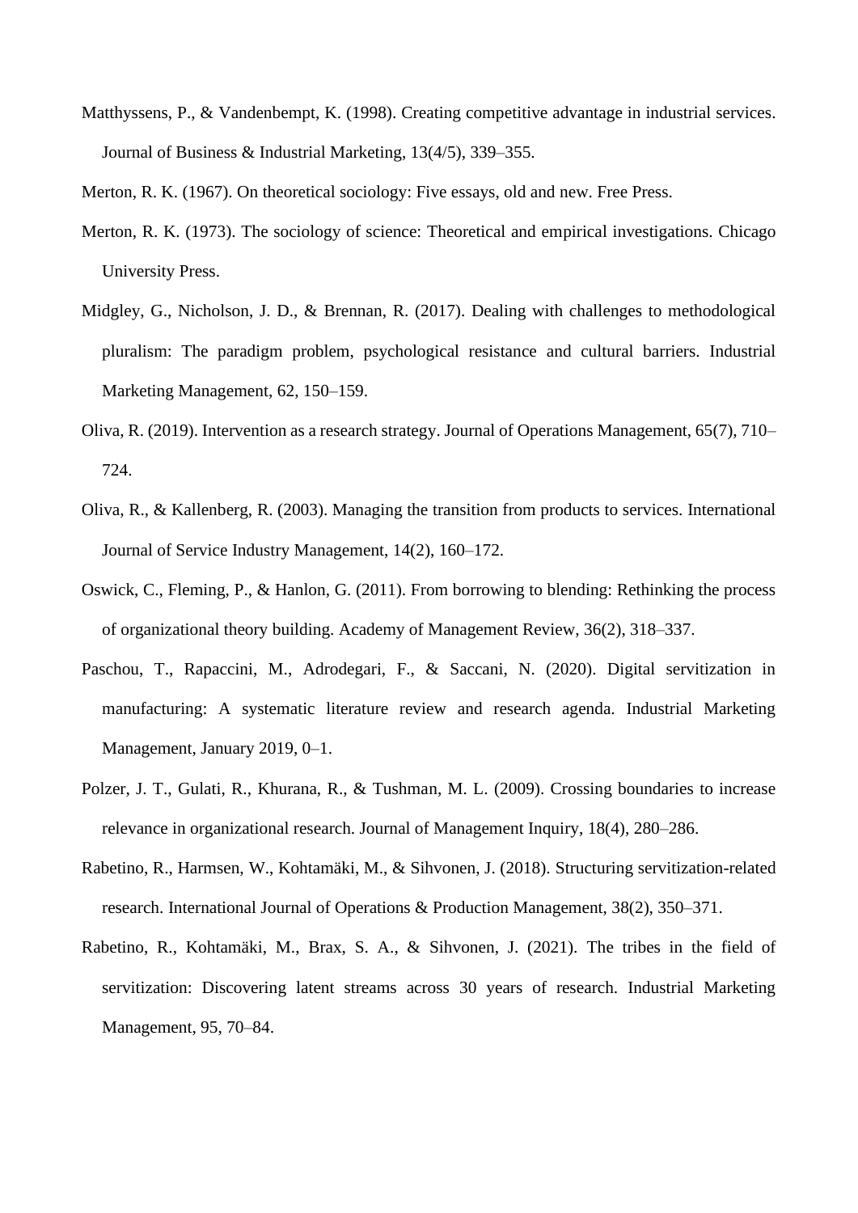Matthyssens, P., & Vandenbempt, K. (1998). Creating competitive advantage in industrial services. Journal of Business & Industrial Marketing, 13(4/5), 339–355.

Merton, R. K. (1967). On theoretical sociology: Five essays, old and new. Free Press.

Merton, R. K. (1973). The sociology of science: Theoretical and empirical investigations. Chicago University Press.

Midgley, G., Nicholson, J. D., & Brennan, R. (2017). Dealing with challenges to methodological pluralism: The paradigm problem, psychological resistance and cultural barriers. Industrial Marketing Management, 62, 150–159.

Oliva, R. (2019). Intervention as a research strategy. Journal of Operations Management, 65(7), 710–724.

Oliva, R., & Kallenberg, R. (2003). Managing the transition from products to services. International Journal of Service Industry Management, 14(2), 160–172.

Oswick, C., Fleming, P., & Hanlon, G. (2011). From borrowing to blending: Rethinking the process of organizational theory building. Academy of Management Review, 36(2), 318–337.

Paschou, T., Rapaccini, M., Adrodegari, F., & Saccani, N. (2020). Digital servitization in manufacturing: A systematic literature review and research agenda. Industrial Marketing Management, January 2019, 0–1.

Polzer, J. T., Gulati, R., Khurana, R., & Tushman, M. L. (2009). Crossing boundaries to increase relevance in organizational research. Journal of Management Inquiry, 18(4), 280–286.

Rabetino, R., Harmsen, W., Kohtamäki, M., & Sihvonen, J. (2018). Structuring servitization-related research. International Journal of Operations & Production Management, 38(2), 350–371.

Rabetino, R., Kohtamäki, M., Brax, S. A., & Sihvonen, J. (2021). The tribes in the field of servitization: Discovering latent streams across 30 years of research. Industrial Marketing Management, 95, 70–84.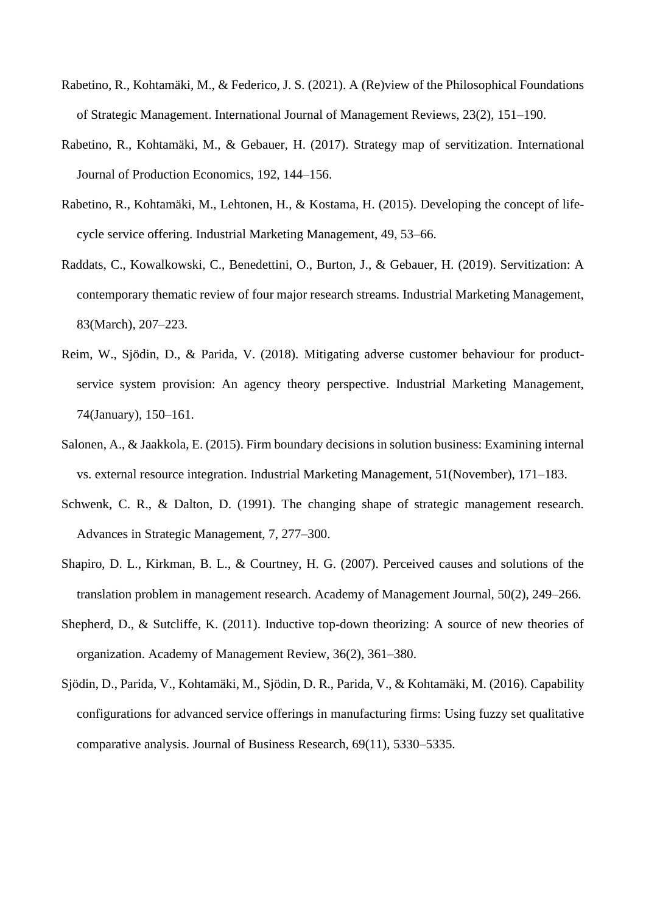Rabetino, R., Kohtamäki, M., & Federico, J. S. (2021). A (Re)view of the Philosophical Foundations of Strategic Management. International Journal of Management Reviews, 23(2), 151–190.

Rabetino, R., Kohtamäki, M., & Gebauer, H. (2017). Strategy map of servitization. International Journal of Production Economics, 192, 144–156.

Rabetino, R., Kohtamäki, M., Lehtonen, H., & Kostama, H. (2015). Developing the concept of life-cycle service offering. Industrial Marketing Management, 49, 53–66.

Raddats, C., Kowalkowski, C., Benedettini, O., Burton, J., & Gebauer, H. (2019). Servitization: A contemporary thematic review of four major research streams. Industrial Marketing Management, 83(March), 207–223.

Reim, W., Sjödin, D., & Parida, V. (2018). Mitigating adverse customer behaviour for product-service system provision: An agency theory perspective. Industrial Marketing Management, 74(January), 150–161.

Salonen, A., & Jaakkola, E. (2015). Firm boundary decisions in solution business: Examining internal vs. external resource integration. Industrial Marketing Management, 51(November), 171–183.

Schwenk, C. R., & Dalton, D. (1991). The changing shape of strategic management research. Advances in Strategic Management, 7, 277–300.

Shapiro, D. L., Kirkman, B. L., & Courtney, H. G. (2007). Perceived causes and solutions of the translation problem in management research. Academy of Management Journal, 50(2), 249–266.

Shepherd, D., & Sutcliffe, K. (2011). Inductive top-down theorizing: A source of new theories of organization. Academy of Management Review, 36(2), 361–380.

Sjödin, D., Parida, V., Kohtamäki, M., Sjödin, D. R., Parida, V., & Kohtamäki, M. (2016). Capability configurations for advanced service offerings in manufacturing firms: Using fuzzy set qualitative comparative analysis. Journal of Business Research, 69(11), 5330–5335.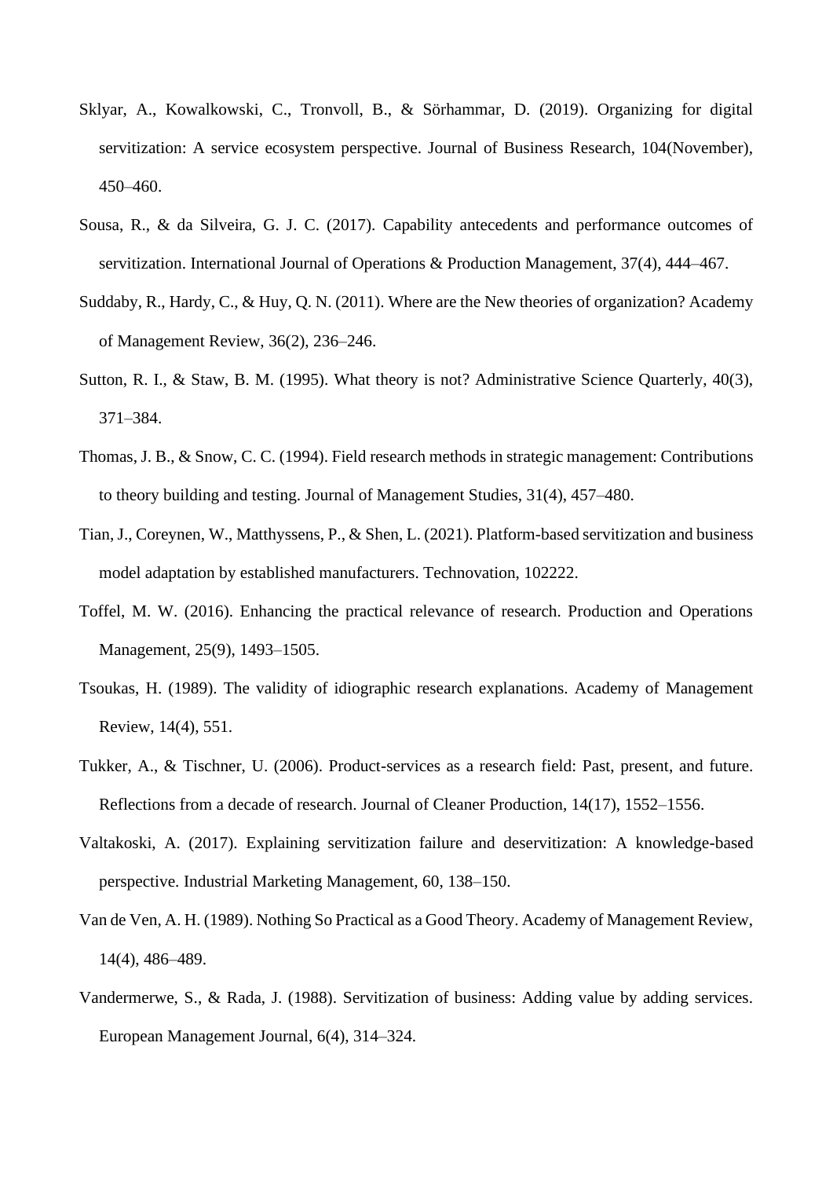Sklyar, A., Kowalkowski, C., Tronvoll, B., & Sörhammar, D. (2019). Organizing for digital servitization: A service ecosystem perspective. Journal of Business Research, 104(November), 450–460.

Sousa, R., & da Silveira, G. J. C. (2017). Capability antecedents and performance outcomes of servitization. International Journal of Operations & Production Management, 37(4), 444–467.

Suddaby, R., Hardy, C., & Huy, Q. N. (2011). Where are the New theories of organization? Academy of Management Review, 36(2), 236–246.

Sutton, R. I., & Staw, B. M. (1995). What theory is not? Administrative Science Quarterly, 40(3), 371–384.

Thomas, J. B., & Snow, C. C. (1994). Field research methods in strategic management: Contributions to theory building and testing. Journal of Management Studies, 31(4), 457–480.

Tian, J., Coreynen, W., Matthyssens, P., & Shen, L. (2021). Platform-based servitization and business model adaptation by established manufacturers. Technovation, 102222.

Toffel, M. W. (2016). Enhancing the practical relevance of research. Production and Operations Management, 25(9), 1493–1505.

Tsoukas, H. (1989). The validity of idiographic research explanations. Academy of Management Review, 14(4), 551.

Tukker, A., & Tischner, U. (2006). Product-services as a research field: Past, present, and future. Reflections from a decade of research. Journal of Cleaner Production, 14(17), 1552–1556.

Valtakoski, A. (2017). Explaining servitization failure and deservitization: A knowledge-based perspective. Industrial Marketing Management, 60, 138–150.

Van de Ven, A. H. (1989). Nothing So Practical as a Good Theory. Academy of Management Review, 14(4), 486–489.

Vandermerwe, S., & Rada, J. (1988). Servitization of business: Adding value by adding services. European Management Journal, 6(4), 314–324.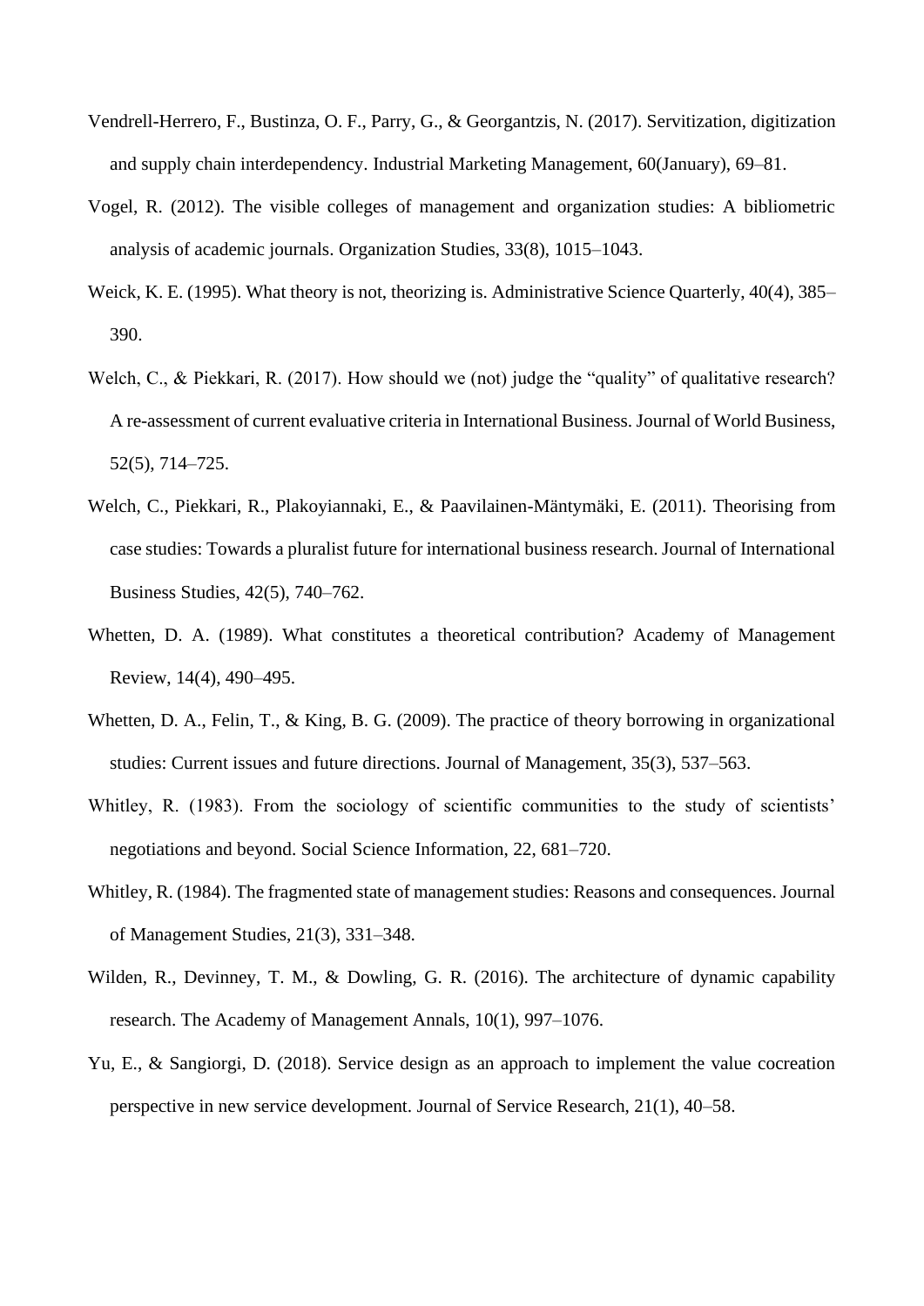Vendrell-Herrero, F., Bustinza, O. F., Parry, G., & Georgantzis, N. (2017). Servitization, digitization and supply chain interdependency. Industrial Marketing Management, 60(January), 69–81.

Vogel, R. (2012). The visible colleges of management and organization studies: A bibliometric analysis of academic journals. Organization Studies, 33(8), 1015–1043.

Weick, K. E. (1995). What theory is not, theorizing is. Administrative Science Quarterly, 40(4), 385–390.

Welch, C., & Piekkari, R. (2017). How should we (not) judge the "quality" of qualitative research? A re-assessment of current evaluative criteria in International Business. Journal of World Business, 52(5), 714–725.

Welch, C., Piekkari, R., Plakoyiannaki, E., & Paavilainen-Mäntymäki, E. (2011). Theorising from case studies: Towards a pluralist future for international business research. Journal of International Business Studies, 42(5), 740–762.

Whetten, D. A. (1989). What constitutes a theoretical contribution? Academy of Management Review, 14(4), 490–495.

Whetten, D. A., Felin, T., & King, B. G. (2009). The practice of theory borrowing in organizational studies: Current issues and future directions. Journal of Management, 35(3), 537–563.

Whitley, R. (1983). From the sociology of scientific communities to the study of scientists' negotiations and beyond. Social Science Information, 22, 681–720.

Whitley, R. (1984). The fragmented state of management studies: Reasons and consequences. Journal of Management Studies, 21(3), 331–348.

Wilden, R., Devinney, T. M., & Dowling, G. R. (2016). The architecture of dynamic capability research. The Academy of Management Annals, 10(1), 997–1076.

Yu, E., & Sangiorgi, D. (2018). Service design as an approach to implement the value cocreation perspective in new service development. Journal of Service Research, 21(1), 40–58.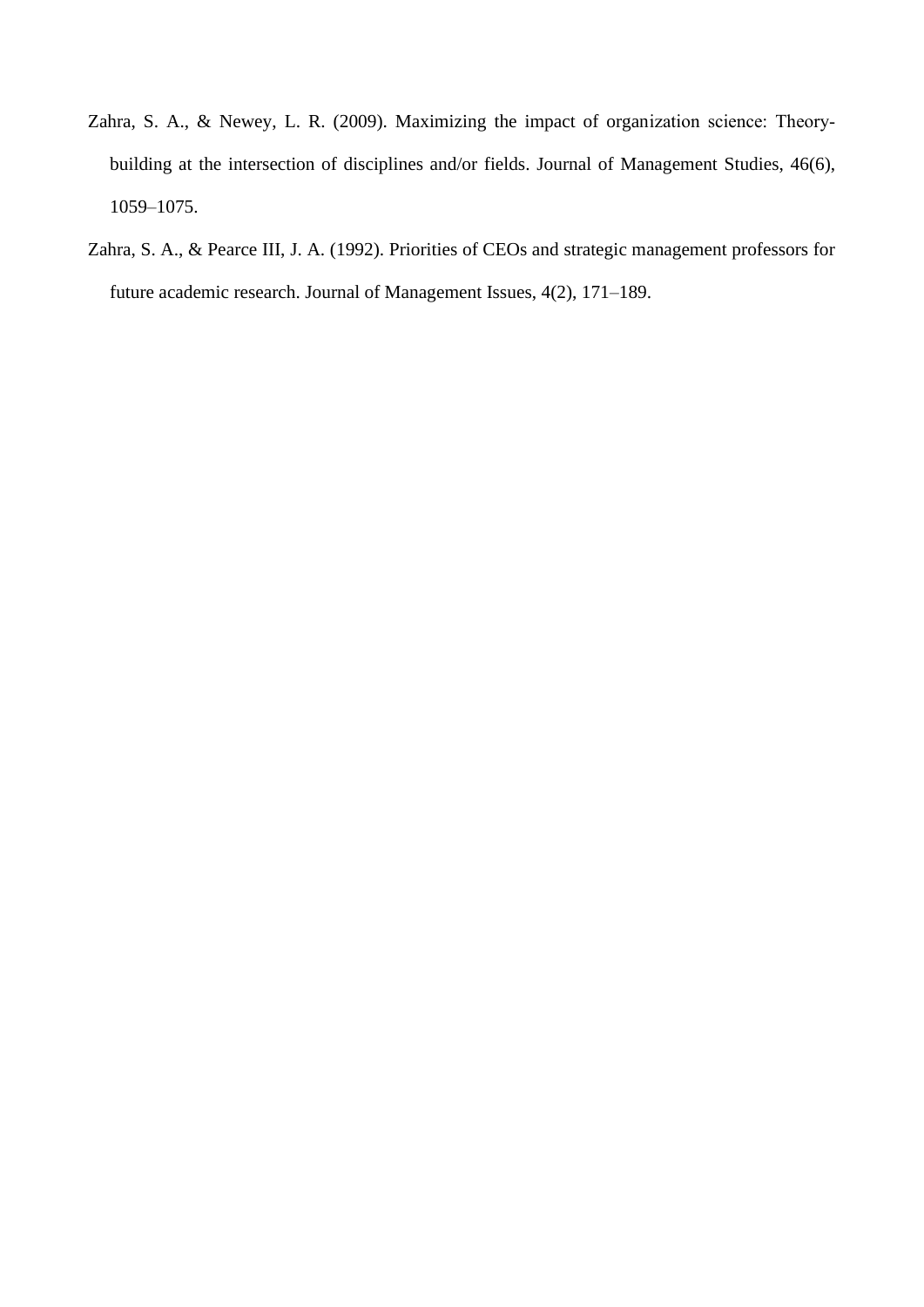Zahra, S. A., & Newey, L. R. (2009). Maximizing the impact of organization science: Theory-building at the intersection of disciplines and/or fields. Journal of Management Studies, 46(6), 1059–1075.

Zahra, S. A., & Pearce III, J. A. (1992). Priorities of CEOs and strategic management professors for future academic research. Journal of Management Issues, 4(2), 171–189.